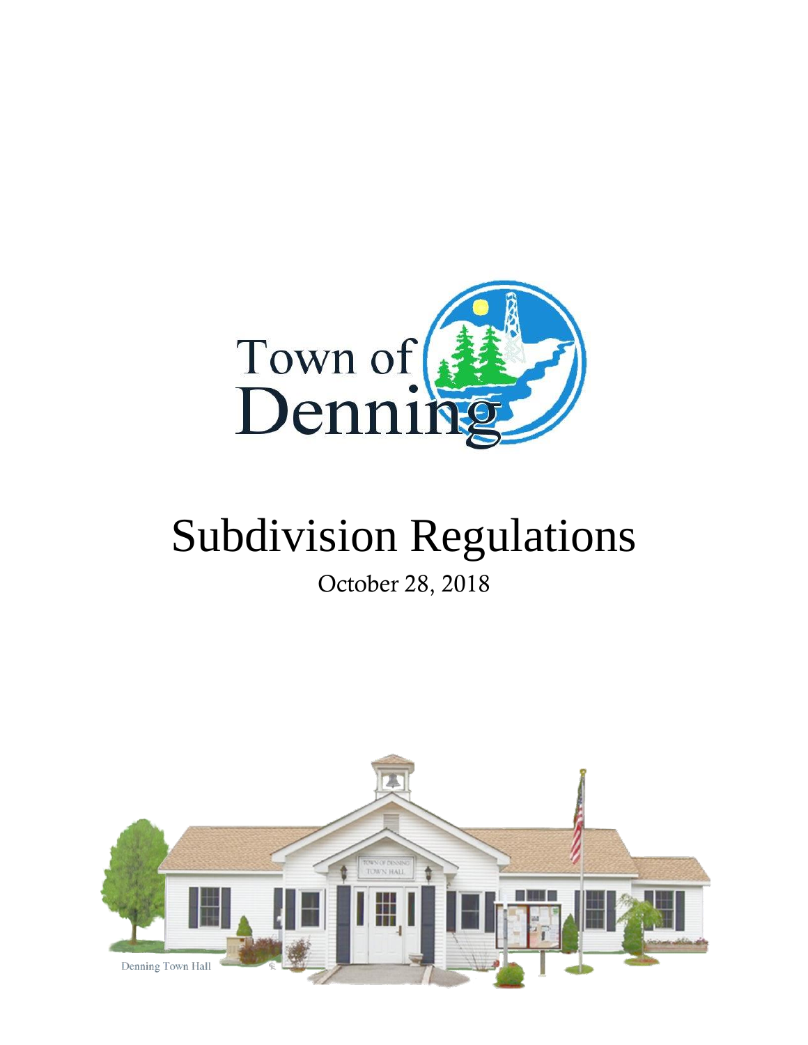Town of Denning

# Subdivision Regulations

October 28, 2018

Denning Town Hall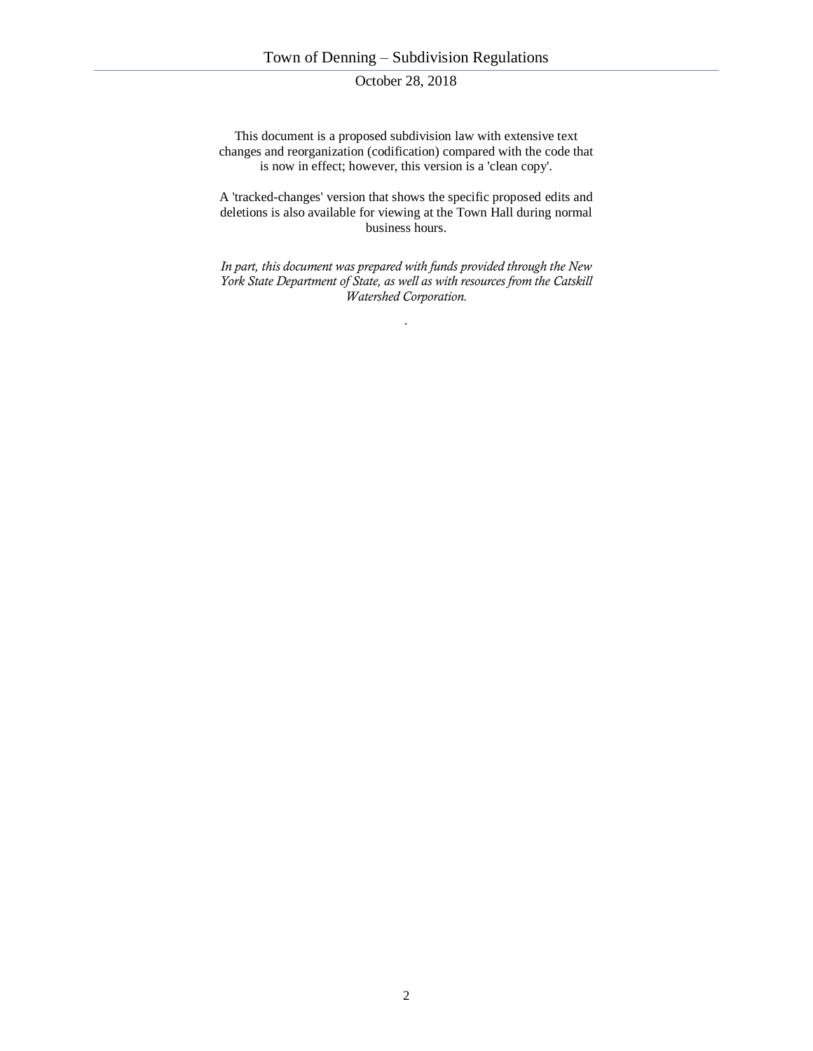This document is a proposed subdivision law with extensive text changes and reorganization (codification) compared with the code that is now in effect; however, this version is a 'clean copy'.

A 'tracked-changes' version that shows the specific proposed edits and deletions is also available for viewing at the Town Hall during normal business hours.

*In part, this document was prepared with funds provided through the New York State Department of State, as well as with resources from the Catskill Watershed Corporation.*

.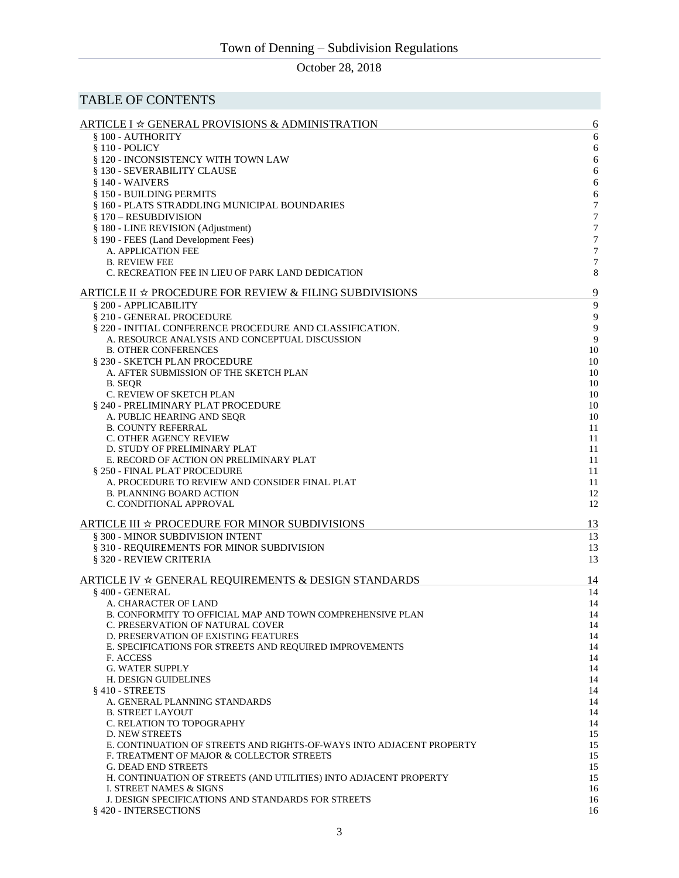Town of Denning – Subdivision Regulations

October 28, 2018

## TABLE OF CONTENTS

| | |
|---|---|
| ARTICLE I ☆ GENERAL PROVISIONS & ADMINISTRATION | 6 |
| § 100 - AUTHORITY | 6 |
| § 110 - POLICY | 6 |
| § 120 - INCONSISTENCY WITH TOWN LAW | 6 |
| § 130 - SEVERABILITY CLAUSE | 6 |
| § 140 - WAIVERS | 6 |
| § 150 - BUILDING PERMITS | 6 |
| § 160 - PLATS STRADDLING MUNICIPAL BOUNDARIES | 7 |
| § 170 – RESUBDIVISION | 7 |
| § 180 - LINE REVISION (Adjustment) | 7 |
| § 190 - FEES (Land Development Fees) | 7 |
| A. APPLICATION FEE | 7 |
| B. REVIEW FEE | 7 |
| C. RECREATION FEE IN LIEU OF PARK LAND DEDICATION | 8 |
| ARTICLE II ☆ PROCEDURE FOR REVIEW & FILING SUBDIVISIONS | 9 |
| § 200 - APPLICABILITY | 9 |
| § 210 - GENERAL PROCEDURE | 9 |
| § 220 - INITIAL CONFERENCE PROCEDURE AND CLASSIFICATION. | 9 |
| A. RESOURCE ANALYSIS AND CONCEPTUAL DISCUSSION | 9 |
| B. OTHER CONFERENCES | 10 |
| § 230 - SKETCH PLAN PROCEDURE | 10 |
| A. AFTER SUBMISSION OF THE SKETCH PLAN | 10 |
| B. SEQR | 10 |
| C. REVIEW OF SKETCH PLAN | 10 |
| § 240 - PRELIMINARY PLAT PROCEDURE | 10 |
| A. PUBLIC HEARING AND SEQR | 10 |
| B. COUNTY REFERRAL | 11 |
| C. OTHER AGENCY REVIEW | 11 |
| D. STUDY OF PRELIMINARY PLAT | 11 |
| E. RECORD OF ACTION ON PRELIMINARY PLAT | 11 |
| § 250 - FINAL PLAT PROCEDURE | 11 |
| A. PROCEDURE TO REVIEW AND CONSIDER FINAL PLAT | 11 |
| B. PLANNING BOARD ACTION | 12 |
| C. CONDITIONAL APPROVAL | 12 |
| ARTICLE III ☆ PROCEDURE FOR MINOR SUBDIVISIONS | 13 |
| § 300 - MINOR SUBDIVISION INTENT | 13 |
| § 310 - REQUIREMENTS FOR MINOR SUBDIVISION | 13 |
| § 320 - REVIEW CRITERIA | 13 |
| ARTICLE IV ☆ GENERAL REQUIREMENTS & DESIGN STANDARDS | 14 |
| § 400 - GENERAL | 14 |
| A. CHARACTER OF LAND | 14 |
| B. CONFORMITY TO OFFICIAL MAP AND TOWN COMPREHENSIVE PLAN | 14 |
| C. PRESERVATION OF NATURAL COVER | 14 |
| D. PRESERVATION OF EXISTING FEATURES | 14 |
| E. SPECIFICATIONS FOR STREETS AND REQUIRED IMPROVEMENTS | 14 |
| F. ACCESS | 14 |
| G. WATER SUPPLY | 14 |
| H. DESIGN GUIDELINES | 14 |
| § 410 - STREETS | 14 |
| A. GENERAL PLANNING STANDARDS | 14 |
| B. STREET LAYOUT | 14 |
| C. RELATION TO TOPOGRAPHY | 14 |
| D. NEW STREETS | 15 |
| E. CONTINUATION OF STREETS AND RIGHTS-OF-WAYS INTO ADJACENT PROPERTY | 15 |
| F. TREATMENT OF MAJOR & COLLECTOR STREETS | 15 |
| G. DEAD END STREETS | 15 |
| H. CONTINUATION OF STREETS (AND UTILITIES) INTO ADJACENT PROPERTY | 15 |
| I. STREET NAMES & SIGNS | 16 |
| J. DESIGN SPECIFICATIONS AND STANDARDS FOR STREETS | 16 |
| § 420 - INTERSECTIONS | 16 |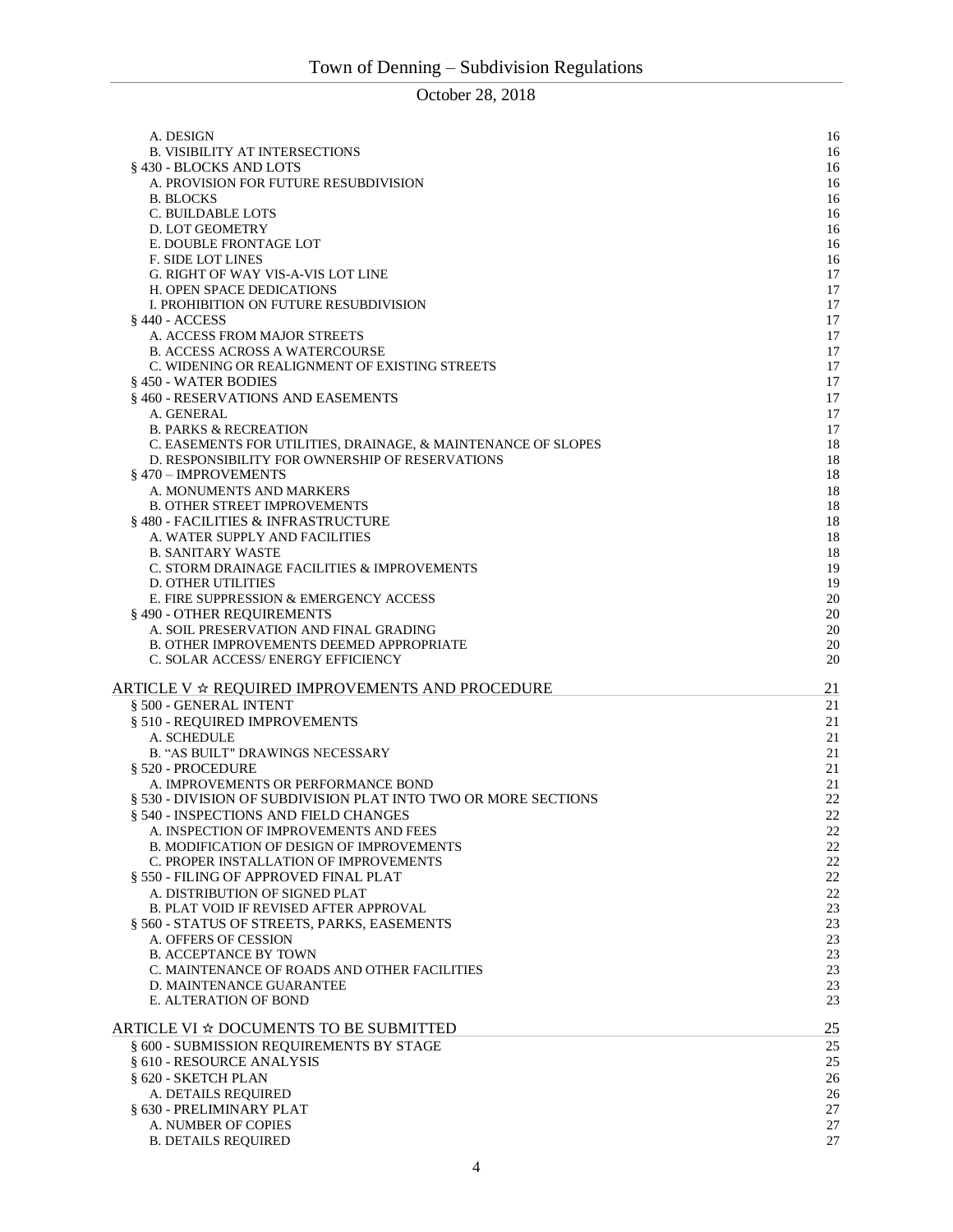A. DESIGN 16
B. VISIBILITY AT INTERSECTIONS 16
§ 430 - BLOCKS AND LOTS 16
A. PROVISION FOR FUTURE RESUBDIVISION 16
B. BLOCKS 16
C. BUILDABLE LOTS 16
D. LOT GEOMETRY 16
E. DOUBLE FRONTAGE LOT 16
F. SIDE LOT LINES 16
G. RIGHT OF WAY VIS-A-VIS LOT LINE 17
H. OPEN SPACE DEDICATIONS 17
I. PROHIBITION ON FUTURE RESUBDIVISION 17
§ 440 - ACCESS 17
A. ACCESS FROM MAJOR STREETS 17
B. ACCESS ACROSS A WATERCOURSE 17
C. WIDENING OR REALIGNMENT OF EXISTING STREETS 17
§ 450 - WATER BODIES 17
§ 460 - RESERVATIONS AND EASEMENTS 17
A. GENERAL 17
B. PARKS & RECREATION 17
C. EASEMENTS FOR UTILITIES, DRAINAGE, & MAINTENANCE OF SLOPES 18
D. RESPONSIBILITY FOR OWNERSHIP OF RESERVATIONS 18
§ 470 – IMPROVEMENTS 18
A. MONUMENTS AND MARKERS 18
B. OTHER STREET IMPROVEMENTS 18
§ 480 - FACILITIES & INFRASTRUCTURE 18
A. WATER SUPPLY AND FACILITIES 18
B. SANITARY WASTE 18
C. STORM DRAINAGE FACILITIES & IMPROVEMENTS 19
D. OTHER UTILITIES 19
E. FIRE SUPPRESSION & EMERGENCY ACCESS 20
§ 490 - OTHER REQUIREMENTS 20
A. SOIL PRESERVATION AND FINAL GRADING 20
B. OTHER IMPROVEMENTS DEEMED APPROPRIATE 20
C. SOLAR ACCESS/ ENERGY EFFICIENCY 20

ARTICLE V ☆ REQUIRED IMPROVEMENTS AND PROCEDURE 21
§ 500 - GENERAL INTENT 21
§ 510 - REQUIRED IMPROVEMENTS 21
A. SCHEDULE 21
B. "AS BUILT" DRAWINGS NECESSARY 21
§ 520 - PROCEDURE 21
A. IMPROVEMENTS OR PERFORMANCE BOND 21
§ 530 - DIVISION OF SUBDIVISION PLAT INTO TWO OR MORE SECTIONS 22
§ 540 - INSPECTIONS AND FIELD CHANGES 22
A. INSPECTION OF IMPROVEMENTS AND FEES 22
B. MODIFICATION OF DESIGN OF IMPROVEMENTS 22
C. PROPER INSTALLATION OF IMPROVEMENTS 22
§ 550 - FILING OF APPROVED FINAL PLAT 22
A. DISTRIBUTION OF SIGNED PLAT 22
B. PLAT VOID IF REVISED AFTER APPROVAL 23
§ 560 - STATUS OF STREETS, PARKS, EASEMENTS 23
A. OFFERS OF CESSION 23
B. ACCEPTANCE BY TOWN 23
C. MAINTENANCE OF ROADS AND OTHER FACILITIES 23
D. MAINTENANCE GUARANTEE 23
E. ALTERATION OF BOND 23

ARTICLE VI ☆ DOCUMENTS TO BE SUBMITTED 25
§ 600 - SUBMISSION REQUIREMENTS BY STAGE 25
§ 610 - RESOURCE ANALYSIS 25
§ 620 - SKETCH PLAN 26
A. DETAILS REQUIRED 26
§ 630 - PRELIMINARY PLAT 27
A. NUMBER OF COPIES 27
B. DETAILS REQUIRED 27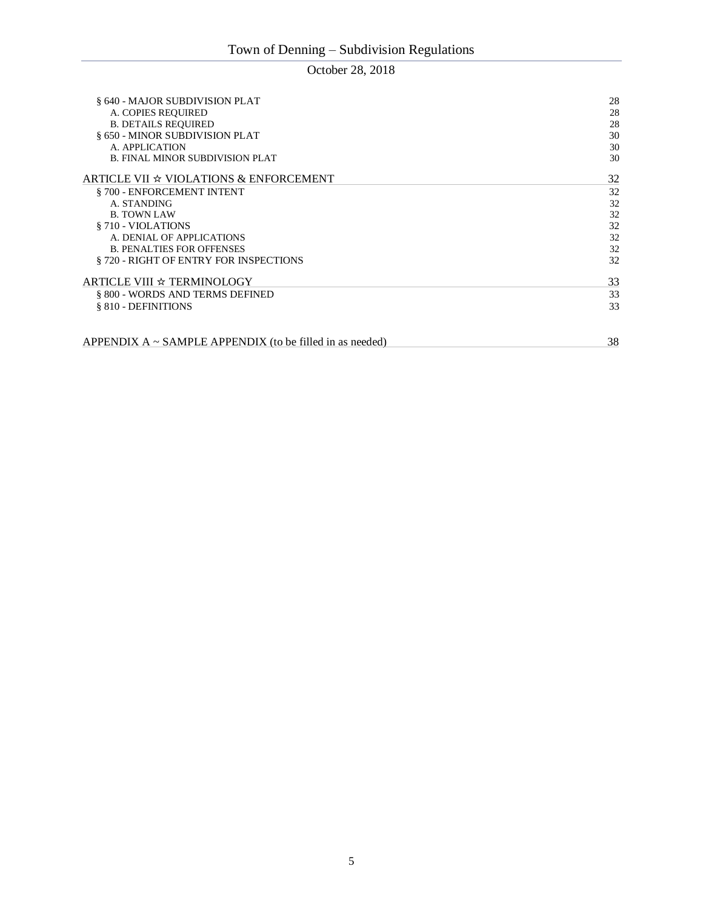| | |
|---|---|
| § 640 - MAJOR SUBDIVISION PLAT | 28 |
| A. COPIES REQUIRED | 28 |
| B. DETAILS REQUIRED | 28 |
| § 650 - MINOR SUBDIVISION PLAT | 30 |
| A. APPLICATION | 30 |
| B. FINAL MINOR SUBDIVISION PLAT | 30 |
| ARTICLE VII ☆ VIOLATIONS & ENFORCEMENT | 32 |
| § 700 - ENFORCEMENT INTENT | 32 |
| A. STANDING | 32 |
| B. TOWN LAW | 32 |
| § 710 - VIOLATIONS | 32 |
| A. DENIAL OF APPLICATIONS | 32 |
| B. PENALTIES FOR OFFENSES | 32 |
| § 720 - RIGHT OF ENTRY FOR INSPECTIONS | 32 |
| ARTICLE VIII ☆ TERMINOLOGY | 33 |
| § 800 - WORDS AND TERMS DEFINED | 33 |
| § 810 - DEFINITIONS | 33 |
| APPENDIX A ~ SAMPLE APPENDIX (to be filled in as needed) | 38 |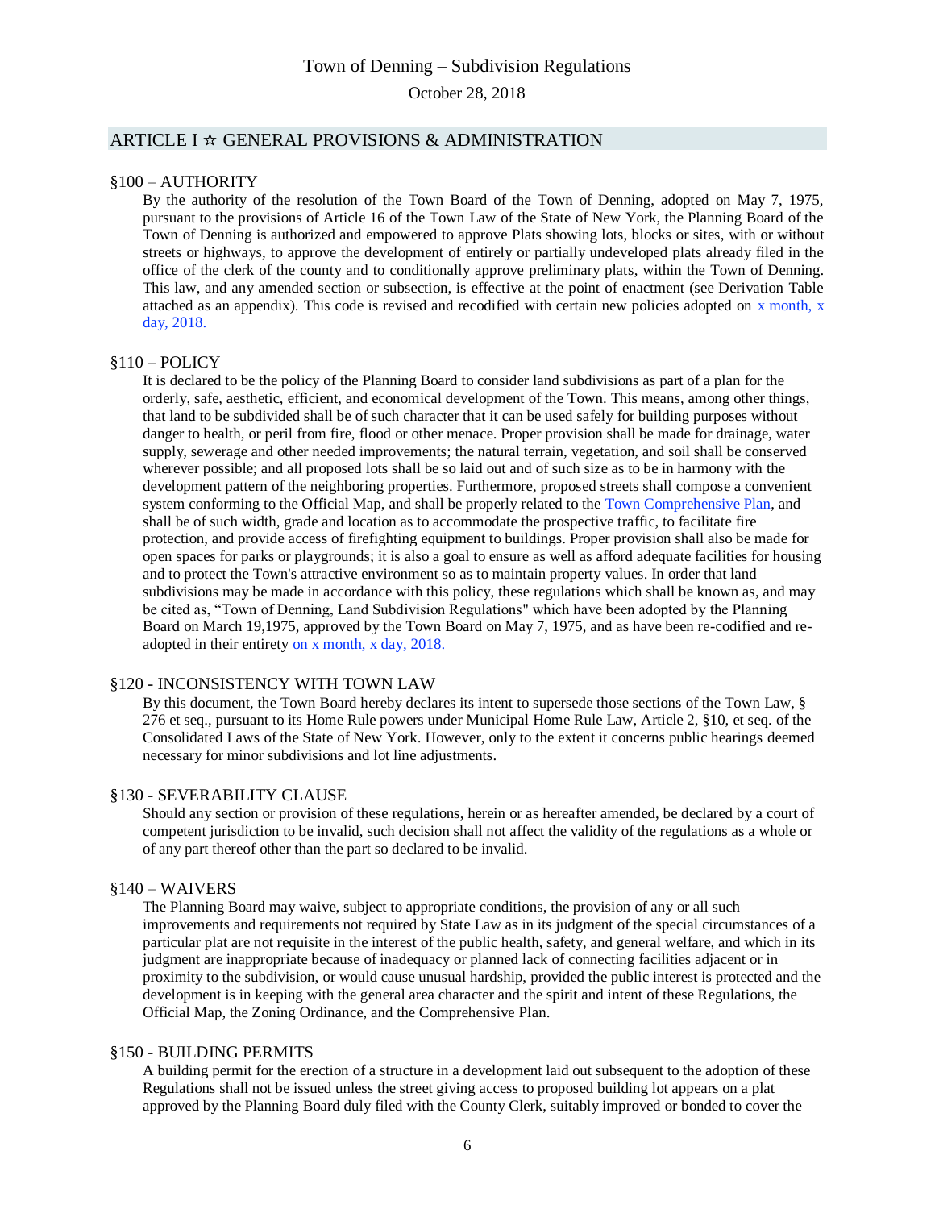## ARTICLE I ☆ GENERAL PROVISIONS & ADMINISTRATION

### §100 – AUTHORITY

By the authority of the resolution of the Town Board of the Town of Denning, adopted on May 7, 1975, pursuant to the provisions of Article 16 of the Town Law of the State of New York, the Planning Board of the Town of Denning is authorized and empowered to approve Plats showing lots, blocks or sites, with or without streets or highways, to approve the development of entirely or partially undeveloped plats already filed in the office of the clerk of the county and to conditionally approve preliminary plats, within the Town of Denning. This law, and any amended section or subsection, is effective at the point of enactment (see Derivation Table attached as an appendix). This code is revised and recodified with certain new policies adopted on x month, x day, 2018.

### §110 – POLICY

It is declared to be the policy of the Planning Board to consider land subdivisions as part of a plan for the orderly, safe, aesthetic, efficient, and economical development of the Town. This means, among other things, that land to be subdivided shall be of such character that it can be used safely for building purposes without danger to health, or peril from fire, flood or other menace. Proper provision shall be made for drainage, water supply, sewerage and other needed improvements; the natural terrain, vegetation, and soil shall be conserved wherever possible; and all proposed lots shall be so laid out and of such size as to be in harmony with the development pattern of the neighboring properties. Furthermore, proposed streets shall compose a convenient system conforming to the Official Map, and shall be properly related to the Town Comprehensive Plan, and shall be of such width, grade and location as to accommodate the prospective traffic, to facilitate fire protection, and provide access of firefighting equipment to buildings. Proper provision shall also be made for open spaces for parks or playgrounds; it is also a goal to ensure as well as afford adequate facilities for housing and to protect the Town's attractive environment so as to maintain property values. In order that land subdivisions may be made in accordance with this policy, these regulations which shall be known as, and may be cited as, "Town of Denning, Land Subdivision Regulations" which have been adopted by the Planning Board on March 19,1975, approved by the Town Board on May 7, 1975, and as have been re-codified and re-adopted in their entirety on x month, x day, 2018.

### §120 - INCONSISTENCY WITH TOWN LAW

By this document, the Town Board hereby declares its intent to supersede those sections of the Town Law, § 276 et seq., pursuant to its Home Rule powers under Municipal Home Rule Law, Article 2, §10, et seq. of the Consolidated Laws of the State of New York. However, only to the extent it concerns public hearings deemed necessary for minor subdivisions and lot line adjustments.

### §130 - SEVERABILITY CLAUSE

Should any section or provision of these regulations, herein or as hereafter amended, be declared by a court of competent jurisdiction to be invalid, such decision shall not affect the validity of the regulations as a whole or of any part thereof other than the part so declared to be invalid.

### §140 – WAIVERS

The Planning Board may waive, subject to appropriate conditions, the provision of any or all such improvements and requirements not required by State Law as in its judgment of the special circumstances of a particular plat are not requisite in the interest of the public health, safety, and general welfare, and which in its judgment are inappropriate because of inadequacy or planned lack of connecting facilities adjacent or in proximity to the subdivision, or would cause unusual hardship, provided the public interest is protected and the development is in keeping with the general area character and the spirit and intent of these Regulations, the Official Map, the Zoning Ordinance, and the Comprehensive Plan.

### §150 - BUILDING PERMITS

A building permit for the erection of a structure in a development laid out subsequent to the adoption of these Regulations shall not be issued unless the street giving access to proposed building lot appears on a plat approved by the Planning Board duly filed with the County Clerk, suitably improved or bonded to cover the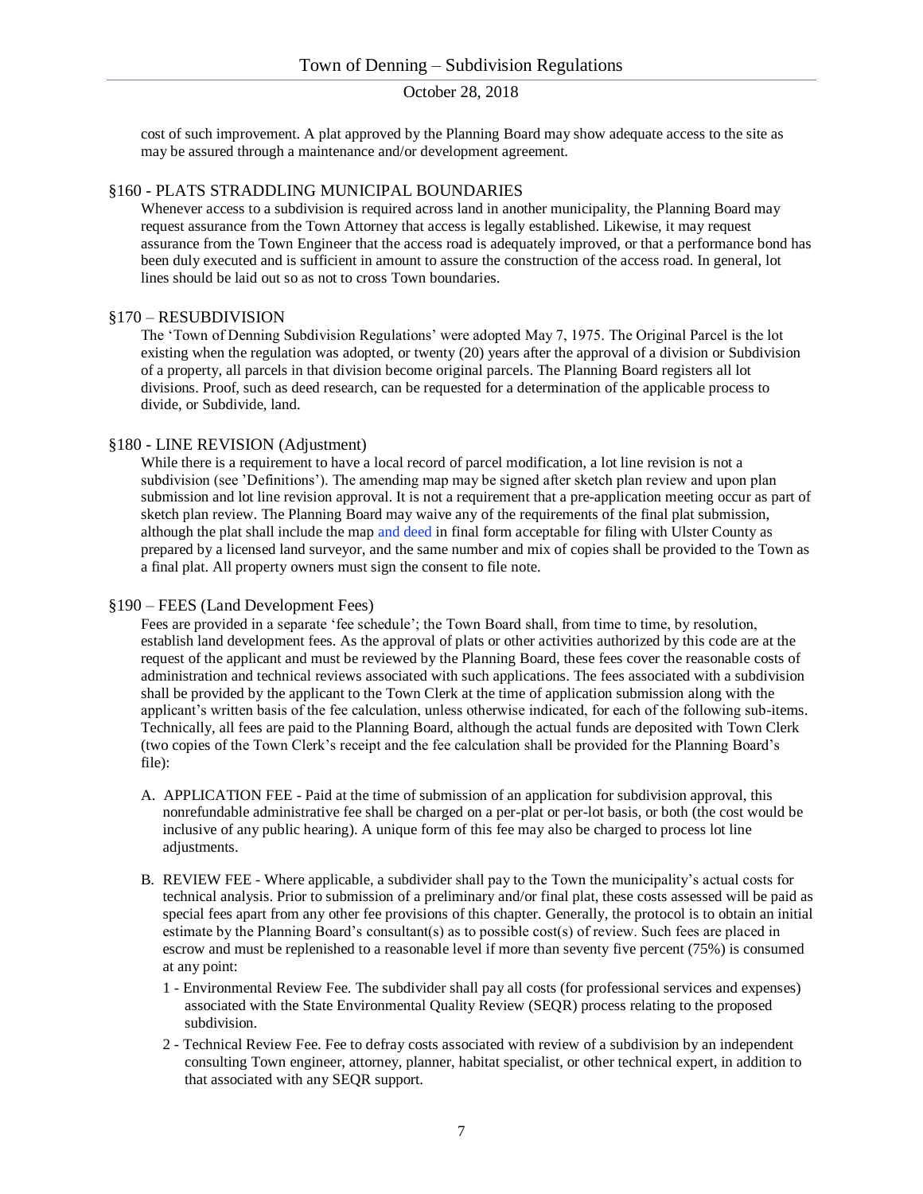cost of such improvement. A plat approved by the Planning Board may show adequate access to the site as may be assured through a maintenance and/or development agreement.

## §160 - PLATS STRADDLING MUNICIPAL BOUNDARIES

Whenever access to a subdivision is required across land in another municipality, the Planning Board may request assurance from the Town Attorney that access is legally established. Likewise, it may request assurance from the Town Engineer that the access road is adequately improved, or that a performance bond has been duly executed and is sufficient in amount to assure the construction of the access road. In general, lot lines should be laid out so as not to cross Town boundaries.

## §170 – RESUBDIVISION

The 'Town of Denning Subdivision Regulations' were adopted May 7, 1975. The Original Parcel is the lot existing when the regulation was adopted, or twenty (20) years after the approval of a division or Subdivision of a property, all parcels in that division become original parcels. The Planning Board registers all lot divisions. Proof, such as deed research, can be requested for a determination of the applicable process to divide, or Subdivide, land.

## §180 - LINE REVISION (Adjustment)

While there is a requirement to have a local record of parcel modification, a lot line revision is not a subdivision (see 'Definitions'). The amending map may be signed after sketch plan review and upon plan submission and lot line revision approval. It is not a requirement that a pre-application meeting occur as part of sketch plan review. The Planning Board may waive any of the requirements of the final plat submission, although the plat shall include the map and deed in final form acceptable for filing with Ulster County as prepared by a licensed land surveyor, and the same number and mix of copies shall be provided to the Town as a final plat. All property owners must sign the consent to file note.

## §190 – FEES (Land Development Fees)

Fees are provided in a separate 'fee schedule'; the Town Board shall, from time to time, by resolution, establish land development fees. As the approval of plats or other activities authorized by this code are at the request of the applicant and must be reviewed by the Planning Board, these fees cover the reasonable costs of administration and technical reviews associated with such applications. The fees associated with a subdivision shall be provided by the applicant to the Town Clerk at the time of application submission along with the applicant's written basis of the fee calculation, unless otherwise indicated, for each of the following sub-items. Technically, all fees are paid to the Planning Board, although the actual funds are deposited with Town Clerk (two copies of the Town Clerk's receipt and the fee calculation shall be provided for the Planning Board's file):

A. APPLICATION FEE - Paid at the time of submission of an application for subdivision approval, this nonrefundable administrative fee shall be charged on a per-plat or per-lot basis, or both (the cost would be inclusive of any public hearing). A unique form of this fee may also be charged to process lot line adjustments.

B. REVIEW FEE - Where applicable, a subdivider shall pay to the Town the municipality's actual costs for technical analysis. Prior to submission of a preliminary and/or final plat, these costs assessed will be paid as special fees apart from any other fee provisions of this chapter. Generally, the protocol is to obtain an initial estimate by the Planning Board's consultant(s) as to possible cost(s) of review. Such fees are placed in escrow and must be replenished to a reasonable level if more than seventy five percent (75%) is consumed at any point:

   1 - Environmental Review Fee. The subdivider shall pay all costs (for professional services and expenses) associated with the State Environmental Quality Review (SEQR) process relating to the proposed subdivision.

   2 - Technical Review Fee. Fee to defray costs associated with review of a subdivision by an independent consulting Town engineer, attorney, planner, habitat specialist, or other technical expert, in addition to that associated with any SEQR support.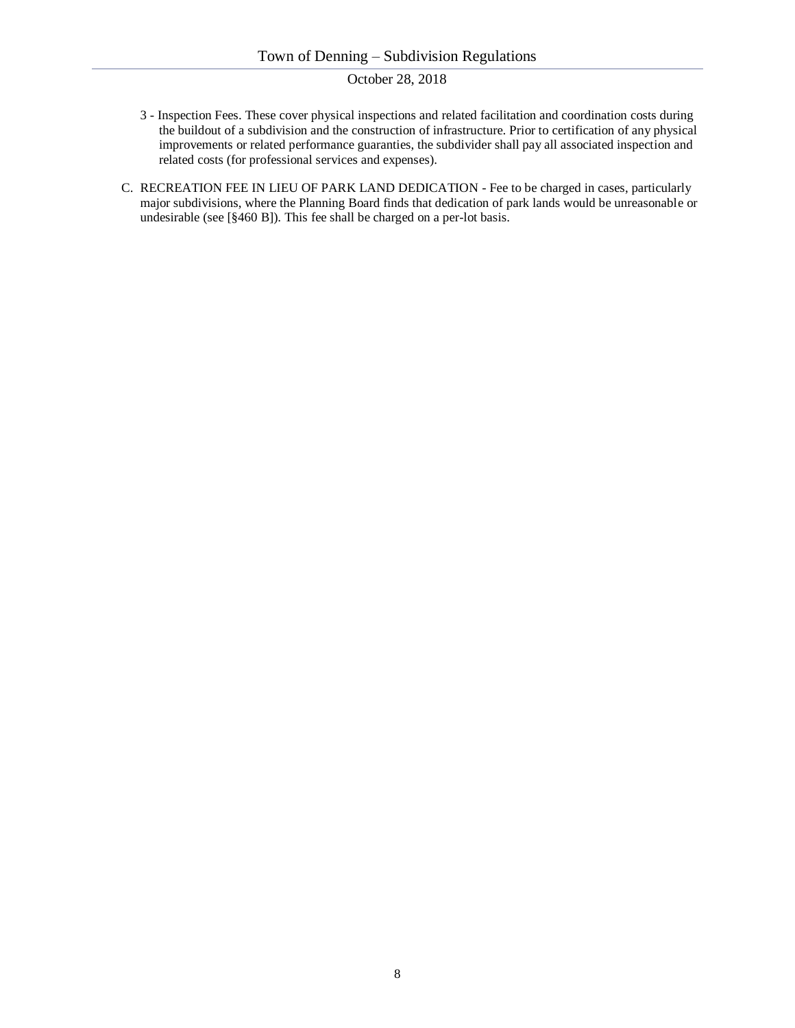3 - Inspection Fees. These cover physical inspections and related facilitation and coordination costs during the buildout of a subdivision and the construction of infrastructure. Prior to certification of any physical improvements or related performance guaranties, the subdivider shall pay all associated inspection and related costs (for professional services and expenses).

C. RECREATION FEE IN LIEU OF PARK LAND DEDICATION - Fee to be charged in cases, particularly major subdivisions, where the Planning Board finds that dedication of park lands would be unreasonable or undesirable (see [§460 B]). This fee shall be charged on a per-lot basis.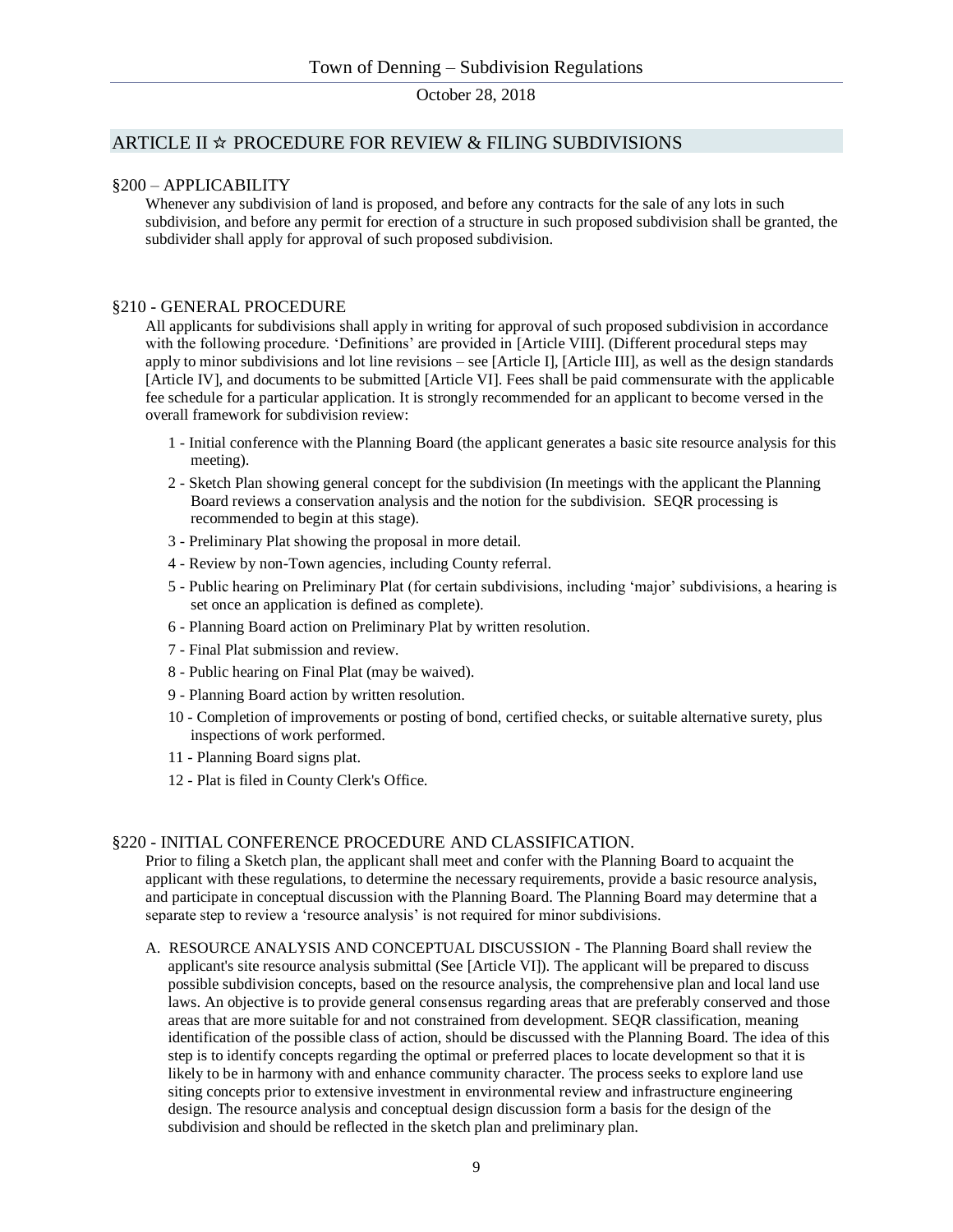## ARTICLE II ☆ PROCEDURE FOR REVIEW & FILING SUBDIVISIONS

### §200 – APPLICABILITY

Whenever any subdivision of land is proposed, and before any contracts for the sale of any lots in such subdivision, and before any permit for erection of a structure in such proposed subdivision shall be granted, the subdivider shall apply for approval of such proposed subdivision.

### §210 - GENERAL PROCEDURE

All applicants for subdivisions shall apply in writing for approval of such proposed subdivision in accordance with the following procedure. 'Definitions' are provided in [Article VIII]. (Different procedural steps may apply to minor subdivisions and lot line revisions – see [Article I], [Article III], as well as the design standards [Article IV], and documents to be submitted [Article VI]. Fees shall be paid commensurate with the applicable fee schedule for a particular application. It is strongly recommended for an applicant to become versed in the overall framework for subdivision review:

1 - Initial conference with the Planning Board (the applicant generates a basic site resource analysis for this meeting).

2 - Sketch Plan showing general concept for the subdivision (In meetings with the applicant the Planning Board reviews a conservation analysis and the notion for the subdivision. SEQR processing is recommended to begin at this stage).

3 - Preliminary Plat showing the proposal in more detail.

4 - Review by non-Town agencies, including County referral.

5 - Public hearing on Preliminary Plat (for certain subdivisions, including 'major' subdivisions, a hearing is set once an application is defined as complete).

6 - Planning Board action on Preliminary Plat by written resolution.

7 - Final Plat submission and review.

8 - Public hearing on Final Plat (may be waived).

9 - Planning Board action by written resolution.

10 - Completion of improvements or posting of bond, certified checks, or suitable alternative surety, plus inspections of work performed.

11 - Planning Board signs plat.

12 - Plat is filed in County Clerk's Office.

### §220 - INITIAL CONFERENCE PROCEDURE AND CLASSIFICATION.

Prior to filing a Sketch plan, the applicant shall meet and confer with the Planning Board to acquaint the applicant with these regulations, to determine the necessary requirements, provide a basic resource analysis, and participate in conceptual discussion with the Planning Board. The Planning Board may determine that a separate step to review a 'resource analysis' is not required for minor subdivisions.

A. RESOURCE ANALYSIS AND CONCEPTUAL DISCUSSION - The Planning Board shall review the applicant's site resource analysis submittal (See [Article VI]). The applicant will be prepared to discuss possible subdivision concepts, based on the resource analysis, the comprehensive plan and local land use laws. An objective is to provide general consensus regarding areas that are preferably conserved and those areas that are more suitable for and not constrained from development. SEQR classification, meaning identification of the possible class of action, should be discussed with the Planning Board. The idea of this step is to identify concepts regarding the optimal or preferred places to locate development so that it is likely to be in harmony with and enhance community character. The process seeks to explore land use siting concepts prior to extensive investment in environmental review and infrastructure engineering design. The resource analysis and conceptual design discussion form a basis for the design of the subdivision and should be reflected in the sketch plan and preliminary plan.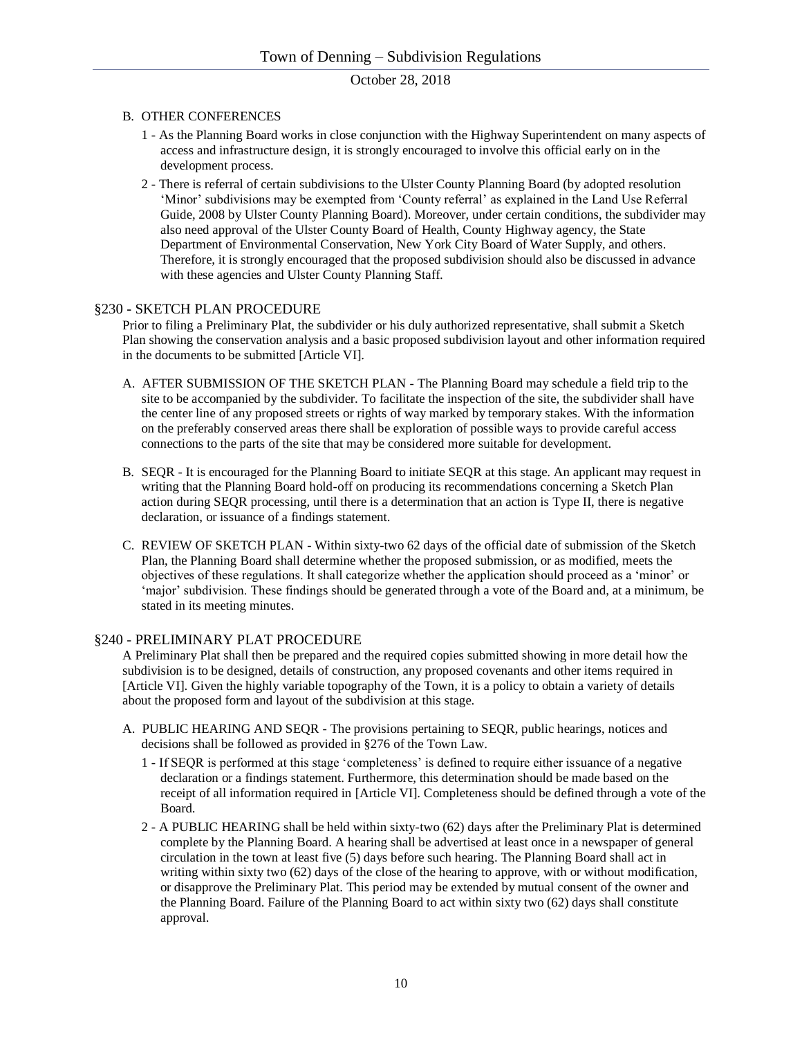B. OTHER CONFERENCES

1 - As the Planning Board works in close conjunction with the Highway Superintendent on many aspects of access and infrastructure design, it is strongly encouraged to involve this official early on in the development process.

2 - There is referral of certain subdivisions to the Ulster County Planning Board (by adopted resolution 'Minor' subdivisions may be exempted from 'County referral' as explained in the Land Use Referral Guide, 2008 by Ulster County Planning Board). Moreover, under certain conditions, the subdivider may also need approval of the Ulster County Board of Health, County Highway agency, the State Department of Environmental Conservation, New York City Board of Water Supply, and others. Therefore, it is strongly encouraged that the proposed subdivision should also be discussed in advance with these agencies and Ulster County Planning Staff.

## §230 - SKETCH PLAN PROCEDURE

Prior to filing a Preliminary Plat, the subdivider or his duly authorized representative, shall submit a Sketch Plan showing the conservation analysis and a basic proposed subdivision layout and other information required in the documents to be submitted [Article VI].

A. AFTER SUBMISSION OF THE SKETCH PLAN - The Planning Board may schedule a field trip to the site to be accompanied by the subdivider. To facilitate the inspection of the site, the subdivider shall have the center line of any proposed streets or rights of way marked by temporary stakes. With the information on the preferably conserved areas there shall be exploration of possible ways to provide careful access connections to the parts of the site that may be considered more suitable for development.

B. SEQR - It is encouraged for the Planning Board to initiate SEQR at this stage. An applicant may request in writing that the Planning Board hold-off on producing its recommendations concerning a Sketch Plan action during SEQR processing, until there is a determination that an action is Type II, there is negative declaration, or issuance of a findings statement.

C. REVIEW OF SKETCH PLAN - Within sixty-two 62 days of the official date of submission of the Sketch Plan, the Planning Board shall determine whether the proposed submission, or as modified, meets the objectives of these regulations. It shall categorize whether the application should proceed as a 'minor' or 'major' subdivision. These findings should be generated through a vote of the Board and, at a minimum, be stated in its meeting minutes.

## §240 - PRELIMINARY PLAT PROCEDURE

A Preliminary Plat shall then be prepared and the required copies submitted showing in more detail how the subdivision is to be designed, details of construction, any proposed covenants and other items required in [Article VI]. Given the highly variable topography of the Town, it is a policy to obtain a variety of details about the proposed form and layout of the subdivision at this stage.

A. PUBLIC HEARING AND SEQR - The provisions pertaining to SEQR, public hearings, notices and decisions shall be followed as provided in §276 of the Town Law.

1 - If SEQR is performed at this stage 'completeness' is defined to require either issuance of a negative declaration or a findings statement. Furthermore, this determination should be made based on the receipt of all information required in [Article VI]. Completeness should be defined through a vote of the Board.

2 - A PUBLIC HEARING shall be held within sixty-two (62) days after the Preliminary Plat is determined complete by the Planning Board. A hearing shall be advertised at least once in a newspaper of general circulation in the town at least five (5) days before such hearing. The Planning Board shall act in writing within sixty two (62) days of the close of the hearing to approve, with or without modification, or disapprove the Preliminary Plat. This period may be extended by mutual consent of the owner and the Planning Board. Failure of the Planning Board to act within sixty two (62) days shall constitute approval.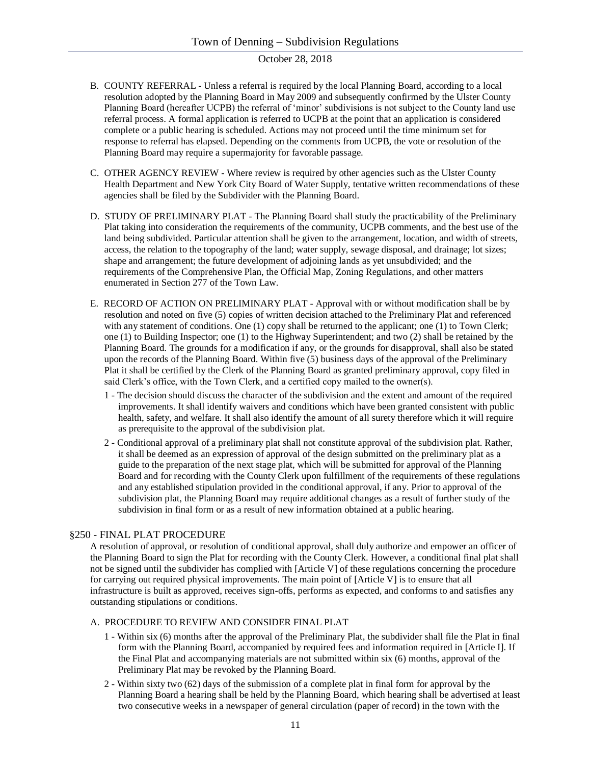B. COUNTY REFERRAL - Unless a referral is required by the local Planning Board, according to a local resolution adopted by the Planning Board in May 2009 and subsequently confirmed by the Ulster County Planning Board (hereafter UCPB) the referral of 'minor' subdivisions is not subject to the County land use referral process. A formal application is referred to UCPB at the point that an application is considered complete or a public hearing is scheduled. Actions may not proceed until the time minimum set for response to referral has elapsed. Depending on the comments from UCPB, the vote or resolution of the Planning Board may require a supermajority for favorable passage.

C. OTHER AGENCY REVIEW - Where review is required by other agencies such as the Ulster County Health Department and New York City Board of Water Supply, tentative written recommendations of these agencies shall be filed by the Subdivider with the Planning Board.

D. STUDY OF PRELIMINARY PLAT - The Planning Board shall study the practicability of the Preliminary Plat taking into consideration the requirements of the community, UCPB comments, and the best use of the land being subdivided. Particular attention shall be given to the arrangement, location, and width of streets, access, the relation to the topography of the land; water supply, sewage disposal, and drainage; lot sizes; shape and arrangement; the future development of adjoining lands as yet unsubdivided; and the requirements of the Comprehensive Plan, the Official Map, Zoning Regulations, and other matters enumerated in Section 277 of the Town Law.

E. RECORD OF ACTION ON PRELIMINARY PLAT - Approval with or without modification shall be by resolution and noted on five (5) copies of written decision attached to the Preliminary Plat and referenced with any statement of conditions. One (1) copy shall be returned to the applicant; one (1) to Town Clerk; one (1) to Building Inspector; one (1) to the Highway Superintendent; and two (2) shall be retained by the Planning Board. The grounds for a modification if any, or the grounds for disapproval, shall also be stated upon the records of the Planning Board. Within five (5) business days of the approval of the Preliminary Plat it shall be certified by the Clerk of the Planning Board as granted preliminary approval, copy filed in said Clerk's office, with the Town Clerk, and a certified copy mailed to the owner(s).

   1 - The decision should discuss the character of the subdivision and the extent and amount of the required improvements. It shall identify waivers and conditions which have been granted consistent with public health, safety, and welfare. It shall also identify the amount of all surety therefore which it will require as prerequisite to the approval of the subdivision plat.

   2 - Conditional approval of a preliminary plat shall not constitute approval of the subdivision plat. Rather, it shall be deemed as an expression of approval of the design submitted on the preliminary plat as a guide to the preparation of the next stage plat, which will be submitted for approval of the Planning Board and for recording with the County Clerk upon fulfillment of the requirements of these regulations and any established stipulation provided in the conditional approval, if any. Prior to approval of the subdivision plat, the Planning Board may require additional changes as a result of further study of the subdivision in final form or as a result of new information obtained at a public hearing.

## §250 - FINAL PLAT PROCEDURE

A resolution of approval, or resolution of conditional approval, shall duly authorize and empower an officer of the Planning Board to sign the Plat for recording with the County Clerk. However, a conditional final plat shall not be signed until the subdivider has complied with [Article V] of these regulations concerning the procedure for carrying out required physical improvements. The main point of [Article V] is to ensure that all infrastructure is built as approved, receives sign-offs, performs as expected, and conforms to and satisfies any outstanding stipulations or conditions.

A. PROCEDURE TO REVIEW AND CONSIDER FINAL PLAT

   1 - Within six (6) months after the approval of the Preliminary Plat, the subdivider shall file the Plat in final form with the Planning Board, accompanied by required fees and information required in [Article I]. If the Final Plat and accompanying materials are not submitted within six (6) months, approval of the Preliminary Plat may be revoked by the Planning Board.

   2 - Within sixty two (62) days of the submission of a complete plat in final form for approval by the Planning Board a hearing shall be held by the Planning Board, which hearing shall be advertised at least two consecutive weeks in a newspaper of general circulation (paper of record) in the town with the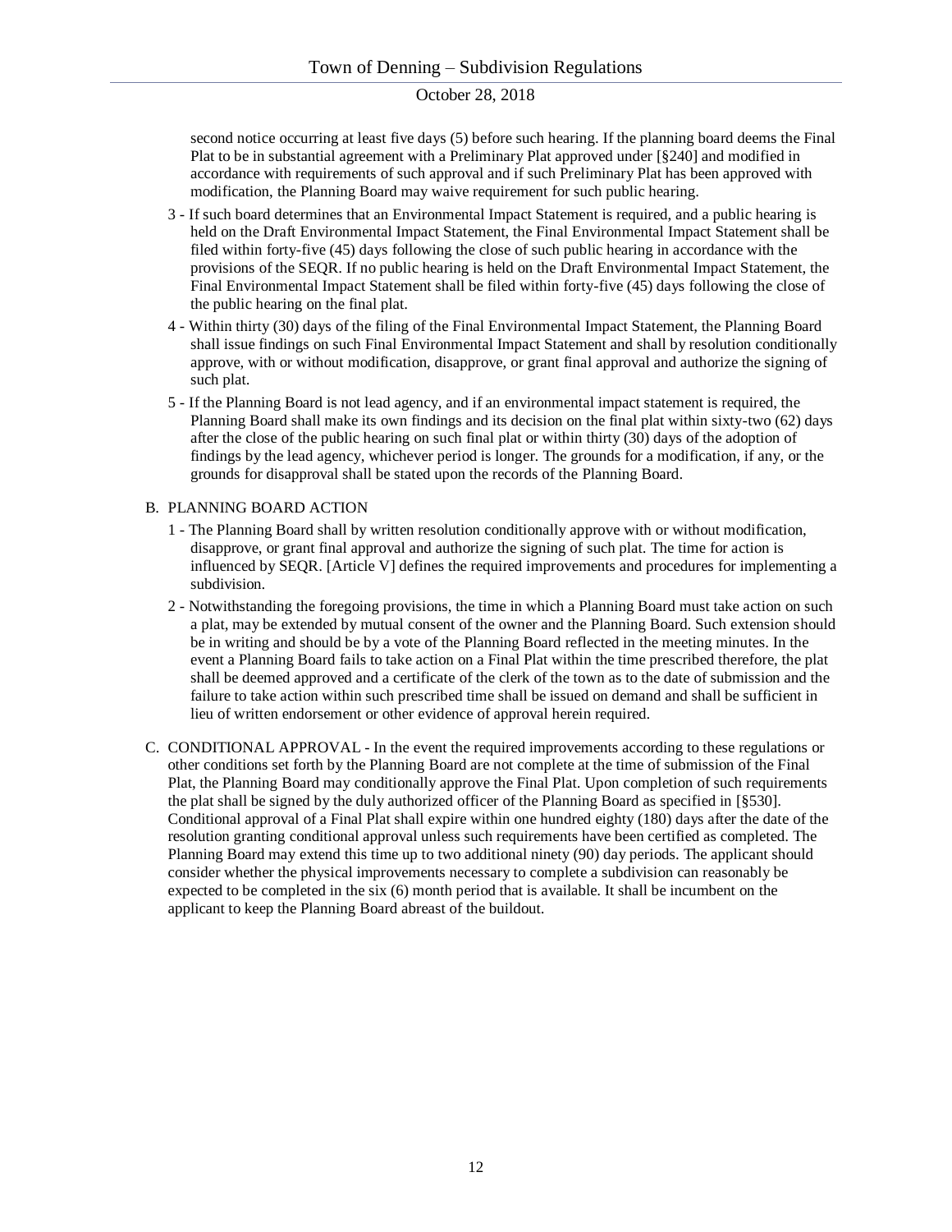second notice occurring at least five days (5) before such hearing. If the planning board deems the Final Plat to be in substantial agreement with a Preliminary Plat approved under [§240] and modified in accordance with requirements of such approval and if such Preliminary Plat has been approved with modification, the Planning Board may waive requirement for such public hearing.

3 - If such board determines that an Environmental Impact Statement is required, and a public hearing is held on the Draft Environmental Impact Statement, the Final Environmental Impact Statement shall be filed within forty-five (45) days following the close of such public hearing in accordance with the provisions of the SEQR. If no public hearing is held on the Draft Environmental Impact Statement, the Final Environmental Impact Statement shall be filed within forty-five (45) days following the close of the public hearing on the final plat.

4 - Within thirty (30) days of the filing of the Final Environmental Impact Statement, the Planning Board shall issue findings on such Final Environmental Impact Statement and shall by resolution conditionally approve, with or without modification, disapprove, or grant final approval and authorize the signing of such plat.

5 - If the Planning Board is not lead agency, and if an environmental impact statement is required, the Planning Board shall make its own findings and its decision on the final plat within sixty-two (62) days after the close of the public hearing on such final plat or within thirty (30) days of the adoption of findings by the lead agency, whichever period is longer. The grounds for a modification, if any, or the grounds for disapproval shall be stated upon the records of the Planning Board.

B. PLANNING BOARD ACTION

1 - The Planning Board shall by written resolution conditionally approve with or without modification, disapprove, or grant final approval and authorize the signing of such plat. The time for action is influenced by SEQR. [Article V] defines the required improvements and procedures for implementing a subdivision.

2 - Notwithstanding the foregoing provisions, the time in which a Planning Board must take action on such a plat, may be extended by mutual consent of the owner and the Planning Board. Such extension should be in writing and should be by a vote of the Planning Board reflected in the meeting minutes. In the event a Planning Board fails to take action on a Final Plat within the time prescribed therefore, the plat shall be deemed approved and a certificate of the clerk of the town as to the date of submission and the failure to take action within such prescribed time shall be issued on demand and shall be sufficient in lieu of written endorsement or other evidence of approval herein required.

C. CONDITIONAL APPROVAL - In the event the required improvements according to these regulations or other conditions set forth by the Planning Board are not complete at the time of submission of the Final Plat, the Planning Board may conditionally approve the Final Plat. Upon completion of such requirements the plat shall be signed by the duly authorized officer of the Planning Board as specified in [§530]. Conditional approval of a Final Plat shall expire within one hundred eighty (180) days after the date of the resolution granting conditional approval unless such requirements have been certified as completed. The Planning Board may extend this time up to two additional ninety (90) day periods. The applicant should consider whether the physical improvements necessary to complete a subdivision can reasonably be expected to be completed in the six (6) month period that is available. It shall be incumbent on the applicant to keep the Planning Board abreast of the buildout.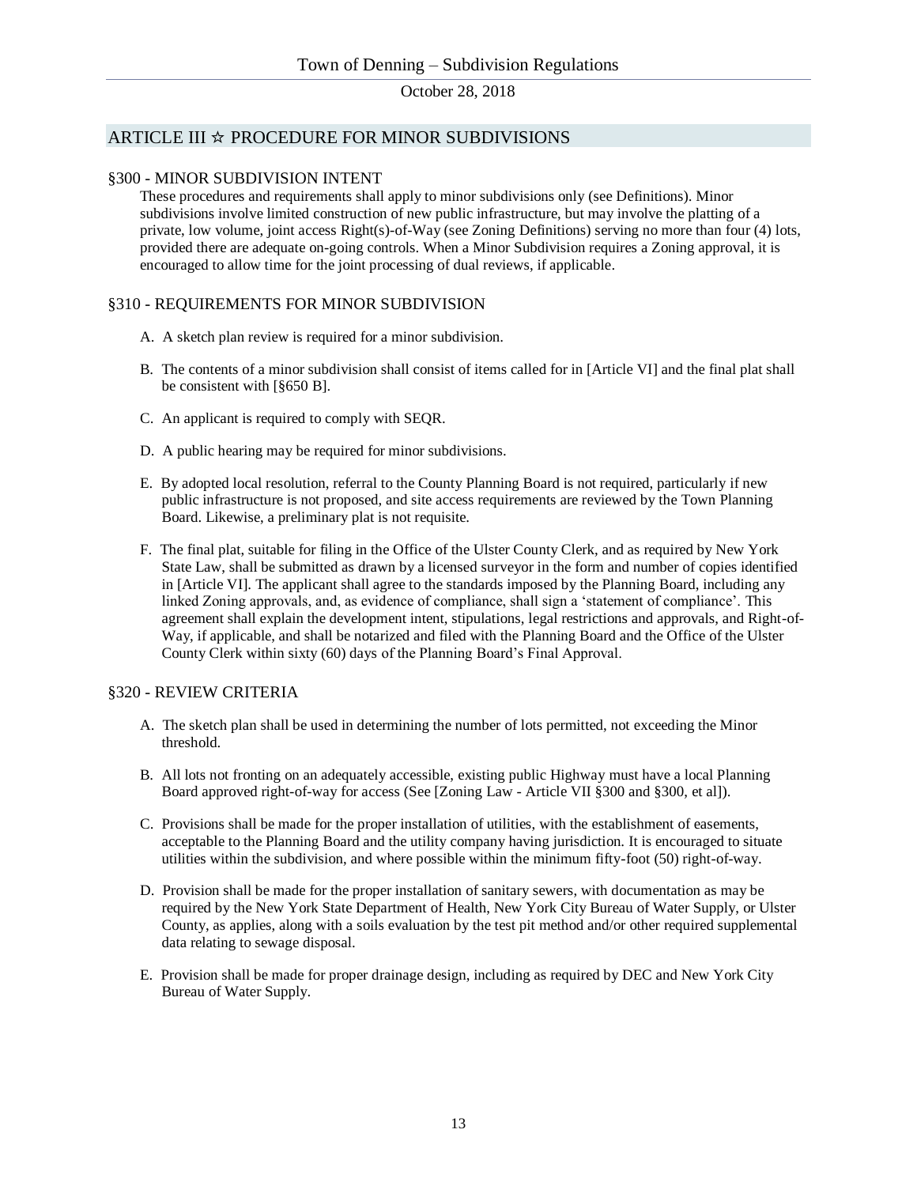## ARTICLE III ☆ PROCEDURE FOR MINOR SUBDIVISIONS

### §300 - MINOR SUBDIVISION INTENT

These procedures and requirements shall apply to minor subdivisions only (see Definitions). Minor subdivisions involve limited construction of new public infrastructure, but may involve the platting of a private, low volume, joint access Right(s)-of-Way (see Zoning Definitions) serving no more than four (4) lots, provided there are adequate on-going controls. When a Minor Subdivision requires a Zoning approval, it is encouraged to allow time for the joint processing of dual reviews, if applicable.

### §310 - REQUIREMENTS FOR MINOR SUBDIVISION

A. A sketch plan review is required for a minor subdivision.

B. The contents of a minor subdivision shall consist of items called for in [Article VI] and the final plat shall be consistent with [§650 B].

C. An applicant is required to comply with SEQR.

D. A public hearing may be required for minor subdivisions.

E. By adopted local resolution, referral to the County Planning Board is not required, particularly if new public infrastructure is not proposed, and site access requirements are reviewed by the Town Planning Board. Likewise, a preliminary plat is not requisite.

F. The final plat, suitable for filing in the Office of the Ulster County Clerk, and as required by New York State Law, shall be submitted as drawn by a licensed surveyor in the form and number of copies identified in [Article VI]. The applicant shall agree to the standards imposed by the Planning Board, including any linked Zoning approvals, and, as evidence of compliance, shall sign a 'statement of compliance'. This agreement shall explain the development intent, stipulations, legal restrictions and approvals, and Right-of-Way, if applicable, and shall be notarized and filed with the Planning Board and the Office of the Ulster County Clerk within sixty (60) days of the Planning Board's Final Approval.

### §320 - REVIEW CRITERIA

A. The sketch plan shall be used in determining the number of lots permitted, not exceeding the Minor threshold.

B. All lots not fronting on an adequately accessible, existing public Highway must have a local Planning Board approved right-of-way for access (See [Zoning Law - Article VII §300 and §300, et al]).

C. Provisions shall be made for the proper installation of utilities, with the establishment of easements, acceptable to the Planning Board and the utility company having jurisdiction. It is encouraged to situate utilities within the subdivision, and where possible within the minimum fifty-foot (50) right-of-way.

D. Provision shall be made for the proper installation of sanitary sewers, with documentation as may be required by the New York State Department of Health, New York City Bureau of Water Supply, or Ulster County, as applies, along with a soils evaluation by the test pit method and/or other required supplemental data relating to sewage disposal.

E. Provision shall be made for proper drainage design, including as required by DEC and New York City Bureau of Water Supply.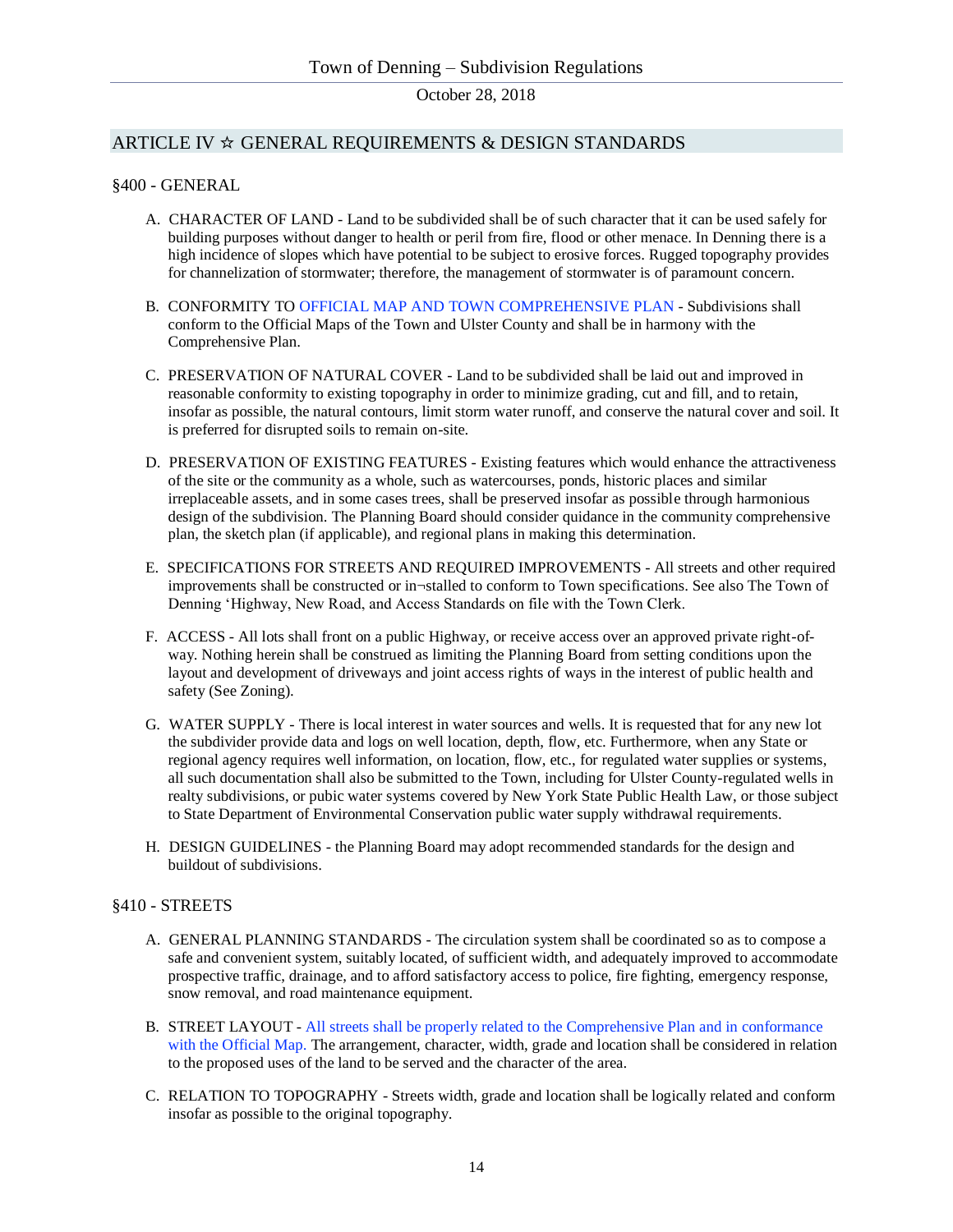## ARTICLE IV ☆ GENERAL REQUIREMENTS & DESIGN STANDARDS

### §400 - GENERAL

A. CHARACTER OF LAND - Land to be subdivided shall be of such character that it can be used safely for building purposes without danger to health or peril from fire, flood or other menace. In Denning there is a high incidence of slopes which have potential to be subject to erosive forces. Rugged topography provides for channelization of stormwater; therefore, the management of stormwater is of paramount concern.

B. CONFORMITY TO OFFICIAL MAP AND TOWN COMPREHENSIVE PLAN - Subdivisions shall conform to the Official Maps of the Town and Ulster County and shall be in harmony with the Comprehensive Plan.

C. PRESERVATION OF NATURAL COVER - Land to be subdivided shall be laid out and improved in reasonable conformity to existing topography in order to minimize grading, cut and fill, and to retain, insofar as possible, the natural contours, limit storm water runoff, and conserve the natural cover and soil. It is preferred for disrupted soils to remain on-site.

D. PRESERVATION OF EXISTING FEATURES - Existing features which would enhance the attractiveness of the site or the community as a whole, such as watercourses, ponds, historic places and similar irreplaceable assets, and in some cases trees, shall be preserved insofar as possible through harmonious design of the subdivision. The Planning Board should consider quidance in the community comprehensive plan, the sketch plan (if applicable), and regional plans in making this determination.

E. SPECIFICATIONS FOR STREETS AND REQUIRED IMPROVEMENTS - All streets and other required improvements shall be constructed or in¬stalled to conform to Town specifications. See also The Town of Denning 'Highway, New Road, and Access Standards on file with the Town Clerk.

F. ACCESS - All lots shall front on a public Highway, or receive access over an approved private right-of-way. Nothing herein shall be construed as limiting the Planning Board from setting conditions upon the layout and development of driveways and joint access rights of ways in the interest of public health and safety (See Zoning).

G. WATER SUPPLY - There is local interest in water sources and wells. It is requested that for any new lot the subdivider provide data and logs on well location, depth, flow, etc. Furthermore, when any State or regional agency requires well information, on location, flow, etc., for regulated water supplies or systems, all such documentation shall also be submitted to the Town, including for Ulster County-regulated wells in realty subdivisions, or pubic water systems covered by New York State Public Health Law, or those subject to State Department of Environmental Conservation public water supply withdrawal requirements.

H. DESIGN GUIDELINES - the Planning Board may adopt recommended standards for the design and buildout of subdivisions.

### §410 - STREETS

A. GENERAL PLANNING STANDARDS - The circulation system shall be coordinated so as to compose a safe and convenient system, suitably located, of sufficient width, and adequately improved to accommodate prospective traffic, drainage, and to afford satisfactory access to police, fire fighting, emergency response, snow removal, and road maintenance equipment.

B. STREET LAYOUT - All streets shall be properly related to the Comprehensive Plan and in conformance with the Official Map. The arrangement, character, width, grade and location shall be considered in relation to the proposed uses of the land to be served and the character of the area.

C. RELATION TO TOPOGRAPHY - Streets width, grade and location shall be logically related and conform insofar as possible to the original topography.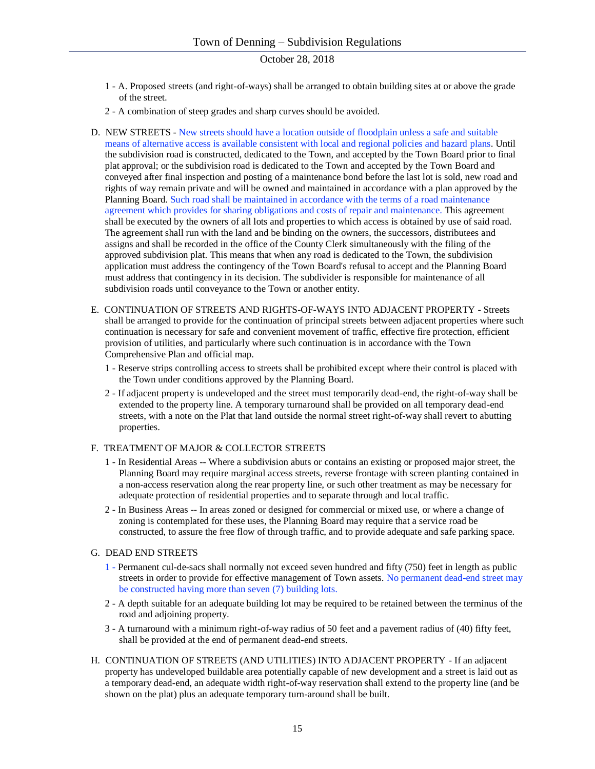1 - A. Proposed streets (and right-of-ways) shall be arranged to obtain building sites at or above the grade of the street.

2 - A combination of steep grades and sharp curves should be avoided.

D. NEW STREETS - New streets should have a location outside of floodplain unless a safe and suitable means of alternative access is available consistent with local and regional policies and hazard plans. Until the subdivision road is constructed, dedicated to the Town, and accepted by the Town Board prior to final plat approval; or the subdivision road is dedicated to the Town and accepted by the Town Board and conveyed after final inspection and posting of a maintenance bond before the last lot is sold, new road and rights of way remain private and will be owned and maintained in accordance with a plan approved by the Planning Board. Such road shall be maintained in accordance with the terms of a road maintenance agreement which provides for sharing obligations and costs of repair and maintenance. This agreement shall be executed by the owners of all lots and properties to which access is obtained by use of said road. The agreement shall run with the land and be binding on the owners, the successors, distributees and assigns and shall be recorded in the office of the County Clerk simultaneously with the filing of the approved subdivision plat. This means that when any road is dedicated to the Town, the subdivision application must address the contingency of the Town Board's refusal to accept and the Planning Board must address that contingency in its decision. The subdivider is responsible for maintenance of all subdivision roads until conveyance to the Town or another entity.

E. CONTINUATION OF STREETS AND RIGHTS-OF-WAYS INTO ADJACENT PROPERTY - Streets shall be arranged to provide for the continuation of principal streets between adjacent properties where such continuation is necessary for safe and convenient movement of traffic, effective fire protection, efficient provision of utilities, and particularly where such continuation is in accordance with the Town Comprehensive Plan and official map.

1 - Reserve strips controlling access to streets shall be prohibited except where their control is placed with the Town under conditions approved by the Planning Board.

2 - If adjacent property is undeveloped and the street must temporarily dead-end, the right-of-way shall be extended to the property line. A temporary turnaround shall be provided on all temporary dead-end streets, with a note on the Plat that land outside the normal street right-of-way shall revert to abutting properties.

F. TREATMENT OF MAJOR & COLLECTOR STREETS

1 - In Residential Areas -- Where a subdivision abuts or contains an existing or proposed major street, the Planning Board may require marginal access streets, reverse frontage with screen planting contained in a non-access reservation along the rear property line, or such other treatment as may be necessary for adequate protection of residential properties and to separate through and local traffic.

2 - In Business Areas -- In areas zoned or designed for commercial or mixed use, or where a change of zoning is contemplated for these uses, the Planning Board may require that a service road be constructed, to assure the free flow of through traffic, and to provide adequate and safe parking space.

G. DEAD END STREETS

1 - Permanent cul-de-sacs shall normally not exceed seven hundred and fifty (750) feet in length as public streets in order to provide for effective management of Town assets. No permanent dead-end street may be constructed having more than seven (7) building lots.

2 - A depth suitable for an adequate building lot may be required to be retained between the terminus of the road and adjoining property.

3 - A turnaround with a minimum right-of-way radius of 50 feet and a pavement radius of (40) fifty feet, shall be provided at the end of permanent dead-end streets.

H. CONTINUATION OF STREETS (AND UTILITIES) INTO ADJACENT PROPERTY - If an adjacent property has undeveloped buildable area potentially capable of new development and a street is laid out as a temporary dead-end, an adequate width right-of-way reservation shall extend to the property line (and be shown on the plat) plus an adequate temporary turn-around shall be built.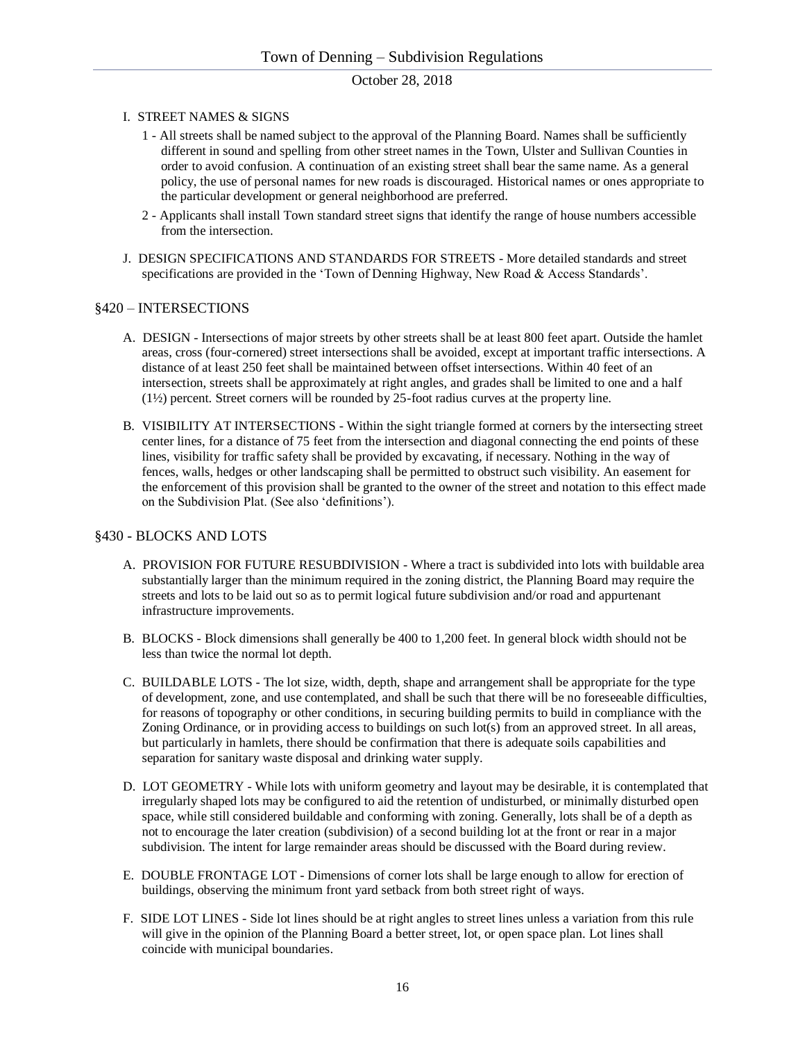I. STREET NAMES & SIGNS

1 - All streets shall be named subject to the approval of the Planning Board. Names shall be sufficiently different in sound and spelling from other street names in the Town, Ulster and Sullivan Counties in order to avoid confusion. A continuation of an existing street shall bear the same name. As a general policy, the use of personal names for new roads is discouraged. Historical names or ones appropriate to the particular development or general neighborhood are preferred.

2 - Applicants shall install Town standard street signs that identify the range of house numbers accessible from the intersection.

J. DESIGN SPECIFICATIONS AND STANDARDS FOR STREETS - More detailed standards and street specifications are provided in the 'Town of Denning Highway, New Road & Access Standards'.

## §420 – INTERSECTIONS

A. DESIGN - Intersections of major streets by other streets shall be at least 800 feet apart. Outside the hamlet areas, cross (four-cornered) street intersections shall be avoided, except at important traffic intersections. A distance of at least 250 feet shall be maintained between offset intersections. Within 40 feet of an intersection, streets shall be approximately at right angles, and grades shall be limited to one and a half (1½) percent. Street corners will be rounded by 25-foot radius curves at the property line.

B. VISIBILITY AT INTERSECTIONS - Within the sight triangle formed at corners by the intersecting street center lines, for a distance of 75 feet from the intersection and diagonal connecting the end points of these lines, visibility for traffic safety shall be provided by excavating, if necessary. Nothing in the way of fences, walls, hedges or other landscaping shall be permitted to obstruct such visibility. An easement for the enforcement of this provision shall be granted to the owner of the street and notation to this effect made on the Subdivision Plat. (See also 'definitions').

## §430 - BLOCKS AND LOTS

A. PROVISION FOR FUTURE RESUBDIVISION - Where a tract is subdivided into lots with buildable area substantially larger than the minimum required in the zoning district, the Planning Board may require the streets and lots to be laid out so as to permit logical future subdivision and/or road and appurtenant infrastructure improvements.

B. BLOCKS - Block dimensions shall generally be 400 to 1,200 feet. In general block width should not be less than twice the normal lot depth.

C. BUILDABLE LOTS - The lot size, width, depth, shape and arrangement shall be appropriate for the type of development, zone, and use contemplated, and shall be such that there will be no foreseeable difficulties, for reasons of topography or other conditions, in securing building permits to build in compliance with the Zoning Ordinance, or in providing access to buildings on such lot(s) from an approved street. In all areas, but particularly in hamlets, there should be confirmation that there is adequate soils capabilities and separation for sanitary waste disposal and drinking water supply.

D. LOT GEOMETRY - While lots with uniform geometry and layout may be desirable, it is contemplated that irregularly shaped lots may be configured to aid the retention of undisturbed, or minimally disturbed open space, while still considered buildable and conforming with zoning. Generally, lots shall be of a depth as not to encourage the later creation (subdivision) of a second building lot at the front or rear in a major subdivision. The intent for large remainder areas should be discussed with the Board during review.

E. DOUBLE FRONTAGE LOT - Dimensions of corner lots shall be large enough to allow for erection of buildings, observing the minimum front yard setback from both street right of ways.

F. SIDE LOT LINES - Side lot lines should be at right angles to street lines unless a variation from this rule will give in the opinion of the Planning Board a better street, lot, or open space plan. Lot lines shall coincide with municipal boundaries.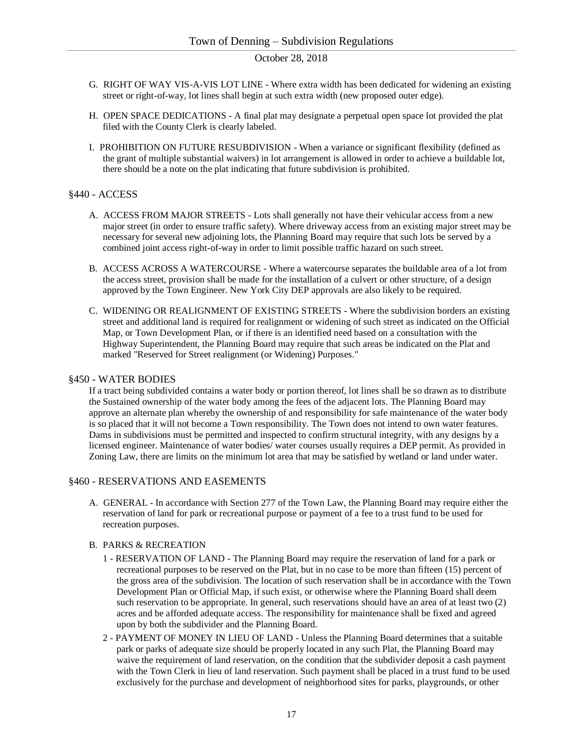G. RIGHT OF WAY VIS-A-VIS LOT LINE - Where extra width has been dedicated for widening an existing street or right-of-way, lot lines shall begin at such extra width (new proposed outer edge).

H. OPEN SPACE DEDICATIONS - A final plat may designate a perpetual open space lot provided the plat filed with the County Clerk is clearly labeled.

I. PROHIBITION ON FUTURE RESUBDIVISION - When a variance or significant flexibility (defined as the grant of multiple substantial waivers) in lot arrangement is allowed in order to achieve a buildable lot, there should be a note on the plat indicating that future subdivision is prohibited.

## §440 - ACCESS

A. ACCESS FROM MAJOR STREETS - Lots shall generally not have their vehicular access from a new major street (in order to ensure traffic safety). Where driveway access from an existing major street may be necessary for several new adjoining lots, the Planning Board may require that such lots be served by a combined joint access right-of-way in order to limit possible traffic hazard on such street.

B. ACCESS ACROSS A WATERCOURSE - Where a watercourse separates the buildable area of a lot from the access street, provision shall be made for the installation of a culvert or other structure, of a design approved by the Town Engineer. New York City DEP approvals are also likely to be required.

C. WIDENING OR REALIGNMENT OF EXISTING STREETS - Where the subdivision borders an existing street and additional land is required for realignment or widening of such street as indicated on the Official Map, or Town Development Plan, or if there is an identified need based on a consultation with the Highway Superintendent, the Planning Board may require that such areas be indicated on the Plat and marked "Reserved for Street realignment (or Widening) Purposes."

## §450 - WATER BODIES

If a tract being subdivided contains a water body or portion thereof, lot lines shall be so drawn as to distribute the Sustained ownership of the water body among the fees of the adjacent lots. The Planning Board may approve an alternate plan whereby the ownership of and responsibility for safe maintenance of the water body is so placed that it will not become a Town responsibility. The Town does not intend to own water features. Dams in subdivisions must be permitted and inspected to confirm structural integrity, with any designs by a licensed engineer. Maintenance of water bodies/ water courses usually requires a DEP permit. As provided in Zoning Law, there are limits on the minimum lot area that may be satisfied by wetland or land under water.

## §460 - RESERVATIONS AND EASEMENTS

A. GENERAL - In accordance with Section 277 of the Town Law, the Planning Board may require either the reservation of land for park or recreational purpose or payment of a fee to a trust fund to be used for recreation purposes.

B. PARKS & RECREATION

1 - RESERVATION OF LAND - The Planning Board may require the reservation of land for a park or recreational purposes to be reserved on the Plat, but in no case to be more than fifteen (15) percent of the gross area of the subdivision. The location of such reservation shall be in accordance with the Town Development Plan or Official Map, if such exist, or otherwise where the Planning Board shall deem such reservation to be appropriate. In general, such reservations should have an area of at least two (2) acres and be afforded adequate access. The responsibility for maintenance shall be fixed and agreed upon by both the subdivider and the Planning Board.

2 - PAYMENT OF MONEY IN LIEU OF LAND - Unless the Planning Board determines that a suitable park or parks of adequate size should be properly located in any such Plat, the Planning Board may waive the requirement of land reservation, on the condition that the subdivider deposit a cash payment with the Town Clerk in lieu of land reservation. Such payment shall be placed in a trust fund to be used exclusively for the purchase and development of neighborhood sites for parks, playgrounds, or other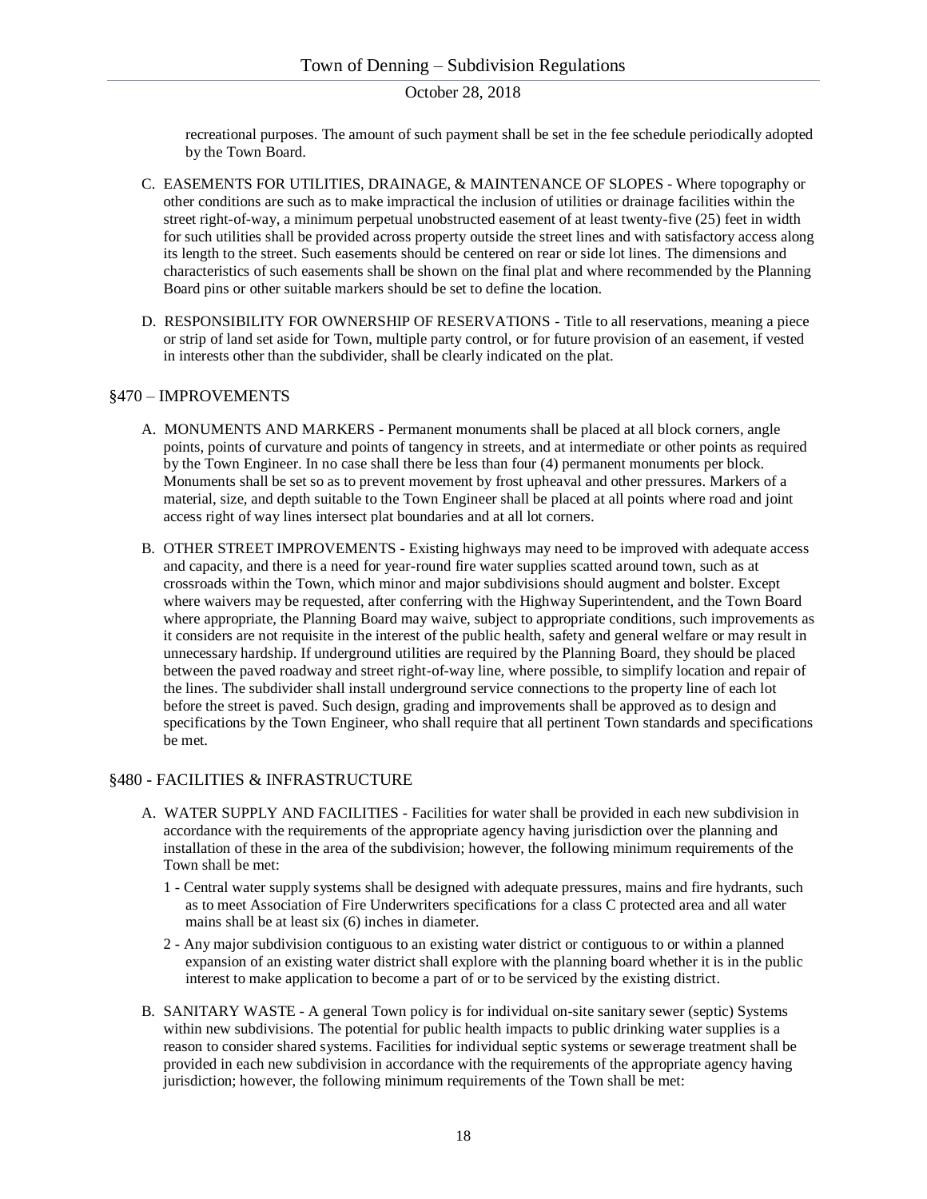recreational purposes. The amount of such payment shall be set in the fee schedule periodically adopted by the Town Board.

C. EASEMENTS FOR UTILITIES, DRAINAGE, & MAINTENANCE OF SLOPES - Where topography or other conditions are such as to make impractical the inclusion of utilities or drainage facilities within the street right-of-way, a minimum perpetual unobstructed easement of at least twenty-five (25) feet in width for such utilities shall be provided across property outside the street lines and with satisfactory access along its length to the street. Such easements should be centered on rear or side lot lines. The dimensions and characteristics of such easements shall be shown on the final plat and where recommended by the Planning Board pins or other suitable markers should be set to define the location.

D. RESPONSIBILITY FOR OWNERSHIP OF RESERVATIONS - Title to all reservations, meaning a piece or strip of land set aside for Town, multiple party control, or for future provision of an easement, if vested in interests other than the subdivider, shall be clearly indicated on the plat.

## §470 – IMPROVEMENTS

A. MONUMENTS AND MARKERS - Permanent monuments shall be placed at all block corners, angle points, points of curvature and points of tangency in streets, and at intermediate or other points as required by the Town Engineer. In no case shall there be less than four (4) permanent monuments per block. Monuments shall be set so as to prevent movement by frost upheaval and other pressures. Markers of a material, size, and depth suitable to the Town Engineer shall be placed at all points where road and joint access right of way lines intersect plat boundaries and at all lot corners.

B. OTHER STREET IMPROVEMENTS - Existing highways may need to be improved with adequate access and capacity, and there is a need for year-round fire water supplies scatted around town, such as at crossroads within the Town, which minor and major subdivisions should augment and bolster. Except where waivers may be requested, after conferring with the Highway Superintendent, and the Town Board where appropriate, the Planning Board may waive, subject to appropriate conditions, such improvements as it considers are not requisite in the interest of the public health, safety and general welfare or may result in unnecessary hardship. If underground utilities are required by the Planning Board, they should be placed between the paved roadway and street right-of-way line, where possible, to simplify location and repair of the lines. The subdivider shall install underground service connections to the property line of each lot before the street is paved. Such design, grading and improvements shall be approved as to design and specifications by the Town Engineer, who shall require that all pertinent Town standards and specifications be met.

## §480 - FACILITIES & INFRASTRUCTURE

A. WATER SUPPLY AND FACILITIES - Facilities for water shall be provided in each new subdivision in accordance with the requirements of the appropriate agency having jurisdiction over the planning and installation of these in the area of the subdivision; however, the following minimum requirements of the Town shall be met:

1 - Central water supply systems shall be designed with adequate pressures, mains and fire hydrants, such as to meet Association of Fire Underwriters specifications for a class C protected area and all water mains shall be at least six (6) inches in diameter.

2 - Any major subdivision contiguous to an existing water district or contiguous to or within a planned expansion of an existing water district shall explore with the planning board whether it is in the public interest to make application to become a part of or to be serviced by the existing district.

B. SANITARY WASTE - A general Town policy is for individual on-site sanitary sewer (septic) Systems within new subdivisions. The potential for public health impacts to public drinking water supplies is a reason to consider shared systems. Facilities for individual septic systems or sewerage treatment shall be provided in each new subdivision in accordance with the requirements of the appropriate agency having jurisdiction; however, the following minimum requirements of the Town shall be met: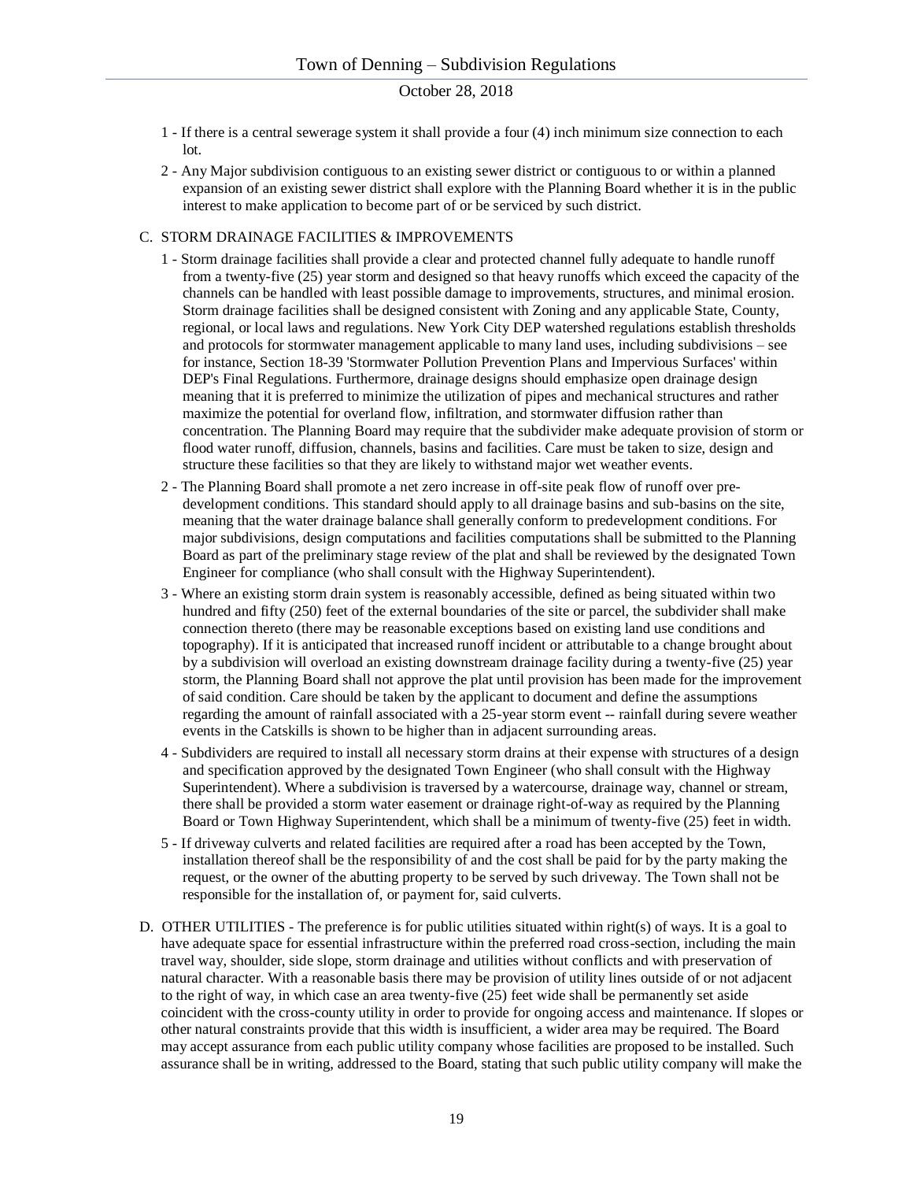1 - If there is a central sewerage system it shall provide a four (4) inch minimum size connection to each lot.

2 - Any Major subdivision contiguous to an existing sewer district or contiguous to or within a planned expansion of an existing sewer district shall explore with the Planning Board whether it is in the public interest to make application to become part of or be serviced by such district.

C. STORM DRAINAGE FACILITIES & IMPROVEMENTS

1 - Storm drainage facilities shall provide a clear and protected channel fully adequate to handle runoff from a twenty-five (25) year storm and designed so that heavy runoffs which exceed the capacity of the channels can be handled with least possible damage to improvements, structures, and minimal erosion. Storm drainage facilities shall be designed consistent with Zoning and any applicable State, County, regional, or local laws and regulations. New York City DEP watershed regulations establish thresholds and protocols for stormwater management applicable to many land uses, including subdivisions – see for instance, Section 18-39 'Stormwater Pollution Prevention Plans and Impervious Surfaces' within DEP's Final Regulations. Furthermore, drainage designs should emphasize open drainage design meaning that it is preferred to minimize the utilization of pipes and mechanical structures and rather maximize the potential for overland flow, infiltration, and stormwater diffusion rather than concentration. The Planning Board may require that the subdivider make adequate provision of storm or flood water runoff, diffusion, channels, basins and facilities. Care must be taken to size, design and structure these facilities so that they are likely to withstand major wet weather events.

2 - The Planning Board shall promote a net zero increase in off-site peak flow of runoff over pre-development conditions. This standard should apply to all drainage basins and sub-basins on the site, meaning that the water drainage balance shall generally conform to predevelopment conditions. For major subdivisions, design computations and facilities computations shall be submitted to the Planning Board as part of the preliminary stage review of the plat and shall be reviewed by the designated Town Engineer for compliance (who shall consult with the Highway Superintendent).

3 - Where an existing storm drain system is reasonably accessible, defined as being situated within two hundred and fifty (250) feet of the external boundaries of the site or parcel, the subdivider shall make connection thereto (there may be reasonable exceptions based on existing land use conditions and topography). If it is anticipated that increased runoff incident or attributable to a change brought about by a subdivision will overload an existing downstream drainage facility during a twenty-five (25) year storm, the Planning Board shall not approve the plat until provision has been made for the improvement of said condition. Care should be taken by the applicant to document and define the assumptions regarding the amount of rainfall associated with a 25-year storm event -- rainfall during severe weather events in the Catskills is shown to be higher than in adjacent surrounding areas.

4 - Subdividers are required to install all necessary storm drains at their expense with structures of a design and specification approved by the designated Town Engineer (who shall consult with the Highway Superintendent). Where a subdivision is traversed by a watercourse, drainage way, channel or stream, there shall be provided a storm water easement or drainage right-of-way as required by the Planning Board or Town Highway Superintendent, which shall be a minimum of twenty-five (25) feet in width.

5 - If driveway culverts and related facilities are required after a road has been accepted by the Town, installation thereof shall be the responsibility of and the cost shall be paid for by the party making the request, or the owner of the abutting property to be served by such driveway. The Town shall not be responsible for the installation of, or payment for, said culverts.

D. OTHER UTILITIES - The preference is for public utilities situated within right(s) of ways. It is a goal to have adequate space for essential infrastructure within the preferred road cross-section, including the main travel way, shoulder, side slope, storm drainage and utilities without conflicts and with preservation of natural character. With a reasonable basis there may be provision of utility lines outside of or not adjacent to the right of way, in which case an area twenty-five (25) feet wide shall be permanently set aside coincident with the cross-county utility in order to provide for ongoing access and maintenance. If slopes or other natural constraints provide that this width is insufficient, a wider area may be required. The Board may accept assurance from each public utility company whose facilities are proposed to be installed. Such assurance shall be in writing, addressed to the Board, stating that such public utility company will make the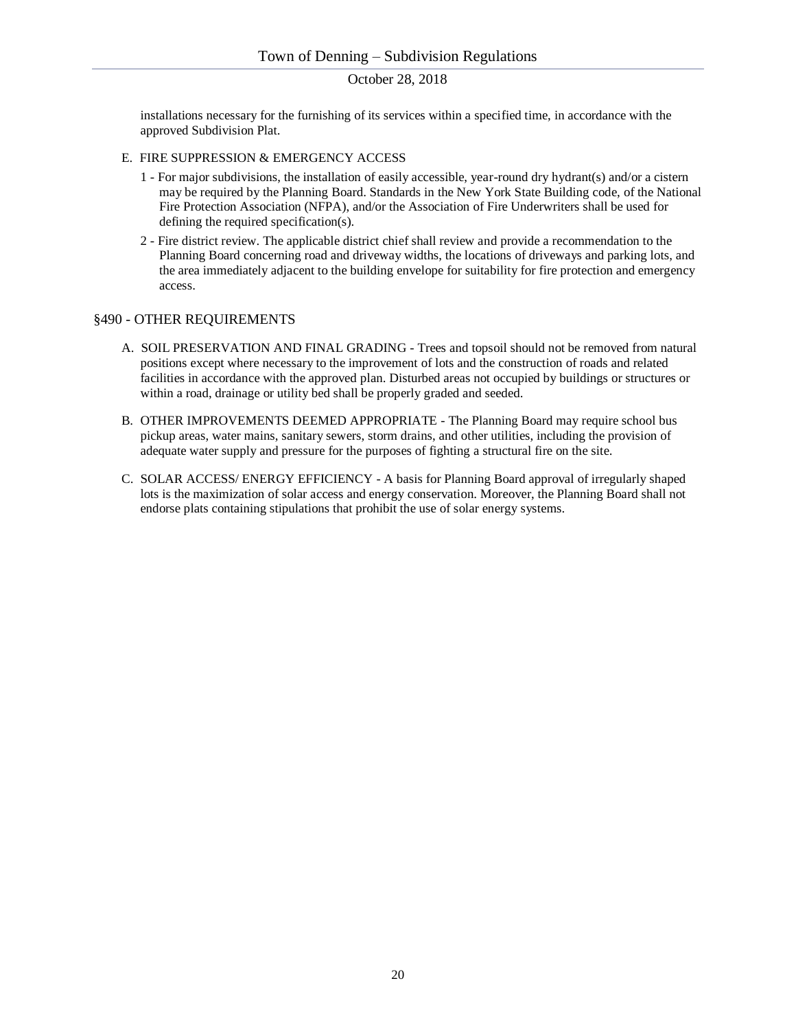installations necessary for the furnishing of its services within a specified time, in accordance with the approved Subdivision Plat.

E. FIRE SUPPRESSION & EMERGENCY ACCESS

1 - For major subdivisions, the installation of easily accessible, year-round dry hydrant(s) and/or a cistern may be required by the Planning Board. Standards in the New York State Building code, of the National Fire Protection Association (NFPA), and/or the Association of Fire Underwriters shall be used for defining the required specification(s).

2 - Fire district review. The applicable district chief shall review and provide a recommendation to the Planning Board concerning road and driveway widths, the locations of driveways and parking lots, and the area immediately adjacent to the building envelope for suitability for fire protection and emergency access.

## §490 - OTHER REQUIREMENTS

A. SOIL PRESERVATION AND FINAL GRADING - Trees and topsoil should not be removed from natural positions except where necessary to the improvement of lots and the construction of roads and related facilities in accordance with the approved plan. Disturbed areas not occupied by buildings or structures or within a road, drainage or utility bed shall be properly graded and seeded.

B. OTHER IMPROVEMENTS DEEMED APPROPRIATE - The Planning Board may require school bus pickup areas, water mains, sanitary sewers, storm drains, and other utilities, including the provision of adequate water supply and pressure for the purposes of fighting a structural fire on the site.

C. SOLAR ACCESS/ ENERGY EFFICIENCY - A basis for Planning Board approval of irregularly shaped lots is the maximization of solar access and energy conservation. Moreover, the Planning Board shall not endorse plats containing stipulations that prohibit the use of solar energy systems.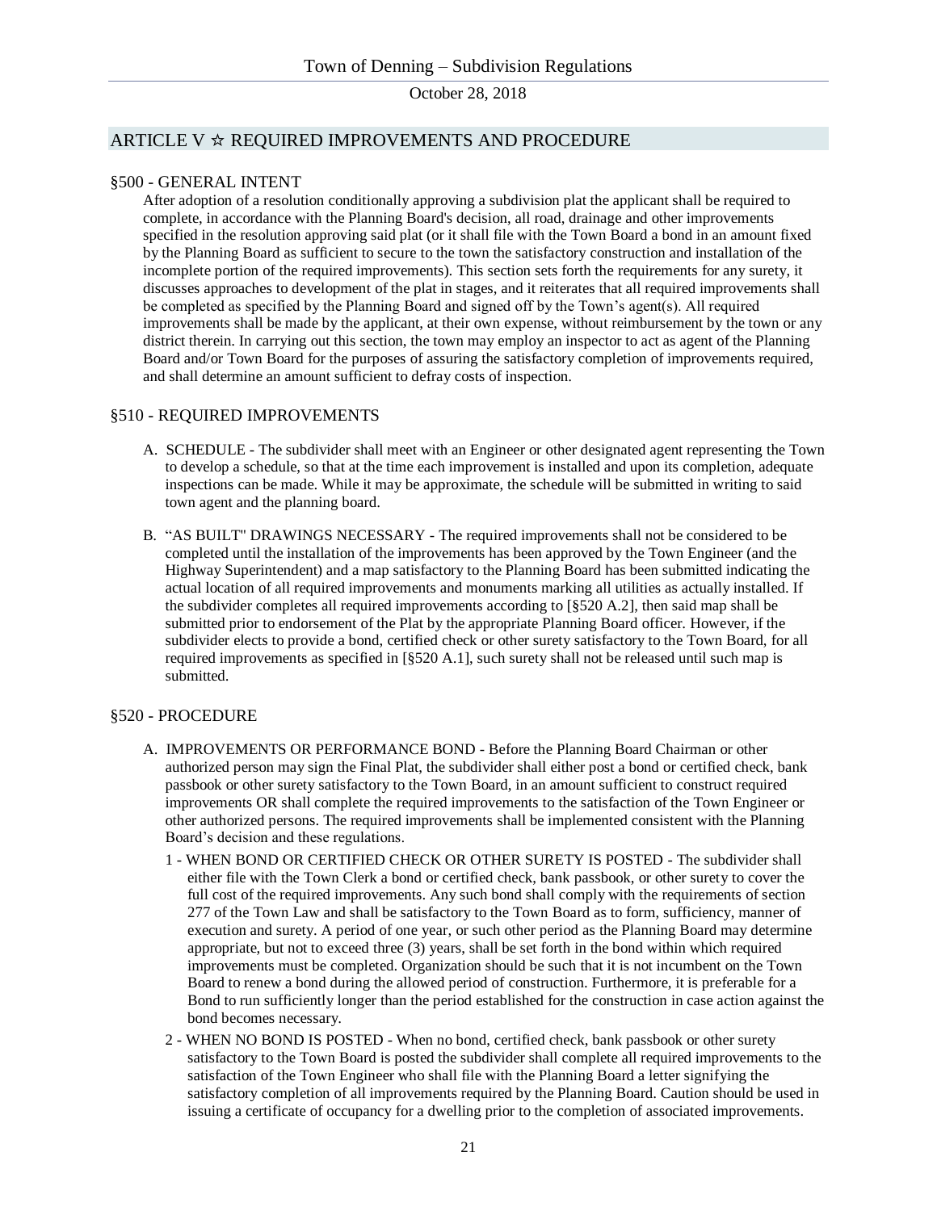## ARTICLE V ☆ REQUIRED IMPROVEMENTS AND PROCEDURE

### §500 - GENERAL INTENT

After adoption of a resolution conditionally approving a subdivision plat the applicant shall be required to complete, in accordance with the Planning Board's decision, all road, drainage and other improvements specified in the resolution approving said plat (or it shall file with the Town Board a bond in an amount fixed by the Planning Board as sufficient to secure to the town the satisfactory construction and installation of the incomplete portion of the required improvements). This section sets forth the requirements for any surety, it discusses approaches to development of the plat in stages, and it reiterates that all required improvements shall be completed as specified by the Planning Board and signed off by the Town's agent(s). All required improvements shall be made by the applicant, at their own expense, without reimbursement by the town or any district therein. In carrying out this section, the town may employ an inspector to act as agent of the Planning Board and/or Town Board for the purposes of assuring the satisfactory completion of improvements required, and shall determine an amount sufficient to defray costs of inspection.

### §510 - REQUIRED IMPROVEMENTS

A. SCHEDULE - The subdivider shall meet with an Engineer or other designated agent representing the Town to develop a schedule, so that at the time each improvement is installed and upon its completion, adequate inspections can be made. While it may be approximate, the schedule will be submitted in writing to said town agent and the planning board.

B. "AS BUILT" DRAWINGS NECESSARY - The required improvements shall not be considered to be completed until the installation of the improvements has been approved by the Town Engineer (and the Highway Superintendent) and a map satisfactory to the Planning Board has been submitted indicating the actual location of all required improvements and monuments marking all utilities as actually installed. If the subdivider completes all required improvements according to [§520 A.2], then said map shall be submitted prior to endorsement of the Plat by the appropriate Planning Board officer. However, if the subdivider elects to provide a bond, certified check or other surety satisfactory to the Town Board, for all required improvements as specified in [§520 A.1], such surety shall not be released until such map is submitted.

### §520 - PROCEDURE

A. IMPROVEMENTS OR PERFORMANCE BOND - Before the Planning Board Chairman or other authorized person may sign the Final Plat, the subdivider shall either post a bond or certified check, bank passbook or other surety satisfactory to the Town Board, in an amount sufficient to construct required improvements OR shall complete the required improvements to the satisfaction of the Town Engineer or other authorized persons. The required improvements shall be implemented consistent with the Planning Board's decision and these regulations.

1 - WHEN BOND OR CERTIFIED CHECK OR OTHER SURETY IS POSTED - The subdivider shall either file with the Town Clerk a bond or certified check, bank passbook, or other surety to cover the full cost of the required improvements. Any such bond shall comply with the requirements of section 277 of the Town Law and shall be satisfactory to the Town Board as to form, sufficiency, manner of execution and surety. A period of one year, or such other period as the Planning Board may determine appropriate, but not to exceed three (3) years, shall be set forth in the bond within which required improvements must be completed. Organization should be such that it is not incumbent on the Town Board to renew a bond during the allowed period of construction. Furthermore, it is preferable for a Bond to run sufficiently longer than the period established for the construction in case action against the bond becomes necessary.

2 - WHEN NO BOND IS POSTED - When no bond, certified check, bank passbook or other surety satisfactory to the Town Board is posted the subdivider shall complete all required improvements to the satisfaction of the Town Engineer who shall file with the Planning Board a letter signifying the satisfactory completion of all improvements required by the Planning Board. Caution should be used in issuing a certificate of occupancy for a dwelling prior to the completion of associated improvements.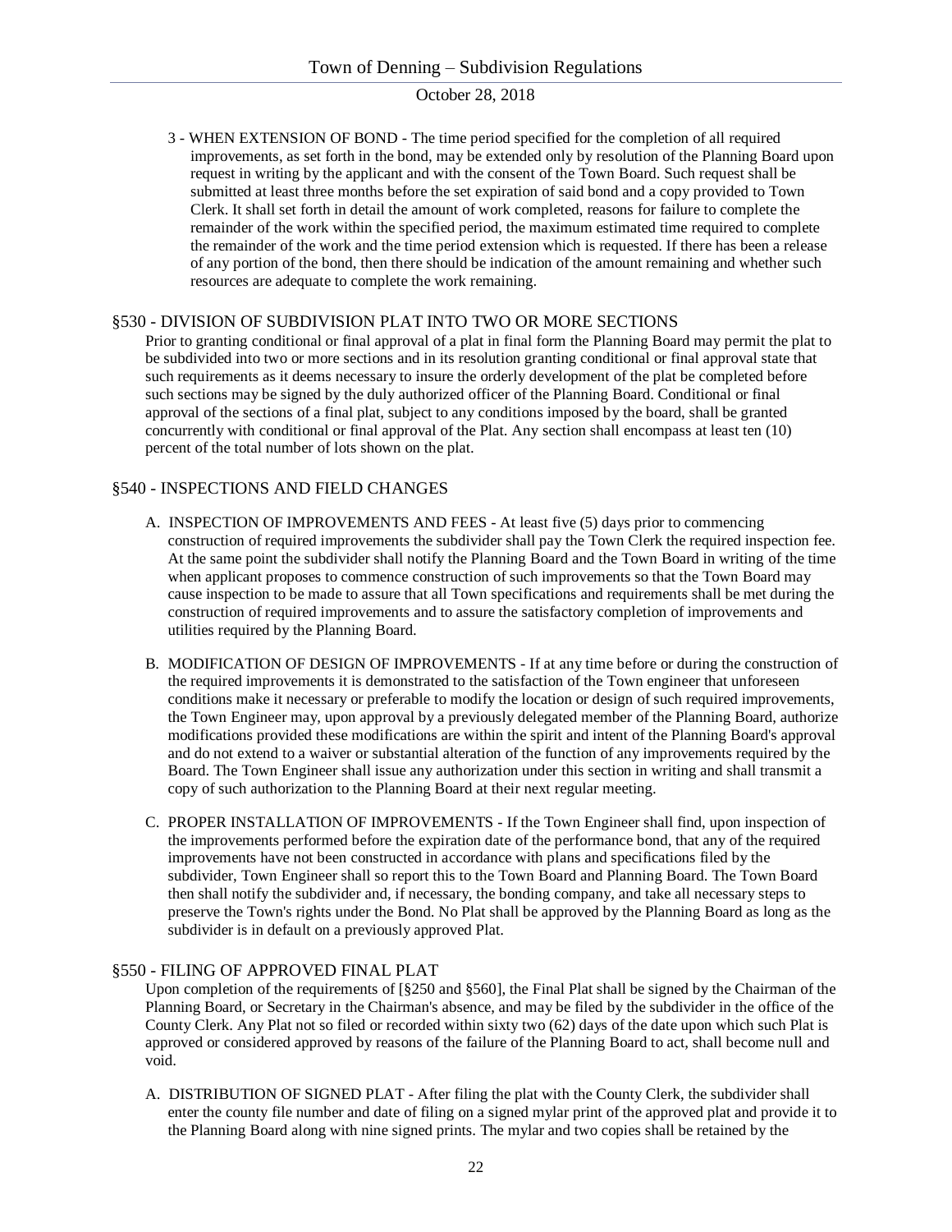3 - WHEN EXTENSION OF BOND - The time period specified for the completion of all required improvements, as set forth in the bond, may be extended only by resolution of the Planning Board upon request in writing by the applicant and with the consent of the Town Board. Such request shall be submitted at least three months before the set expiration of said bond and a copy provided to Town Clerk. It shall set forth in detail the amount of work completed, reasons for failure to complete the remainder of the work within the specified period, the maximum estimated time required to complete the remainder of the work and the time period extension which is requested. If there has been a release of any portion of the bond, then there should be indication of the amount remaining and whether such resources are adequate to complete the work remaining.

## §530 - DIVISION OF SUBDIVISION PLAT INTO TWO OR MORE SECTIONS

Prior to granting conditional or final approval of a plat in final form the Planning Board may permit the plat to be subdivided into two or more sections and in its resolution granting conditional or final approval state that such requirements as it deems necessary to insure the orderly development of the plat be completed before such sections may be signed by the duly authorized officer of the Planning Board. Conditional or final approval of the sections of a final plat, subject to any conditions imposed by the board, shall be granted concurrently with conditional or final approval of the Plat. Any section shall encompass at least ten (10) percent of the total number of lots shown on the plat.

## §540 - INSPECTIONS AND FIELD CHANGES

A. INSPECTION OF IMPROVEMENTS AND FEES - At least five (5) days prior to commencing construction of required improvements the subdivider shall pay the Town Clerk the required inspection fee. At the same point the subdivider shall notify the Planning Board and the Town Board in writing of the time when applicant proposes to commence construction of such improvements so that the Town Board may cause inspection to be made to assure that all Town specifications and requirements shall be met during the construction of required improvements and to assure the satisfactory completion of improvements and utilities required by the Planning Board.

B. MODIFICATION OF DESIGN OF IMPROVEMENTS - If at any time before or during the construction of the required improvements it is demonstrated to the satisfaction of the Town engineer that unforeseen conditions make it necessary or preferable to modify the location or design of such required improvements, the Town Engineer may, upon approval by a previously delegated member of the Planning Board, authorize modifications provided these modifications are within the spirit and intent of the Planning Board's approval and do not extend to a waiver or substantial alteration of the function of any improvements required by the Board. The Town Engineer shall issue any authorization under this section in writing and shall transmit a copy of such authorization to the Planning Board at their next regular meeting.

C. PROPER INSTALLATION OF IMPROVEMENTS - If the Town Engineer shall find, upon inspection of the improvements performed before the expiration date of the performance bond, that any of the required improvements have not been constructed in accordance with plans and specifications filed by the subdivider, Town Engineer shall so report this to the Town Board and Planning Board. The Town Board then shall notify the subdivider and, if necessary, the bonding company, and take all necessary steps to preserve the Town's rights under the Bond. No Plat shall be approved by the Planning Board as long as the subdivider is in default on a previously approved Plat.

## §550 - FILING OF APPROVED FINAL PLAT

Upon completion of the requirements of [§250 and §560], the Final Plat shall be signed by the Chairman of the Planning Board, or Secretary in the Chairman's absence, and may be filed by the subdivider in the office of the County Clerk. Any Plat not so filed or recorded within sixty two (62) days of the date upon which such Plat is approved or considered approved by reasons of the failure of the Planning Board to act, shall become null and void.

A. DISTRIBUTION OF SIGNED PLAT - After filing the plat with the County Clerk, the subdivider shall enter the county file number and date of filing on a signed mylar print of the approved plat and provide it to the Planning Board along with nine signed prints. The mylar and two copies shall be retained by the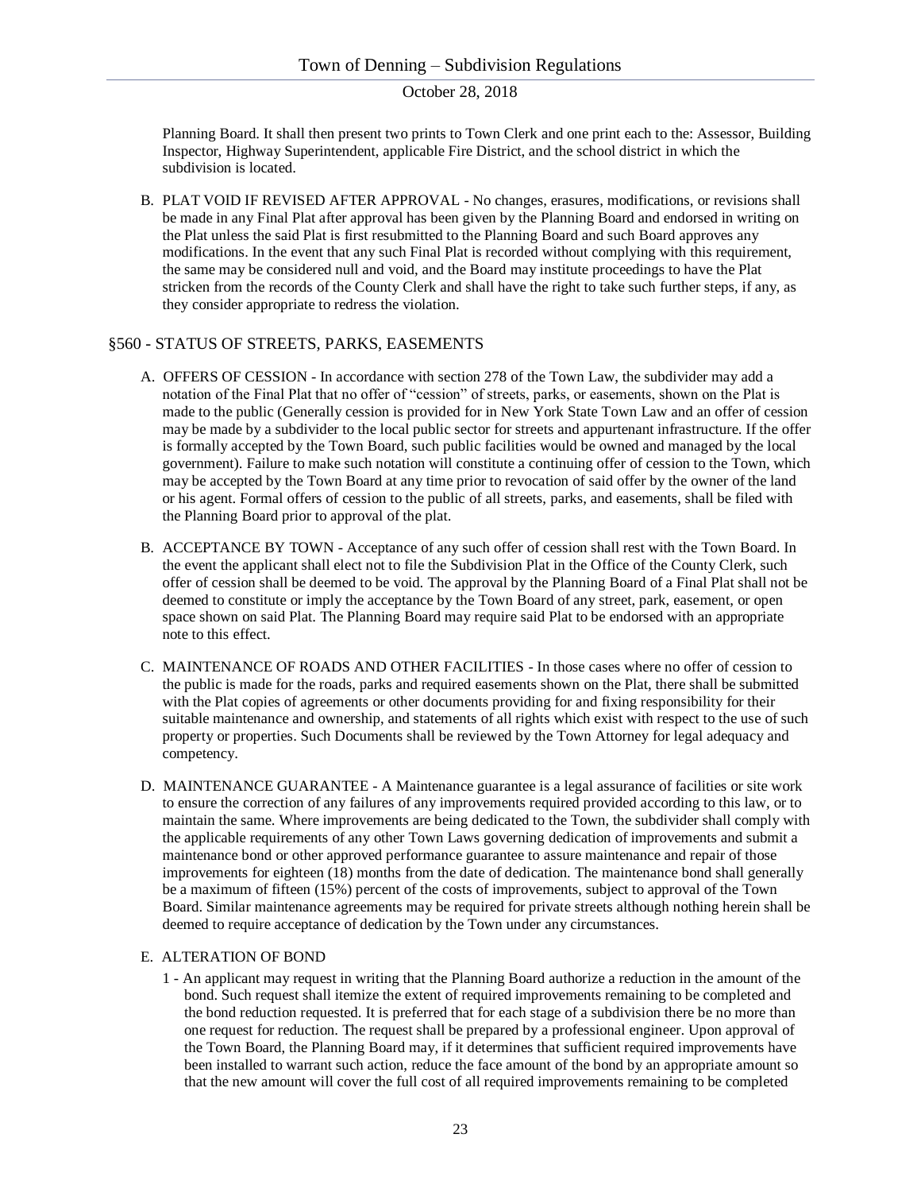Planning Board. It shall then present two prints to Town Clerk and one print each to the: Assessor, Building Inspector, Highway Superintendent, applicable Fire District, and the school district in which the subdivision is located.

B. PLAT VOID IF REVISED AFTER APPROVAL - No changes, erasures, modifications, or revisions shall be made in any Final Plat after approval has been given by the Planning Board and endorsed in writing on the Plat unless the said Plat is first resubmitted to the Planning Board and such Board approves any modifications. In the event that any such Final Plat is recorded without complying with this requirement, the same may be considered null and void, and the Board may institute proceedings to have the Plat stricken from the records of the County Clerk and shall have the right to take such further steps, if any, as they consider appropriate to redress the violation.

## §560 - STATUS OF STREETS, PARKS, EASEMENTS

A. OFFERS OF CESSION - In accordance with section 278 of the Town Law, the subdivider may add a notation of the Final Plat that no offer of "cession" of streets, parks, or easements, shown on the Plat is made to the public (Generally cession is provided for in New York State Town Law and an offer of cession may be made by a subdivider to the local public sector for streets and appurtenant infrastructure. If the offer is formally accepted by the Town Board, such public facilities would be owned and managed by the local government). Failure to make such notation will constitute a continuing offer of cession to the Town, which may be accepted by the Town Board at any time prior to revocation of said offer by the owner of the land or his agent. Formal offers of cession to the public of all streets, parks, and easements, shall be filed with the Planning Board prior to approval of the plat.

B. ACCEPTANCE BY TOWN - Acceptance of any such offer of cession shall rest with the Town Board. In the event the applicant shall elect not to file the Subdivision Plat in the Office of the County Clerk, such offer of cession shall be deemed to be void. The approval by the Planning Board of a Final Plat shall not be deemed to constitute or imply the acceptance by the Town Board of any street, park, easement, or open space shown on said Plat. The Planning Board may require said Plat to be endorsed with an appropriate note to this effect.

C. MAINTENANCE OF ROADS AND OTHER FACILITIES - In those cases where no offer of cession to the public is made for the roads, parks and required easements shown on the Plat, there shall be submitted with the Plat copies of agreements or other documents providing for and fixing responsibility for their suitable maintenance and ownership, and statements of all rights which exist with respect to the use of such property or properties. Such Documents shall be reviewed by the Town Attorney for legal adequacy and competency.

D. MAINTENANCE GUARANTEE - A Maintenance guarantee is a legal assurance of facilities or site work to ensure the correction of any failures of any improvements required provided according to this law, or to maintain the same. Where improvements are being dedicated to the Town, the subdivider shall comply with the applicable requirements of any other Town Laws governing dedication of improvements and submit a maintenance bond or other approved performance guarantee to assure maintenance and repair of those improvements for eighteen (18) months from the date of dedication. The maintenance bond shall generally be a maximum of fifteen (15%) percent of the costs of improvements, subject to approval of the Town Board. Similar maintenance agreements may be required for private streets although nothing herein shall be deemed to require acceptance of dedication by the Town under any circumstances.

E. ALTERATION OF BOND

1 - An applicant may request in writing that the Planning Board authorize a reduction in the amount of the bond. Such request shall itemize the extent of required improvements remaining to be completed and the bond reduction requested. It is preferred that for each stage of a subdivision there be no more than one request for reduction. The request shall be prepared by a professional engineer. Upon approval of the Town Board, the Planning Board may, if it determines that sufficient required improvements have been installed to warrant such action, reduce the face amount of the bond by an appropriate amount so that the new amount will cover the full cost of all required improvements remaining to be completed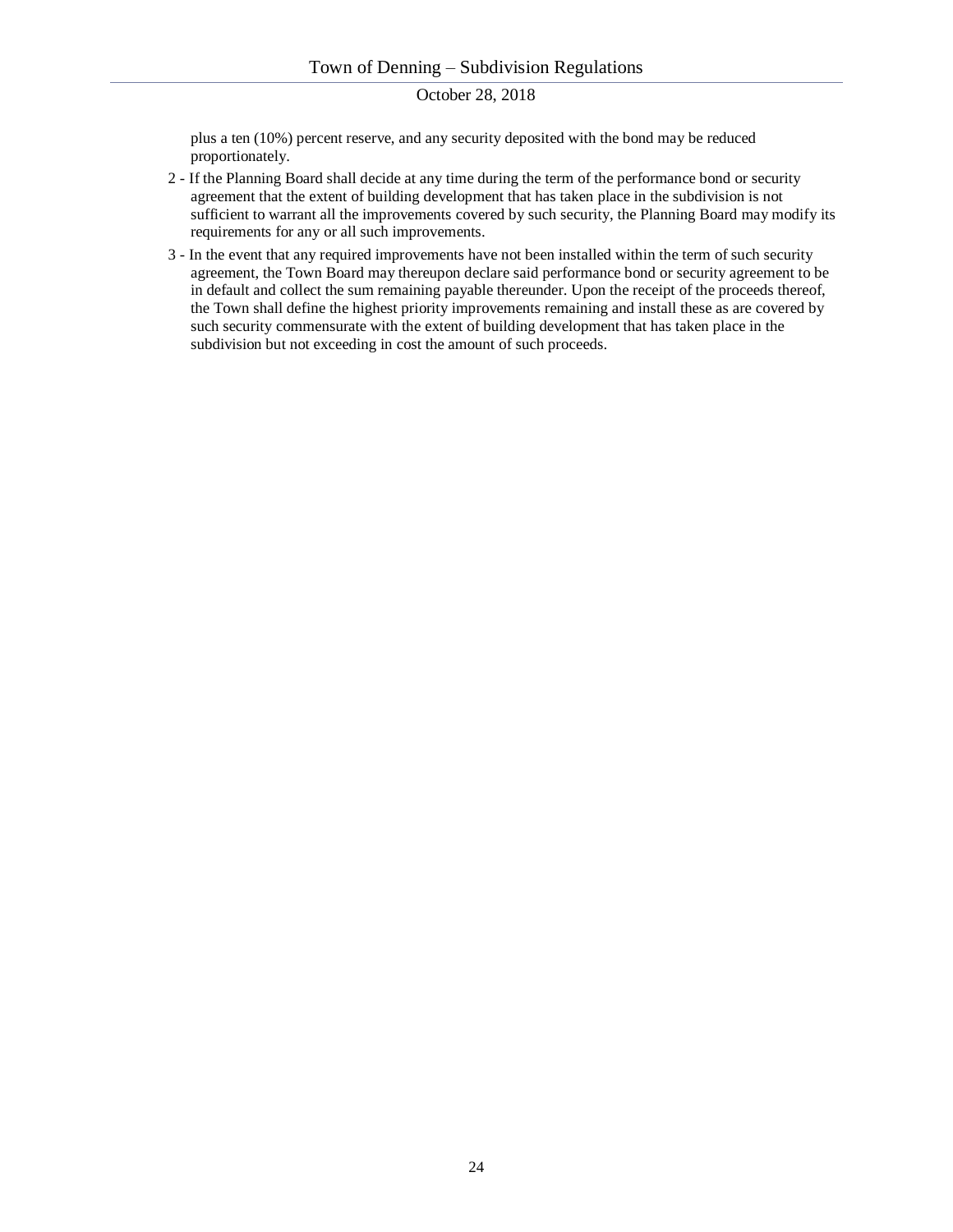plus a ten (10%) percent reserve, and any security deposited with the bond may be reduced proportionately.

2 - If the Planning Board shall decide at any time during the term of the performance bond or security agreement that the extent of building development that has taken place in the subdivision is not sufficient to warrant all the improvements covered by such security, the Planning Board may modify its requirements for any or all such improvements.

3 - In the event that any required improvements have not been installed within the term of such security agreement, the Town Board may thereupon declare said performance bond or security agreement to be in default and collect the sum remaining payable thereunder. Upon the receipt of the proceeds thereof, the Town shall define the highest priority improvements remaining and install these as are covered by such security commensurate with the extent of building development that has taken place in the subdivision but not exceeding in cost the amount of such proceeds.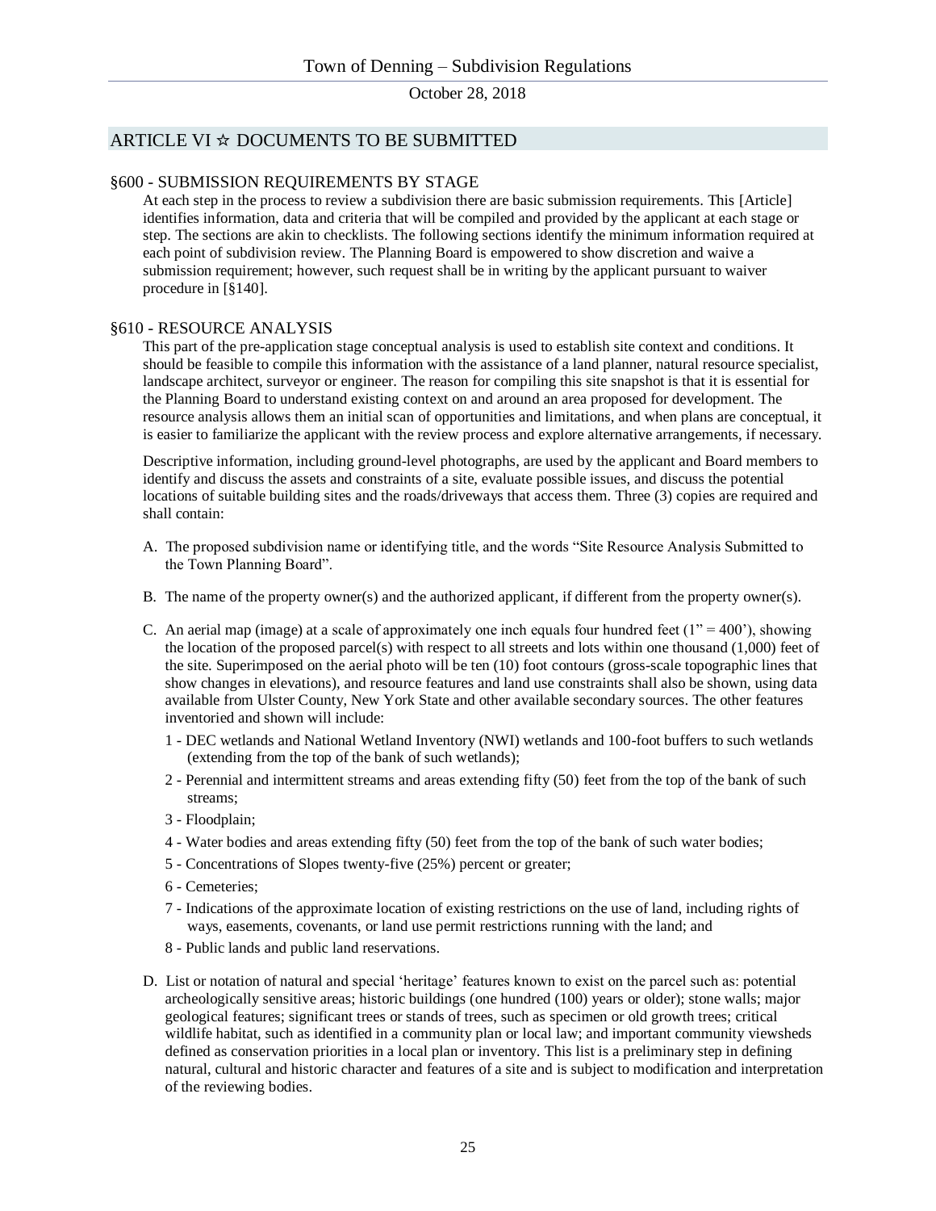## ARTICLE VI ☆ DOCUMENTS TO BE SUBMITTED

### §600 - SUBMISSION REQUIREMENTS BY STAGE

At each step in the process to review a subdivision there are basic submission requirements. This [Article] identifies information, data and criteria that will be compiled and provided by the applicant at each stage or step. The sections are akin to checklists. The following sections identify the minimum information required at each point of subdivision review. The Planning Board is empowered to show discretion and waive a submission requirement; however, such request shall be in writing by the applicant pursuant to waiver procedure in [§140].

### §610 - RESOURCE ANALYSIS

This part of the pre-application stage conceptual analysis is used to establish site context and conditions. It should be feasible to compile this information with the assistance of a land planner, natural resource specialist, landscape architect, surveyor or engineer. The reason for compiling this site snapshot is that it is essential for the Planning Board to understand existing context on and around an area proposed for development. The resource analysis allows them an initial scan of opportunities and limitations, and when plans are conceptual, it is easier to familiarize the applicant with the review process and explore alternative arrangements, if necessary.

Descriptive information, including ground-level photographs, are used by the applicant and Board members to identify and discuss the assets and constraints of a site, evaluate possible issues, and discuss the potential locations of suitable building sites and the roads/driveways that access them. Three (3) copies are required and shall contain:

A. The proposed subdivision name or identifying title, and the words "Site Resource Analysis Submitted to the Town Planning Board".

B. The name of the property owner(s) and the authorized applicant, if different from the property owner(s).

C. An aerial map (image) at a scale of approximately one inch equals four hundred feet (1" = 400'), showing the location of the proposed parcel(s) with respect to all streets and lots within one thousand (1,000) feet of the site. Superimposed on the aerial photo will be ten (10) foot contours (gross-scale topographic lines that show changes in elevations), and resource features and land use constraints shall also be shown, using data available from Ulster County, New York State and other available secondary sources. The other features inventoried and shown will include:

   1 - DEC wetlands and National Wetland Inventory (NWI) wetlands and 100-foot buffers to such wetlands (extending from the top of the bank of such wetlands);

   2 - Perennial and intermittent streams and areas extending fifty (50) feet from the top of the bank of such streams;

   3 - Floodplain;

   4 - Water bodies and areas extending fifty (50) feet from the top of the bank of such water bodies;

   5 - Concentrations of Slopes twenty-five (25%) percent or greater;

   6 - Cemeteries;

   7 - Indications of the approximate location of existing restrictions on the use of land, including rights of ways, easements, covenants, or land use permit restrictions running with the land; and

   8 - Public lands and public land reservations.

D. List or notation of natural and special 'heritage' features known to exist on the parcel such as: potential archeologically sensitive areas; historic buildings (one hundred (100) years or older); stone walls; major geological features; significant trees or stands of trees, such as specimen or old growth trees; critical wildlife habitat, such as identified in a community plan or local law; and important community viewsheds defined as conservation priorities in a local plan or inventory. This list is a preliminary step in defining natural, cultural and historic character and features of a site and is subject to modification and interpretation of the reviewing bodies.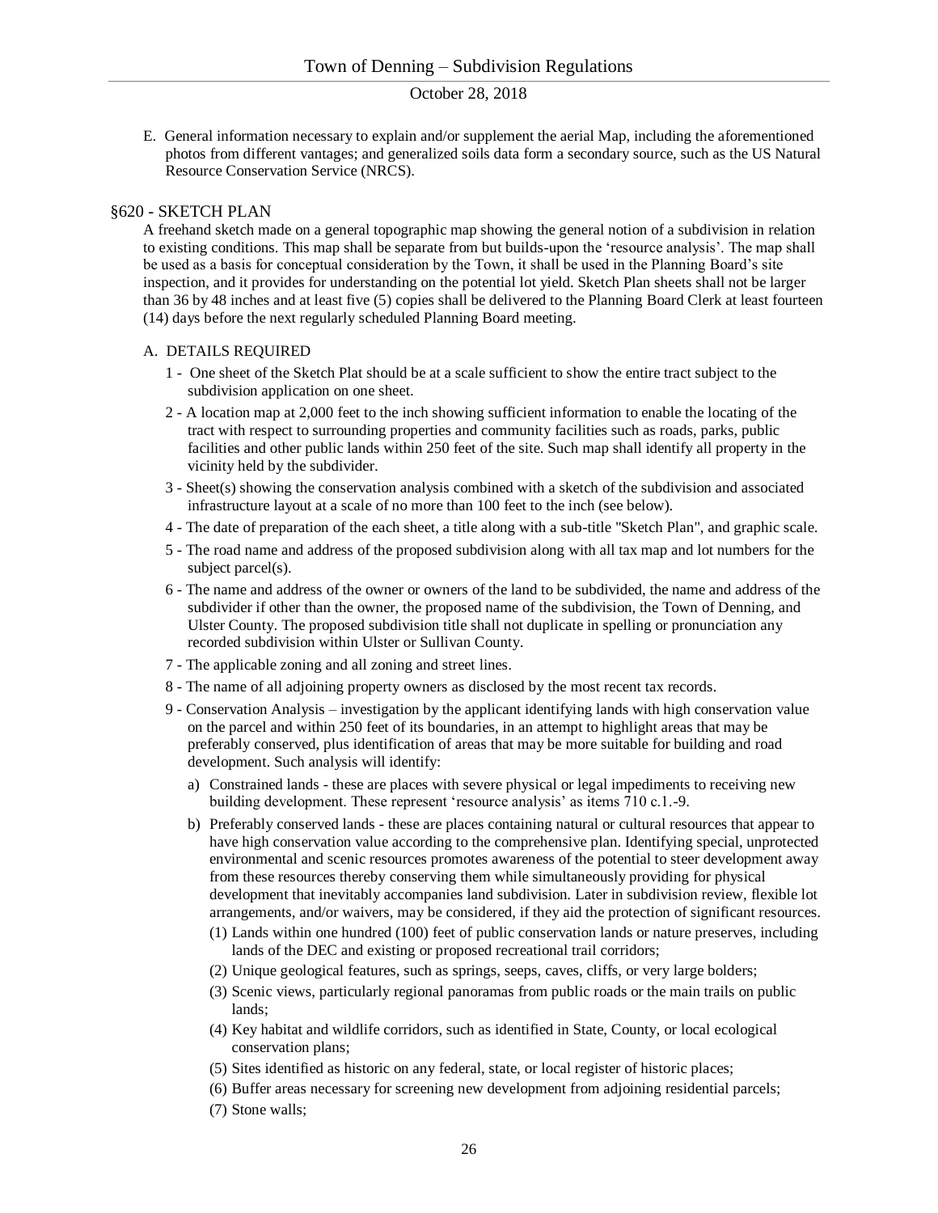E. General information necessary to explain and/or supplement the aerial Map, including the aforementioned photos from different vantages; and generalized soils data form a secondary source, such as the US Natural Resource Conservation Service (NRCS).

## §620 - SKETCH PLAN

A freehand sketch made on a general topographic map showing the general notion of a subdivision in relation to existing conditions. This map shall be separate from but builds-upon the 'resource analysis'. The map shall be used as a basis for conceptual consideration by the Town, it shall be used in the Planning Board's site inspection, and it provides for understanding on the potential lot yield. Sketch Plan sheets shall not be larger than 36 by 48 inches and at least five (5) copies shall be delivered to the Planning Board Clerk at least fourteen (14) days before the next regularly scheduled Planning Board meeting.

### A. DETAILS REQUIRED

1 - One sheet of the Sketch Plat should be at a scale sufficient to show the entire tract subject to the subdivision application on one sheet.

2 - A location map at 2,000 feet to the inch showing sufficient information to enable the locating of the tract with respect to surrounding properties and community facilities such as roads, parks, public facilities and other public lands within 250 feet of the site. Such map shall identify all property in the vicinity held by the subdivider.

3 - Sheet(s) showing the conservation analysis combined with a sketch of the subdivision and associated infrastructure layout at a scale of no more than 100 feet to the inch (see below).

4 - The date of preparation of the each sheet, a title along with a sub-title "Sketch Plan", and graphic scale.

5 - The road name and address of the proposed subdivision along with all tax map and lot numbers for the subject parcel(s).

6 - The name and address of the owner or owners of the land to be subdivided, the name and address of the subdivider if other than the owner, the proposed name of the subdivision, the Town of Denning, and Ulster County. The proposed subdivision title shall not duplicate in spelling or pronunciation any recorded subdivision within Ulster or Sullivan County.

7 - The applicable zoning and all zoning and street lines.

8 - The name of all adjoining property owners as disclosed by the most recent tax records.

9 - Conservation Analysis – investigation by the applicant identifying lands with high conservation value on the parcel and within 250 feet of its boundaries, in an attempt to highlight areas that may be preferably conserved, plus identification of areas that may be more suitable for building and road development. Such analysis will identify:

a) Constrained lands - these are places with severe physical or legal impediments to receiving new building development. These represent 'resource analysis' as items 710 c.1.-9.

b) Preferably conserved lands - these are places containing natural or cultural resources that appear to have high conservation value according to the comprehensive plan. Identifying special, unprotected environmental and scenic resources promotes awareness of the potential to steer development away from these resources thereby conserving them while simultaneously providing for physical development that inevitably accompanies land subdivision. Later in subdivision review, flexible lot arrangements, and/or waivers, may be considered, if they aid the protection of significant resources.

(1) Lands within one hundred (100) feet of public conservation lands or nature preserves, including lands of the DEC and existing or proposed recreational trail corridors;

(2) Unique geological features, such as springs, seeps, caves, cliffs, or very large bolders;

(3) Scenic views, particularly regional panoramas from public roads or the main trails on public lands;

(4) Key habitat and wildlife corridors, such as identified in State, County, or local ecological conservation plans;

(5) Sites identified as historic on any federal, state, or local register of historic places;

(6) Buffer areas necessary for screening new development from adjoining residential parcels;

(7) Stone walls;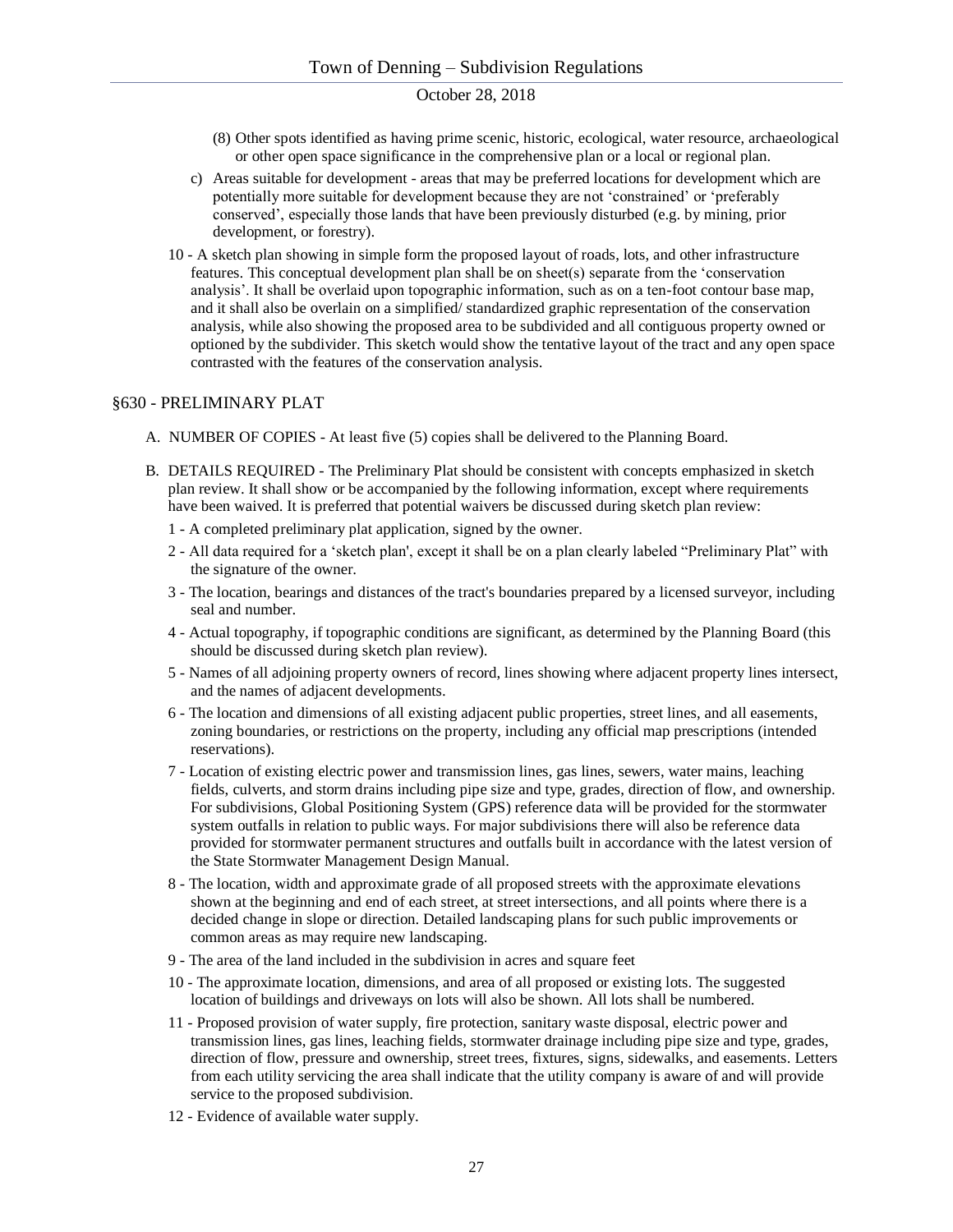(8) Other spots identified as having prime scenic, historic, ecological, water resource, archaeological or other open space significance in the comprehensive plan or a local or regional plan.

c) Areas suitable for development - areas that may be preferred locations for development which are potentially more suitable for development because they are not 'constrained' or 'preferably conserved', especially those lands that have been previously disturbed (e.g. by mining, prior development, or forestry).

10 - A sketch plan showing in simple form the proposed layout of roads, lots, and other infrastructure features. This conceptual development plan shall be on sheet(s) separate from the 'conservation analysis'. It shall be overlaid upon topographic information, such as on a ten-foot contour base map, and it shall also be overlain on a simplified/ standardized graphic representation of the conservation analysis, while also showing the proposed area to be subdivided and all contiguous property owned or optioned by the subdivider. This sketch would show the tentative layout of the tract and any open space contrasted with the features of the conservation analysis.

## §630 - PRELIMINARY PLAT

A. NUMBER OF COPIES - At least five (5) copies shall be delivered to the Planning Board.

B. DETAILS REQUIRED - The Preliminary Plat should be consistent with concepts emphasized in sketch plan review. It shall show or be accompanied by the following information, except where requirements have been waived. It is preferred that potential waivers be discussed during sketch plan review:

1 - A completed preliminary plat application, signed by the owner.

2 - All data required for a 'sketch plan', except it shall be on a plan clearly labeled "Preliminary Plat" with the signature of the owner.

3 - The location, bearings and distances of the tract's boundaries prepared by a licensed surveyor, including seal and number.

4 - Actual topography, if topographic conditions are significant, as determined by the Planning Board (this should be discussed during sketch plan review).

5 - Names of all adjoining property owners of record, lines showing where adjacent property lines intersect, and the names of adjacent developments.

6 - The location and dimensions of all existing adjacent public properties, street lines, and all easements, zoning boundaries, or restrictions on the property, including any official map prescriptions (intended reservations).

7 - Location of existing electric power and transmission lines, gas lines, sewers, water mains, leaching fields, culverts, and storm drains including pipe size and type, grades, direction of flow, and ownership. For subdivisions, Global Positioning System (GPS) reference data will be provided for the stormwater system outfalls in relation to public ways. For major subdivisions there will also be reference data provided for stormwater permanent structures and outfalls built in accordance with the latest version of the State Stormwater Management Design Manual.

8 - The location, width and approximate grade of all proposed streets with the approximate elevations shown at the beginning and end of each street, at street intersections, and all points where there is a decided change in slope or direction. Detailed landscaping plans for such public improvements or common areas as may require new landscaping.

9 - The area of the land included in the subdivision in acres and square feet

10 - The approximate location, dimensions, and area of all proposed or existing lots. The suggested location of buildings and driveways on lots will also be shown. All lots shall be numbered.

11 - Proposed provision of water supply, fire protection, sanitary waste disposal, electric power and transmission lines, gas lines, leaching fields, stormwater drainage including pipe size and type, grades, direction of flow, pressure and ownership, street trees, fixtures, signs, sidewalks, and easements. Letters from each utility servicing the area shall indicate that the utility company is aware of and will provide service to the proposed subdivision.

12 - Evidence of available water supply.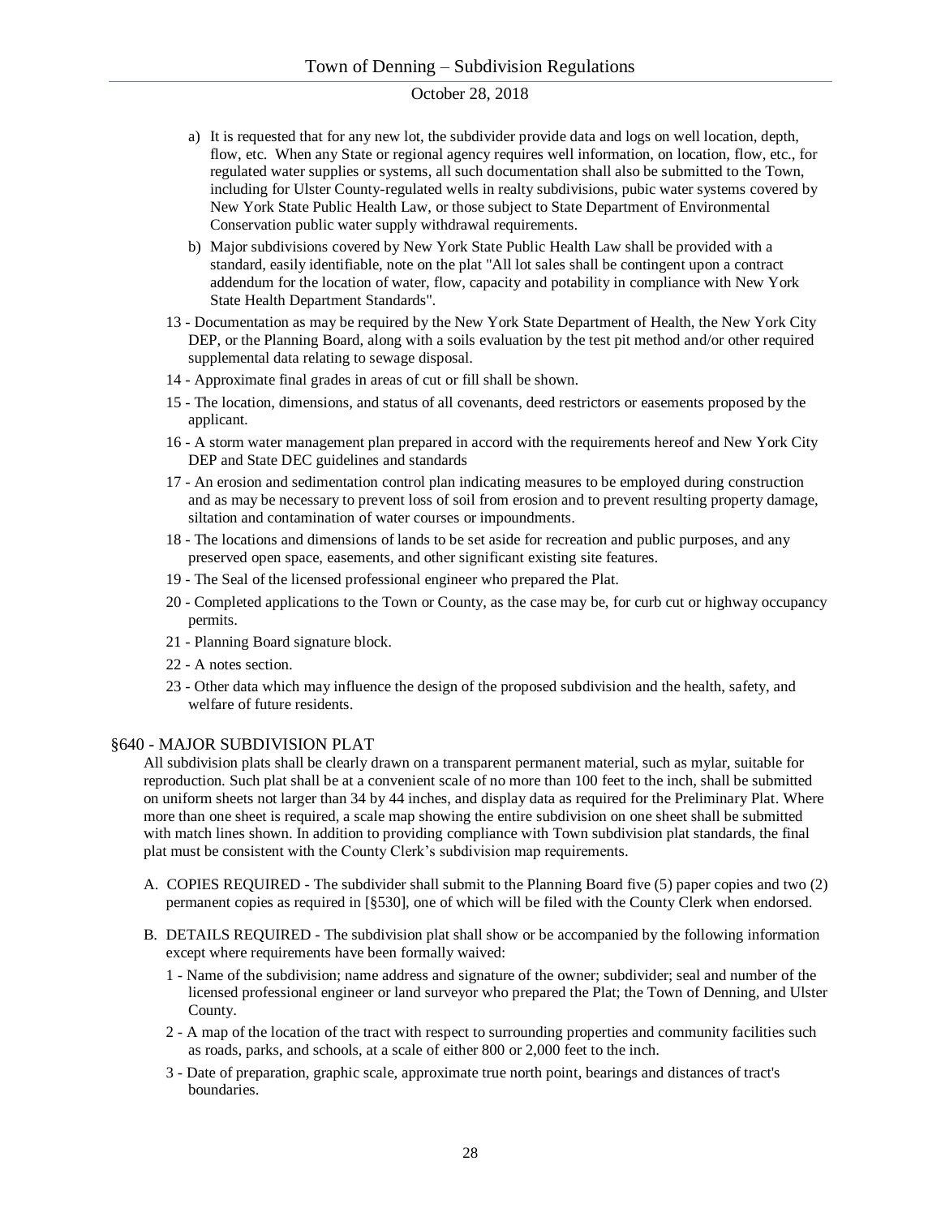a) It is requested that for any new lot, the subdivider provide data and logs on well location, depth, flow, etc. When any State or regional agency requires well information, on location, flow, etc., for regulated water supplies or systems, all such documentation shall also be submitted to the Town, including for Ulster County-regulated wells in realty subdivisions, pubic water systems covered by New York State Public Health Law, or those subject to State Department of Environmental Conservation public water supply withdrawal requirements.

b) Major subdivisions covered by New York State Public Health Law shall be provided with a standard, easily identifiable, note on the plat "All lot sales shall be contingent upon a contract addendum for the location of water, flow, capacity and potability in compliance with New York State Health Department Standards".

13 - Documentation as may be required by the New York State Department of Health, the New York City DEP, or the Planning Board, along with a soils evaluation by the test pit method and/or other required supplemental data relating to sewage disposal.

14 - Approximate final grades in areas of cut or fill shall be shown.

15 - The location, dimensions, and status of all covenants, deed restrictors or easements proposed by the applicant.

16 - A storm water management plan prepared in accord with the requirements hereof and New York City DEP and State DEC guidelines and standards

17 - An erosion and sedimentation control plan indicating measures to be employed during construction and as may be necessary to prevent loss of soil from erosion and to prevent resulting property damage, siltation and contamination of water courses or impoundments.

18 - The locations and dimensions of lands to be set aside for recreation and public purposes, and any preserved open space, easements, and other significant existing site features.

19 - The Seal of the licensed professional engineer who prepared the Plat.

20 - Completed applications to the Town or County, as the case may be, for curb cut or highway occupancy permits.

21 - Planning Board signature block.

22 - A notes section.

23 - Other data which may influence the design of the proposed subdivision and the health, safety, and welfare of future residents.

## §640 - MAJOR SUBDIVISION PLAT

All subdivision plats shall be clearly drawn on a transparent permanent material, such as mylar, suitable for reproduction. Such plat shall be at a convenient scale of no more than 100 feet to the inch, shall be submitted on uniform sheets not larger than 34 by 44 inches, and display data as required for the Preliminary Plat. Where more than one sheet is required, a scale map showing the entire subdivision on one sheet shall be submitted with match lines shown. In addition to providing compliance with Town subdivision plat standards, the final plat must be consistent with the County Clerk's subdivision map requirements.

A. COPIES REQUIRED - The subdivider shall submit to the Planning Board five (5) paper copies and two (2) permanent copies as required in [§530], one of which will be filed with the County Clerk when endorsed.

B. DETAILS REQUIRED - The subdivision plat shall show or be accompanied by the following information except where requirements have been formally waived:

1 - Name of the subdivision; name address and signature of the owner; subdivider; seal and number of the licensed professional engineer or land surveyor who prepared the Plat; the Town of Denning, and Ulster County.

2 - A map of the location of the tract with respect to surrounding properties and community facilities such as roads, parks, and schools, at a scale of either 800 or 2,000 feet to the inch.

3 - Date of preparation, graphic scale, approximate true north point, bearings and distances of tract's boundaries.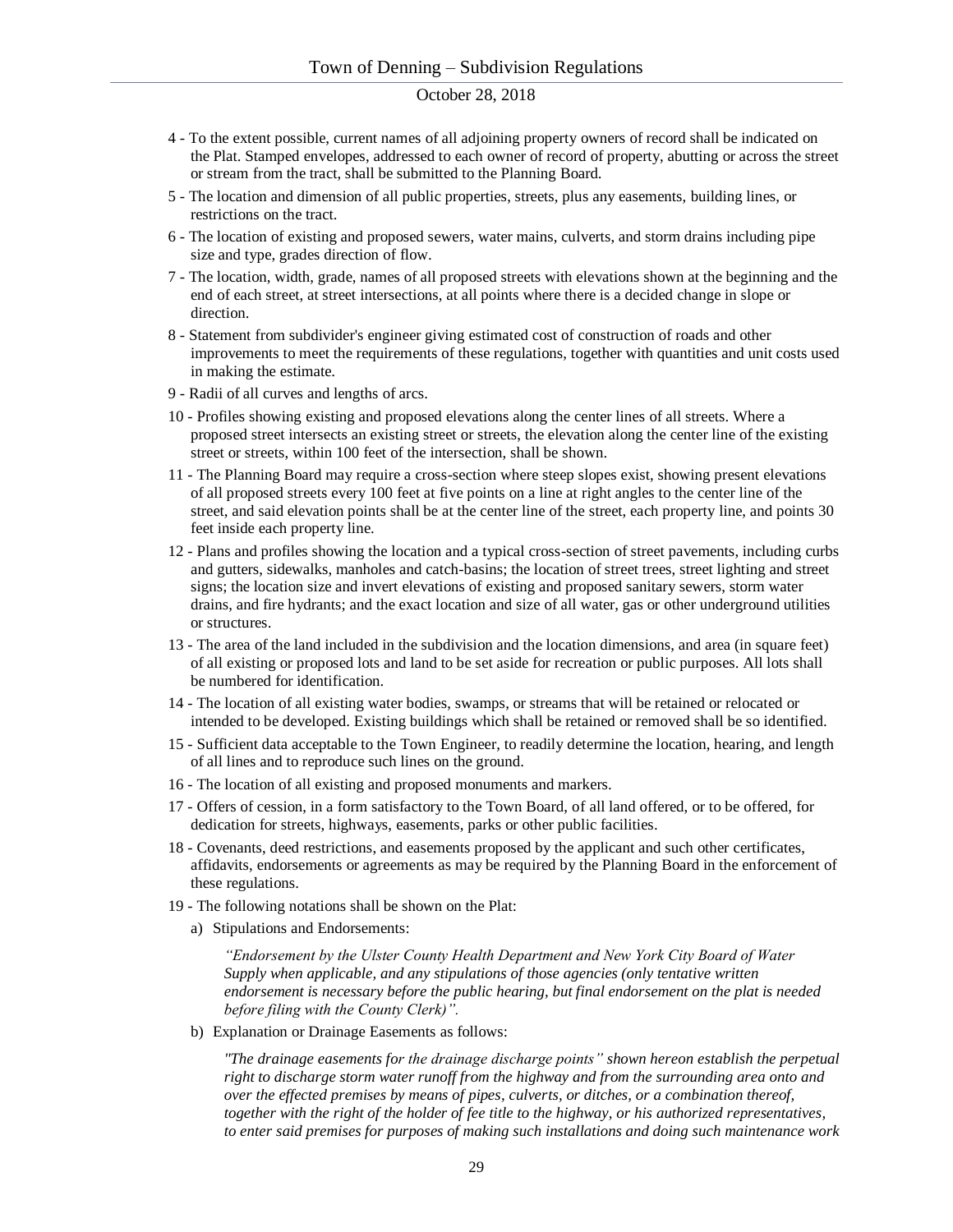4 - To the extent possible, current names of all adjoining property owners of record shall be indicated on the Plat. Stamped envelopes, addressed to each owner of record of property, abutting or across the street or stream from the tract, shall be submitted to the Planning Board.

5 - The location and dimension of all public properties, streets, plus any easements, building lines, or restrictions on the tract.

6 - The location of existing and proposed sewers, water mains, culverts, and storm drains including pipe size and type, grades direction of flow.

7 - The location, width, grade, names of all proposed streets with elevations shown at the beginning and the end of each street, at street intersections, at all points where there is a decided change in slope or direction.

8 - Statement from subdivider's engineer giving estimated cost of construction of roads and other improvements to meet the requirements of these regulations, together with quantities and unit costs used in making the estimate.

9 - Radii of all curves and lengths of arcs.

10 - Profiles showing existing and proposed elevations along the center lines of all streets. Where a proposed street intersects an existing street or streets, the elevation along the center line of the existing street or streets, within 100 feet of the intersection, shall be shown.

11 - The Planning Board may require a cross-section where steep slopes exist, showing present elevations of all proposed streets every 100 feet at five points on a line at right angles to the center line of the street, and said elevation points shall be at the center line of the street, each property line, and points 30 feet inside each property line.

12 - Plans and profiles showing the location and a typical cross-section of street pavements, including curbs and gutters, sidewalks, manholes and catch-basins; the location of street trees, street lighting and street signs; the location size and invert elevations of existing and proposed sanitary sewers, storm water drains, and fire hydrants; and the exact location and size of all water, gas or other underground utilities or structures.

13 - The area of the land included in the subdivision and the location dimensions, and area (in square feet) of all existing or proposed lots and land to be set aside for recreation or public purposes. All lots shall be numbered for identification.

14 - The location of all existing water bodies, swamps, or streams that will be retained or relocated or intended to be developed. Existing buildings which shall be retained or removed shall be so identified.

15 - Sufficient data acceptable to the Town Engineer, to readily determine the location, hearing, and length of all lines and to reproduce such lines on the ground.

16 - The location of all existing and proposed monuments and markers.

17 - Offers of cession, in a form satisfactory to the Town Board, of all land offered, or to be offered, for dedication for streets, highways, easements, parks or other public facilities.

18 - Covenants, deed restrictions, and easements proposed by the applicant and such other certificates, affidavits, endorsements or agreements as may be required by the Planning Board in the enforcement of these regulations.

19 - The following notations shall be shown on the Plat:

a) Stipulations and Endorsements:

*"Endorsement by the Ulster County Health Department and New York City Board of Water Supply when applicable, and any stipulations of those agencies (only tentative written endorsement is necessary before the public hearing, but final endorsement on the plat is needed before filing with the County Clerk)".*

b) Explanation or Drainage Easements as follows:

*"The drainage easements for the drainage discharge points" shown hereon establish the perpetual right to discharge storm water runoff from the highway and from the surrounding area onto and over the effected premises by means of pipes, culverts, or ditches, or a combination thereof, together with the right of the holder of fee title to the highway, or his authorized representatives, to enter said premises for purposes of making such installations and doing such maintenance work*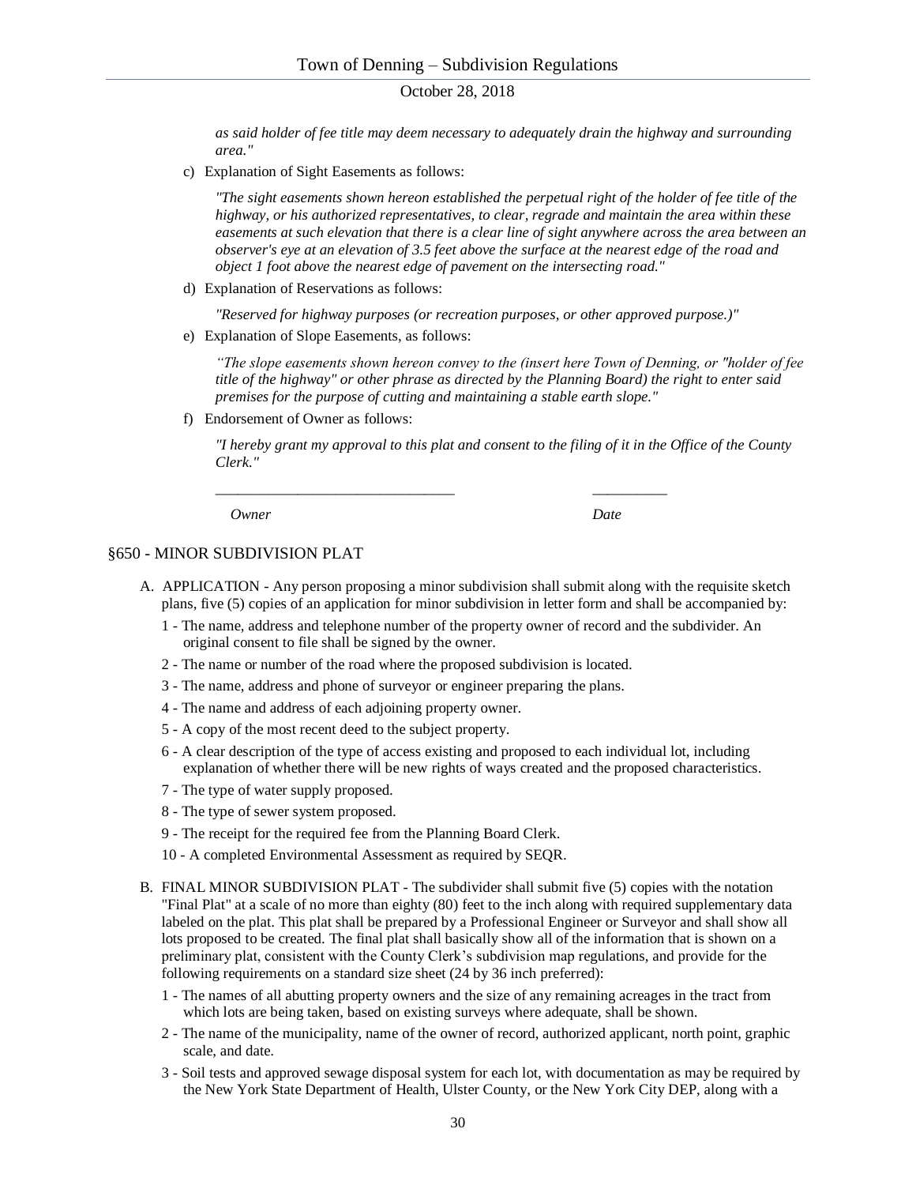*as said holder of fee title may deem necessary to adequately drain the highway and surrounding area."*

c) Explanation of Sight Easements as follows:

*"The sight easements shown hereon established the perpetual right of the holder of fee title of the highway, or his authorized representatives, to clear, regrade and maintain the area within these easements at such elevation that there is a clear line of sight anywhere across the area between an observer's eye at an elevation of 3.5 feet above the surface at the nearest edge of the road and object 1 foot above the nearest edge of pavement on the intersecting road."*

d) Explanation of Reservations as follows:

*"Reserved for highway purposes (or recreation purposes, or other approved purpose.)"*

e) Explanation of Slope Easements, as follows:

*"The slope easements shown hereon convey to the (insert here Town of Denning, or "holder of fee title of the highway" or other phrase as directed by the Planning Board) the right to enter said premises for the purpose of cutting and maintaining a stable earth slope."*

f) Endorsement of Owner as follows:

*"I hereby grant my approval to this plat and consent to the filing of it in the Office of the County Clerk."*

_______________________________ __________

*Owner* *Date*

## §650 - MINOR SUBDIVISION PLAT

A. APPLICATION - Any person proposing a minor subdivision shall submit along with the requisite sketch plans, five (5) copies of an application for minor subdivision in letter form and shall be accompanied by:

1 - The name, address and telephone number of the property owner of record and the subdivider. An original consent to file shall be signed by the owner.

2 - The name or number of the road where the proposed subdivision is located.

3 - The name, address and phone of surveyor or engineer preparing the plans.

4 - The name and address of each adjoining property owner.

5 - A copy of the most recent deed to the subject property.

6 - A clear description of the type of access existing and proposed to each individual lot, including explanation of whether there will be new rights of ways created and the proposed characteristics.

7 - The type of water supply proposed.

8 - The type of sewer system proposed.

9 - The receipt for the required fee from the Planning Board Clerk.

10 - A completed Environmental Assessment as required by SEQR.

B. FINAL MINOR SUBDIVISION PLAT - The subdivider shall submit five (5) copies with the notation "Final Plat" at a scale of no more than eighty (80) feet to the inch along with required supplementary data labeled on the plat. This plat shall be prepared by a Professional Engineer or Surveyor and shall show all lots proposed to be created. The final plat shall basically show all of the information that is shown on a preliminary plat, consistent with the County Clerk's subdivision map regulations, and provide for the following requirements on a standard size sheet (24 by 36 inch preferred):

1 - The names of all abutting property owners and the size of any remaining acreages in the tract from which lots are being taken, based on existing surveys where adequate, shall be shown.

2 - The name of the municipality, name of the owner of record, authorized applicant, north point, graphic scale, and date.

3 - Soil tests and approved sewage disposal system for each lot, with documentation as may be required by the New York State Department of Health, Ulster County, or the New York City DEP, along with a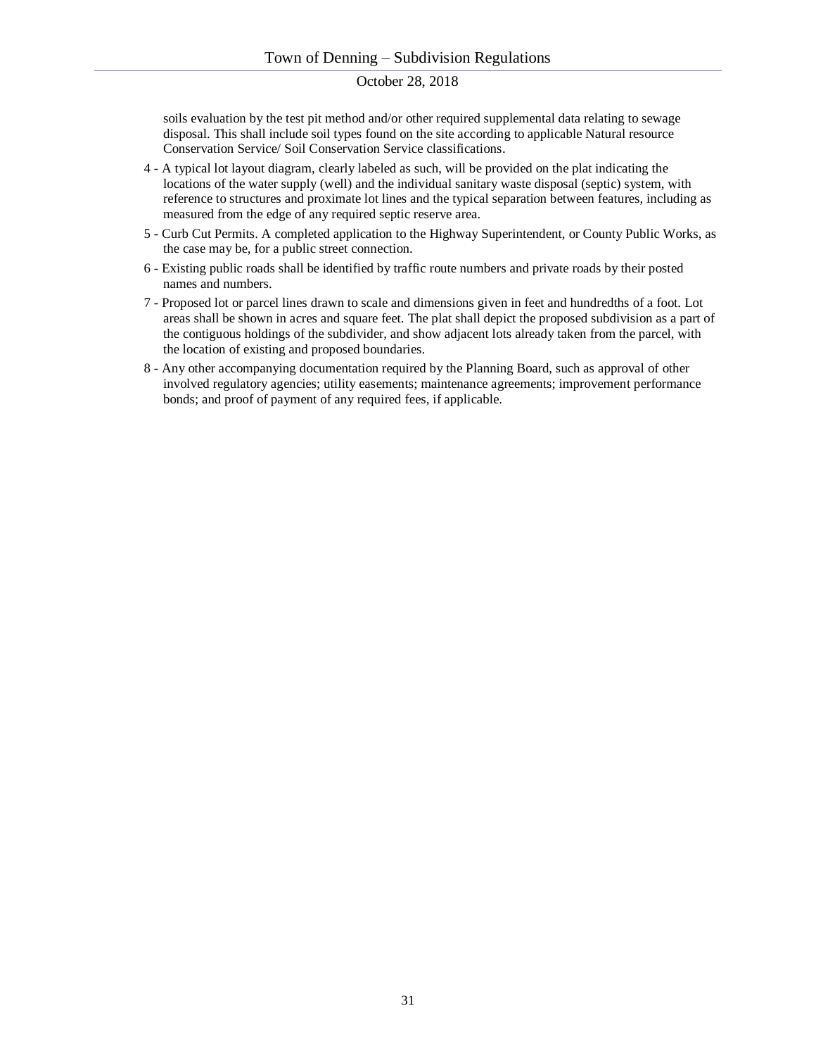soils evaluation by the test pit method and/or other required supplemental data relating to sewage disposal. This shall include soil types found on the site according to applicable Natural resource Conservation Service/ Soil Conservation Service classifications.

4 - A typical lot layout diagram, clearly labeled as such, will be provided on the plat indicating the locations of the water supply (well) and the individual sanitary waste disposal (septic) system, with reference to structures and proximate lot lines and the typical separation between features, including as measured from the edge of any required septic reserve area.

5 - Curb Cut Permits. A completed application to the Highway Superintendent, or County Public Works, as the case may be, for a public street connection.

6 - Existing public roads shall be identified by traffic route numbers and private roads by their posted names and numbers.

7 - Proposed lot or parcel lines drawn to scale and dimensions given in feet and hundredths of a foot. Lot areas shall be shown in acres and square feet. The plat shall depict the proposed subdivision as a part of the contiguous holdings of the subdivider, and show adjacent lots already taken from the parcel, with the location of existing and proposed boundaries.

8 - Any other accompanying documentation required by the Planning Board, such as approval of other involved regulatory agencies; utility easements; maintenance agreements; improvement performance bonds; and proof of payment of any required fees, if applicable.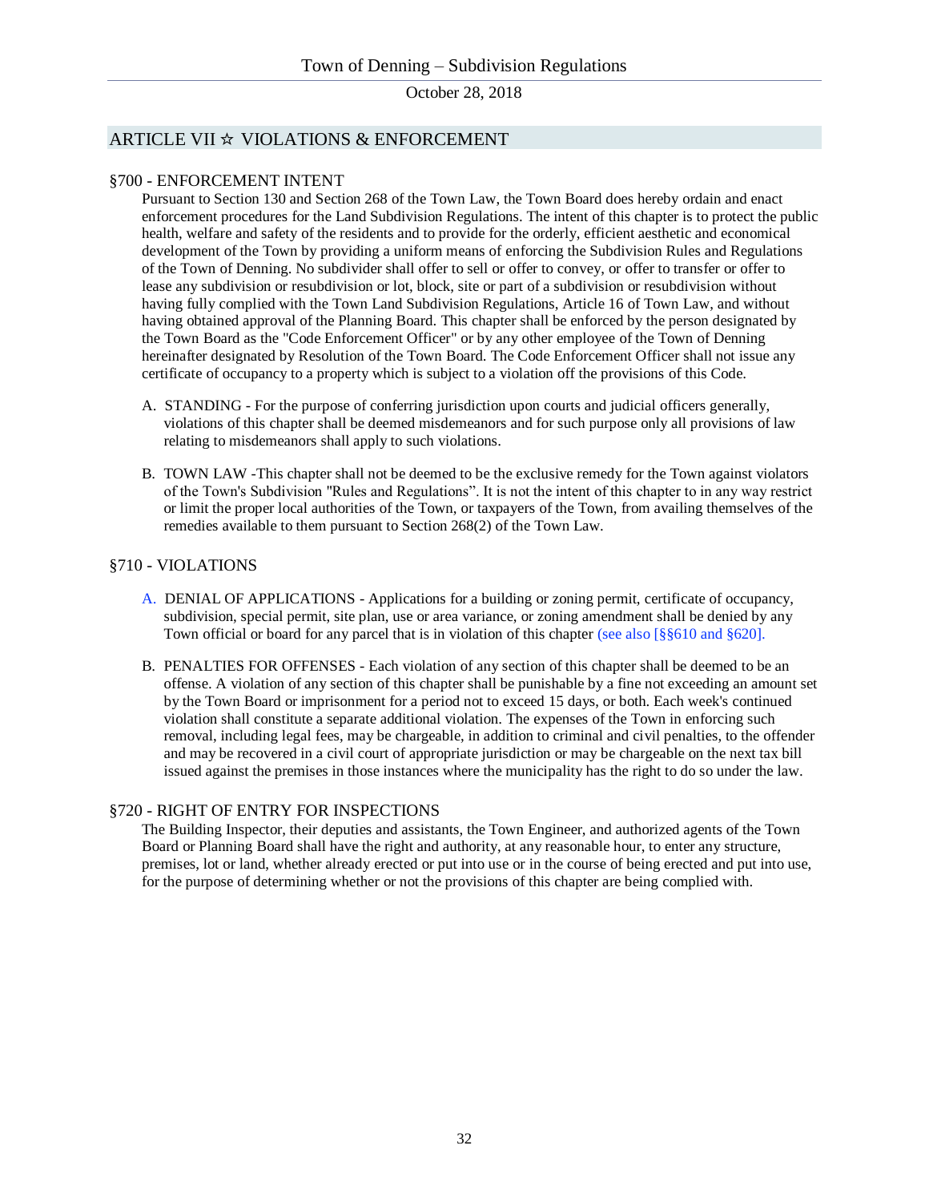## ARTICLE VII ☆ VIOLATIONS & ENFORCEMENT

### §700 - ENFORCEMENT INTENT

Pursuant to Section 130 and Section 268 of the Town Law, the Town Board does hereby ordain and enact enforcement procedures for the Land Subdivision Regulations. The intent of this chapter is to protect the public health, welfare and safety of the residents and to provide for the orderly, efficient aesthetic and economical development of the Town by providing a uniform means of enforcing the Subdivision Rules and Regulations of the Town of Denning. No subdivider shall offer to sell or offer to convey, or offer to transfer or offer to lease any subdivision or resubdivision or lot, block, site or part of a subdivision or resubdivision without having fully complied with the Town Land Subdivision Regulations, Article 16 of Town Law, and without having obtained approval of the Planning Board. This chapter shall be enforced by the person designated by the Town Board as the "Code Enforcement Officer" or by any other employee of the Town of Denning hereinafter designated by Resolution of the Town Board. The Code Enforcement Officer shall not issue any certificate of occupancy to a property which is subject to a violation off the provisions of this Code.

A. STANDING - For the purpose of conferring jurisdiction upon courts and judicial officers generally, violations of this chapter shall be deemed misdemeanors and for such purpose only all provisions of law relating to misdemeanors shall apply to such violations.

B. TOWN LAW -This chapter shall not be deemed to be the exclusive remedy for the Town against violators of the Town's Subdivision "Rules and Regulations". It is not the intent of this chapter to in any way restrict or limit the proper local authorities of the Town, or taxpayers of the Town, from availing themselves of the remedies available to them pursuant to Section 268(2) of the Town Law.

### §710 - VIOLATIONS

A. DENIAL OF APPLICATIONS - Applications for a building or zoning permit, certificate of occupancy, subdivision, special permit, site plan, use or area variance, or zoning amendment shall be denied by any Town official or board for any parcel that is in violation of this chapter (see also [§§610 and §620].

B. PENALTIES FOR OFFENSES - Each violation of any section of this chapter shall be deemed to be an offense. A violation of any section of this chapter shall be punishable by a fine not exceeding an amount set by the Town Board or imprisonment for a period not to exceed 15 days, or both. Each week's continued violation shall constitute a separate additional violation. The expenses of the Town in enforcing such removal, including legal fees, may be chargeable, in addition to criminal and civil penalties, to the offender and may be recovered in a civil court of appropriate jurisdiction or may be chargeable on the next tax bill issued against the premises in those instances where the municipality has the right to do so under the law.

### §720 - RIGHT OF ENTRY FOR INSPECTIONS

The Building Inspector, their deputies and assistants, the Town Engineer, and authorized agents of the Town Board or Planning Board shall have the right and authority, at any reasonable hour, to enter any structure, premises, lot or land, whether already erected or put into use or in the course of being erected and put into use, for the purpose of determining whether or not the provisions of this chapter are being complied with.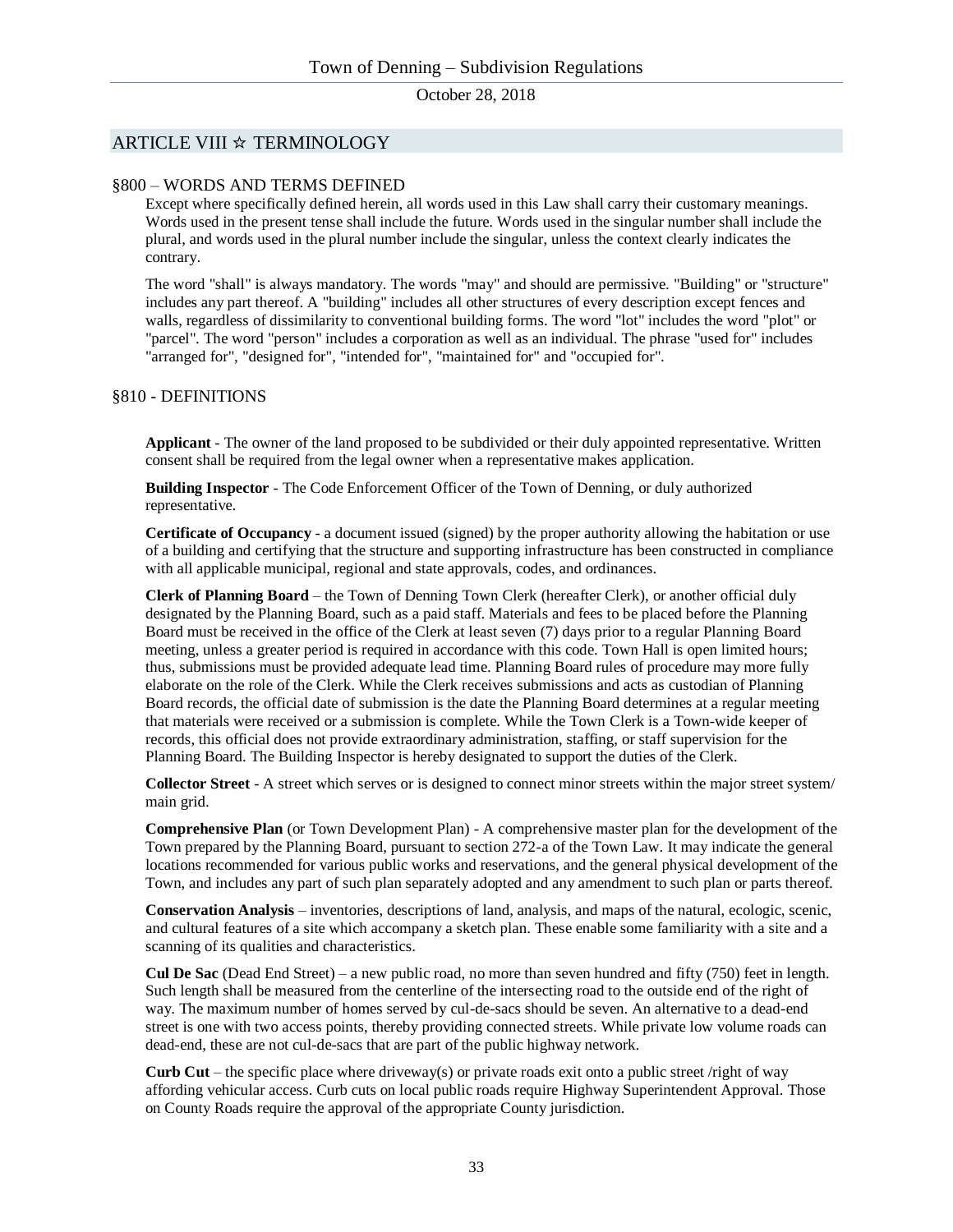## ARTICLE VIII ☆ TERMINOLOGY

### §800 – WORDS AND TERMS DEFINED

Except where specifically defined herein, all words used in this Law shall carry their customary meanings. Words used in the present tense shall include the future. Words used in the singular number shall include the plural, and words used in the plural number include the singular, unless the context clearly indicates the contrary.

The word "shall" is always mandatory. The words "may" and should are permissive. "Building" or "structure" includes any part thereof. A "building" includes all other structures of every description except fences and walls, regardless of dissimilarity to conventional building forms. The word "lot" includes the word "plot" or "parcel". The word "person" includes a corporation as well as an individual. The phrase "used for" includes "arranged for", "designed for", "intended for", "maintained for" and "occupied for".

### §810 - DEFINITIONS

**Applicant** - The owner of the land proposed to be subdivided or their duly appointed representative. Written consent shall be required from the legal owner when a representative makes application.

**Building Inspector** - The Code Enforcement Officer of the Town of Denning, or duly authorized representative.

**Certificate of Occupancy** - a document issued (signed) by the proper authority allowing the habitation or use of a building and certifying that the structure and supporting infrastructure has been constructed in compliance with all applicable municipal, regional and state approvals, codes, and ordinances.

**Clerk of Planning Board** – the Town of Denning Town Clerk (hereafter Clerk), or another official duly designated by the Planning Board, such as a paid staff. Materials and fees to be placed before the Planning Board must be received in the office of the Clerk at least seven (7) days prior to a regular Planning Board meeting, unless a greater period is required in accordance with this code. Town Hall is open limited hours; thus, submissions must be provided adequate lead time. Planning Board rules of procedure may more fully elaborate on the role of the Clerk. While the Clerk receives submissions and acts as custodian of Planning Board records, the official date of submission is the date the Planning Board determines at a regular meeting that materials were received or a submission is complete. While the Town Clerk is a Town-wide keeper of records, this official does not provide extraordinary administration, staffing, or staff supervision for the Planning Board. The Building Inspector is hereby designated to support the duties of the Clerk.

**Collector Street** - A street which serves or is designed to connect minor streets within the major street system/ main grid.

**Comprehensive Plan** (or Town Development Plan) - A comprehensive master plan for the development of the Town prepared by the Planning Board, pursuant to section 272-a of the Town Law. It may indicate the general locations recommended for various public works and reservations, and the general physical development of the Town, and includes any part of such plan separately adopted and any amendment to such plan or parts thereof.

**Conservation Analysis** – inventories, descriptions of land, analysis, and maps of the natural, ecologic, scenic, and cultural features of a site which accompany a sketch plan. These enable some familiarity with a site and a scanning of its qualities and characteristics.

**Cul De Sac** (Dead End Street) – a new public road, no more than seven hundred and fifty (750) feet in length. Such length shall be measured from the centerline of the intersecting road to the outside end of the right of way. The maximum number of homes served by cul-de-sacs should be seven. An alternative to a dead-end street is one with two access points, thereby providing connected streets. While private low volume roads can dead-end, these are not cul-de-sacs that are part of the public highway network.

**Curb Cut** – the specific place where driveway(s) or private roads exit onto a public street /right of way affording vehicular access. Curb cuts on local public roads require Highway Superintendent Approval. Those on County Roads require the approval of the appropriate County jurisdiction.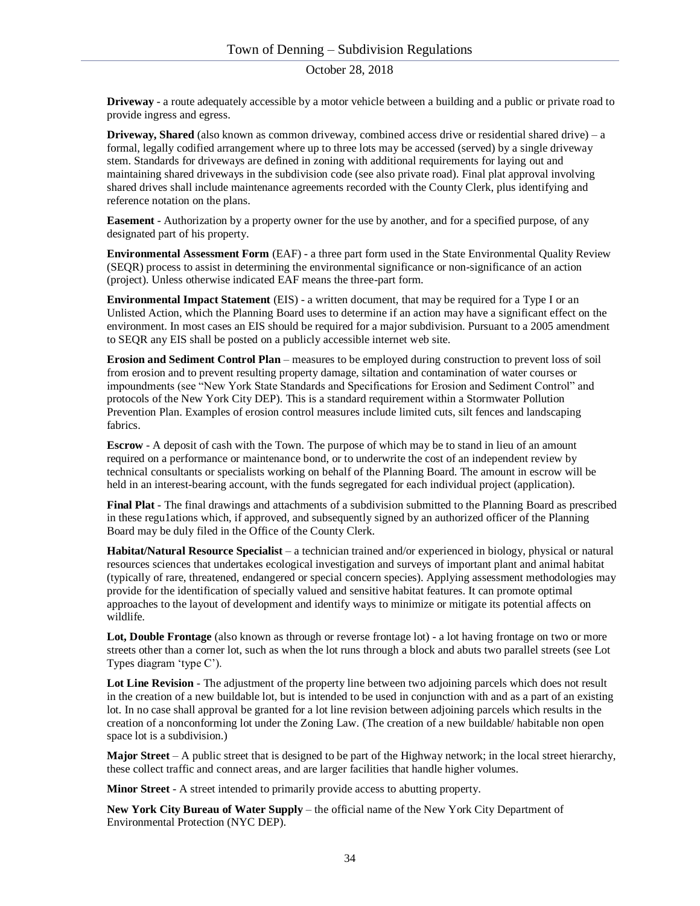**Driveway** - a route adequately accessible by a motor vehicle between a building and a public or private road to provide ingress and egress.

**Driveway, Shared** (also known as common driveway, combined access drive or residential shared drive) – a formal, legally codified arrangement where up to three lots may be accessed (served) by a single driveway stem. Standards for driveways are defined in zoning with additional requirements for laying out and maintaining shared driveways in the subdivision code (see also private road). Final plat approval involving shared drives shall include maintenance agreements recorded with the County Clerk, plus identifying and reference notation on the plans.

**Easement** - Authorization by a property owner for the use by another, and for a specified purpose, of any designated part of his property.

**Environmental Assessment Form** (EAF) - a three part form used in the State Environmental Quality Review (SEQR) process to assist in determining the environmental significance or non-significance of an action (project). Unless otherwise indicated EAF means the three-part form.

**Environmental Impact Statement** (EIS) - a written document, that may be required for a Type I or an Unlisted Action, which the Planning Board uses to determine if an action may have a significant effect on the environment. In most cases an EIS should be required for a major subdivision. Pursuant to a 2005 amendment to SEQR any EIS shall be posted on a publicly accessible internet web site.

**Erosion and Sediment Control Plan** – measures to be employed during construction to prevent loss of soil from erosion and to prevent resulting property damage, siltation and contamination of water courses or impoundments (see "New York State Standards and Specifications for Erosion and Sediment Control" and protocols of the New York City DEP). This is a standard requirement within a Stormwater Pollution Prevention Plan. Examples of erosion control measures include limited cuts, silt fences and landscaping fabrics.

**Escrow** - A deposit of cash with the Town. The purpose of which may be to stand in lieu of an amount required on a performance or maintenance bond, or to underwrite the cost of an independent review by technical consultants or specialists working on behalf of the Planning Board. The amount in escrow will be held in an interest-bearing account, with the funds segregated for each individual project (application).

**Final Plat** - The final drawings and attachments of a subdivision submitted to the Planning Board as prescribed in these regu1ations which, if approved, and subsequently signed by an authorized officer of the Planning Board may be duly filed in the Office of the County Clerk.

**Habitat/Natural Resource Specialist** – a technician trained and/or experienced in biology, physical or natural resources sciences that undertakes ecological investigation and surveys of important plant and animal habitat (typically of rare, threatened, endangered or special concern species). Applying assessment methodologies may provide for the identification of specially valued and sensitive habitat features. It can promote optimal approaches to the layout of development and identify ways to minimize or mitigate its potential affects on wildlife.

**Lot, Double Frontage** (also known as through or reverse frontage lot) - a lot having frontage on two or more streets other than a corner lot, such as when the lot runs through a block and abuts two parallel streets (see Lot Types diagram 'type C').

**Lot Line Revision** - The adjustment of the property line between two adjoining parcels which does not result in the creation of a new buildable lot, but is intended to be used in conjunction with and as a part of an existing lot. In no case shall approval be granted for a lot line revision between adjoining parcels which results in the creation of a nonconforming lot under the Zoning Law. (The creation of a new buildable/ habitable non open space lot is a subdivision.)

**Major Street** – A public street that is designed to be part of the Highway network; in the local street hierarchy, these collect traffic and connect areas, and are larger facilities that handle higher volumes.

**Minor Street** - A street intended to primarily provide access to abutting property.

**New York City Bureau of Water Supply** – the official name of the New York City Department of Environmental Protection (NYC DEP).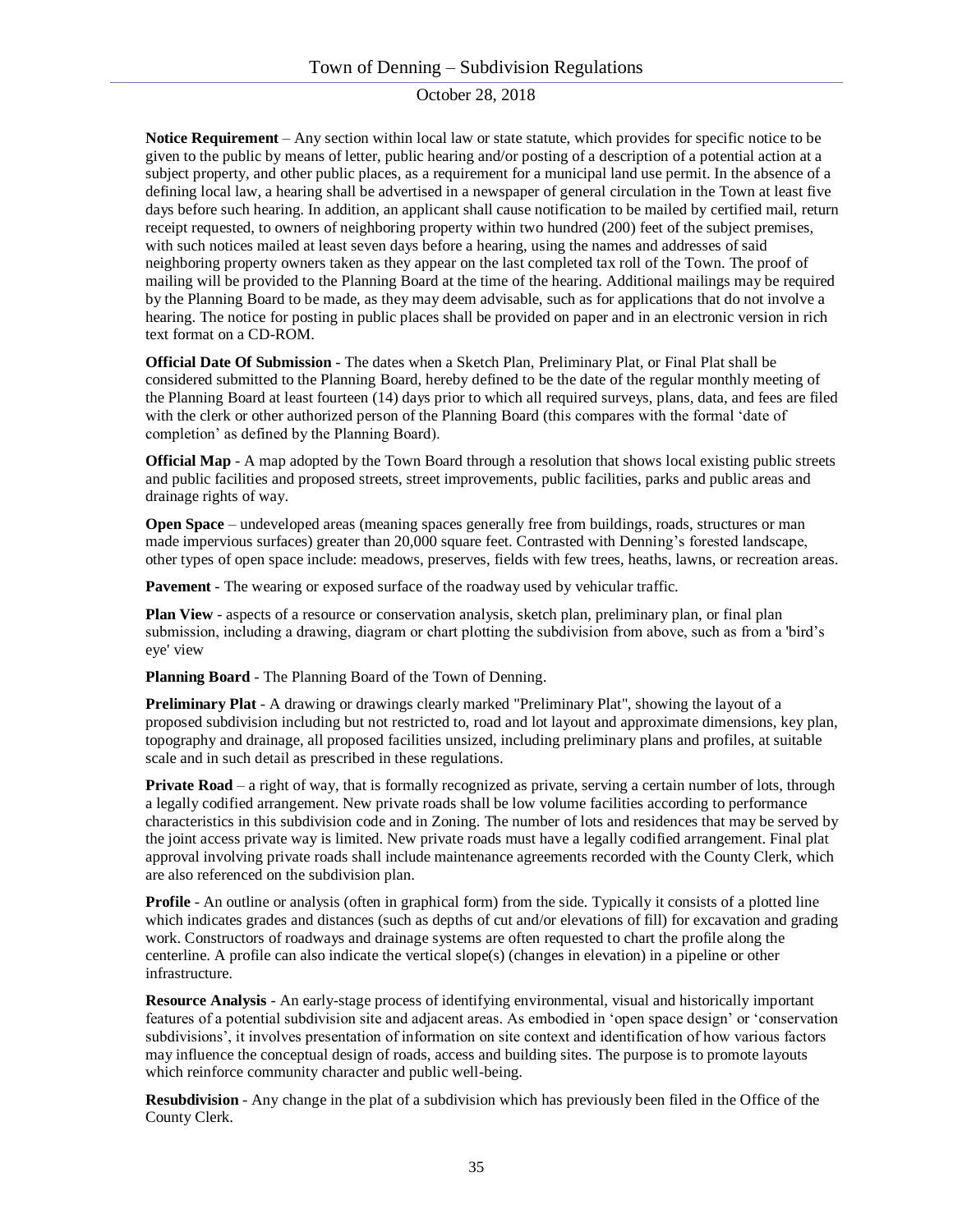**Notice Requirement** – Any section within local law or state statute, which provides for specific notice to be given to the public by means of letter, public hearing and/or posting of a description of a potential action at a subject property, and other public places, as a requirement for a municipal land use permit. In the absence of a defining local law, a hearing shall be advertised in a newspaper of general circulation in the Town at least five days before such hearing. In addition, an applicant shall cause notification to be mailed by certified mail, return receipt requested, to owners of neighboring property within two hundred (200) feet of the subject premises, with such notices mailed at least seven days before a hearing, using the names and addresses of said neighboring property owners taken as they appear on the last completed tax roll of the Town. The proof of mailing will be provided to the Planning Board at the time of the hearing. Additional mailings may be required by the Planning Board to be made, as they may deem advisable, such as for applications that do not involve a hearing. The notice for posting in public places shall be provided on paper and in an electronic version in rich text format on a CD-ROM.

**Official Date Of Submission** - The dates when a Sketch Plan, Preliminary Plat, or Final Plat shall be considered submitted to the Planning Board, hereby defined to be the date of the regular monthly meeting of the Planning Board at least fourteen (14) days prior to which all required surveys, plans, data, and fees are filed with the clerk or other authorized person of the Planning Board (this compares with the formal 'date of completion' as defined by the Planning Board).

**Official Map** - A map adopted by the Town Board through a resolution that shows local existing public streets and public facilities and proposed streets, street improvements, public facilities, parks and public areas and drainage rights of way.

**Open Space** – undeveloped areas (meaning spaces generally free from buildings, roads, structures or man made impervious surfaces) greater than 20,000 square feet. Contrasted with Denning's forested landscape, other types of open space include: meadows, preserves, fields with few trees, heaths, lawns, or recreation areas.

**Pavement** - The wearing or exposed surface of the roadway used by vehicular traffic.

**Plan View** - aspects of a resource or conservation analysis, sketch plan, preliminary plan, or final plan submission, including a drawing, diagram or chart plotting the subdivision from above, such as from a 'bird's eye' view

**Planning Board** - The Planning Board of the Town of Denning.

**Preliminary Plat** - A drawing or drawings clearly marked "Preliminary Plat", showing the layout of a proposed subdivision including but not restricted to, road and lot layout and approximate dimensions, key plan, topography and drainage, all proposed facilities unsized, including preliminary plans and profiles, at suitable scale and in such detail as prescribed in these regulations.

**Private Road** – a right of way, that is formally recognized as private, serving a certain number of lots, through a legally codified arrangement. New private roads shall be low volume facilities according to performance characteristics in this subdivision code and in Zoning. The number of lots and residences that may be served by the joint access private way is limited. New private roads must have a legally codified arrangement. Final plat approval involving private roads shall include maintenance agreements recorded with the County Clerk, which are also referenced on the subdivision plan.

**Profile** - An outline or analysis (often in graphical form) from the side. Typically it consists of a plotted line which indicates grades and distances (such as depths of cut and/or elevations of fill) for excavation and grading work. Constructors of roadways and drainage systems are often requested to chart the profile along the centerline. A profile can also indicate the vertical slope(s) (changes in elevation) in a pipeline or other infrastructure.

**Resource Analysis** - An early-stage process of identifying environmental, visual and historically important features of a potential subdivision site and adjacent areas. As embodied in 'open space design' or 'conservation subdivisions', it involves presentation of information on site context and identification of how various factors may influence the conceptual design of roads, access and building sites. The purpose is to promote layouts which reinforce community character and public well-being.

**Resubdivision** - Any change in the plat of a subdivision which has previously been filed in the Office of the County Clerk.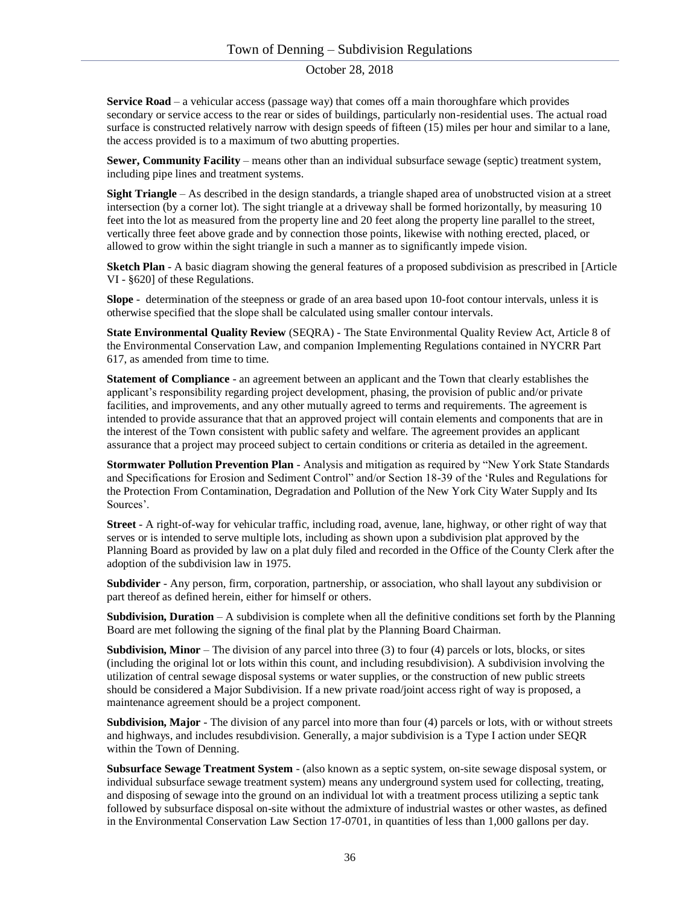**Service Road** – a vehicular access (passage way) that comes off a main thoroughfare which provides secondary or service access to the rear or sides of buildings, particularly non-residential uses. The actual road surface is constructed relatively narrow with design speeds of fifteen (15) miles per hour and similar to a lane, the access provided is to a maximum of two abutting properties.

**Sewer, Community Facility** – means other than an individual subsurface sewage (septic) treatment system, including pipe lines and treatment systems.

**Sight Triangle** – As described in the design standards, a triangle shaped area of unobstructed vision at a street intersection (by a corner lot). The sight triangle at a driveway shall be formed horizontally, by measuring 10 feet into the lot as measured from the property line and 20 feet along the property line parallel to the street, vertically three feet above grade and by connection those points, likewise with nothing erected, placed, or allowed to grow within the sight triangle in such a manner as to significantly impede vision.

**Sketch Plan** - A basic diagram showing the general features of a proposed subdivision as prescribed in [Article VI - §620] of these Regulations.

**Slope** - determination of the steepness or grade of an area based upon 10-foot contour intervals, unless it is otherwise specified that the slope shall be calculated using smaller contour intervals.

**State Environmental Quality Review** (SEQRA) - The State Environmental Quality Review Act, Article 8 of the Environmental Conservation Law, and companion Implementing Regulations contained in NYCRR Part 617, as amended from time to time.

**Statement of Compliance** - an agreement between an applicant and the Town that clearly establishes the applicant's responsibility regarding project development, phasing, the provision of public and/or private facilities, and improvements, and any other mutually agreed to terms and requirements. The agreement is intended to provide assurance that that an approved project will contain elements and components that are in the interest of the Town consistent with public safety and welfare. The agreement provides an applicant assurance that a project may proceed subject to certain conditions or criteria as detailed in the agreement.

**Stormwater Pollution Prevention Plan** - Analysis and mitigation as required by "New York State Standards and Specifications for Erosion and Sediment Control" and/or Section 18-39 of the 'Rules and Regulations for the Protection From Contamination, Degradation and Pollution of the New York City Water Supply and Its Sources'.

**Street** - A right-of-way for vehicular traffic, including road, avenue, lane, highway, or other right of way that serves or is intended to serve multiple lots, including as shown upon a subdivision plat approved by the Planning Board as provided by law on a plat duly filed and recorded in the Office of the County Clerk after the adoption of the subdivision law in 1975.

**Subdivider** - Any person, firm, corporation, partnership, or association, who shall layout any subdivision or part thereof as defined herein, either for himself or others.

**Subdivision, Duration** – A subdivision is complete when all the definitive conditions set forth by the Planning Board are met following the signing of the final plat by the Planning Board Chairman.

**Subdivision, Minor** – The division of any parcel into three (3) to four (4) parcels or lots, blocks, or sites (including the original lot or lots within this count, and including resubdivision). A subdivision involving the utilization of central sewage disposal systems or water supplies, or the construction of new public streets should be considered a Major Subdivision. If a new private road/joint access right of way is proposed, a maintenance agreement should be a project component.

**Subdivision, Major** - The division of any parcel into more than four (4) parcels or lots, with or without streets and highways, and includes resubdivision. Generally, a major subdivision is a Type I action under SEQR within the Town of Denning.

**Subsurface Sewage Treatment System** - (also known as a septic system, on-site sewage disposal system, or individual subsurface sewage treatment system) means any underground system used for collecting, treating, and disposing of sewage into the ground on an individual lot with a treatment process utilizing a septic tank followed by subsurface disposal on-site without the admixture of industrial wastes or other wastes, as defined in the Environmental Conservation Law Section 17-0701, in quantities of less than 1,000 gallons per day.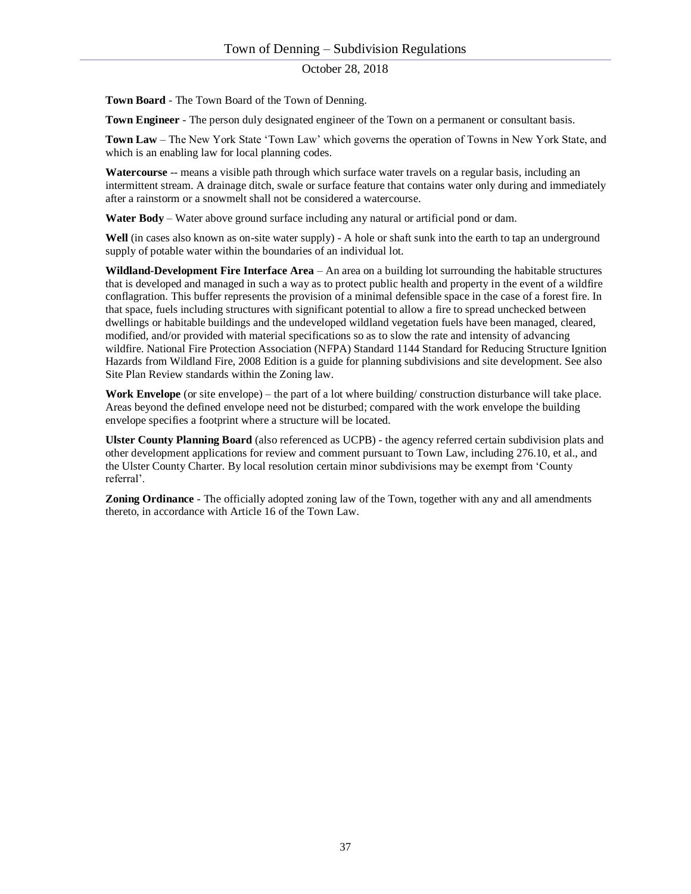**Town Board** - The Town Board of the Town of Denning.

**Town Engineer** - The person duly designated engineer of the Town on a permanent or consultant basis.

**Town Law** – The New York State 'Town Law' which governs the operation of Towns in New York State, and which is an enabling law for local planning codes.

**Watercourse** -- means a visible path through which surface water travels on a regular basis, including an intermittent stream. A drainage ditch, swale or surface feature that contains water only during and immediately after a rainstorm or a snowmelt shall not be considered a watercourse.

**Water Body** – Water above ground surface including any natural or artificial pond or dam.

**Well** (in cases also known as on-site water supply) - A hole or shaft sunk into the earth to tap an underground supply of potable water within the boundaries of an individual lot.

**Wildland-Development Fire Interface Area** – An area on a building lot surrounding the habitable structures that is developed and managed in such a way as to protect public health and property in the event of a wildfire conflagration. This buffer represents the provision of a minimal defensible space in the case of a forest fire. In that space, fuels including structures with significant potential to allow a fire to spread unchecked between dwellings or habitable buildings and the undeveloped wildland vegetation fuels have been managed, cleared, modified, and/or provided with material specifications so as to slow the rate and intensity of advancing wildfire. National Fire Protection Association (NFPA) Standard 1144 Standard for Reducing Structure Ignition Hazards from Wildland Fire, 2008 Edition is a guide for planning subdivisions and site development. See also Site Plan Review standards within the Zoning law.

**Work Envelope** (or site envelope) – the part of a lot where building/ construction disturbance will take place. Areas beyond the defined envelope need not be disturbed; compared with the work envelope the building envelope specifies a footprint where a structure will be located.

**Ulster County Planning Board** (also referenced as UCPB) - the agency referred certain subdivision plats and other development applications for review and comment pursuant to Town Law, including 276.10, et al., and the Ulster County Charter. By local resolution certain minor subdivisions may be exempt from 'County referral'.

**Zoning Ordinance** - The officially adopted zoning law of the Town, together with any and all amendments thereto, in accordance with Article 16 of the Town Law.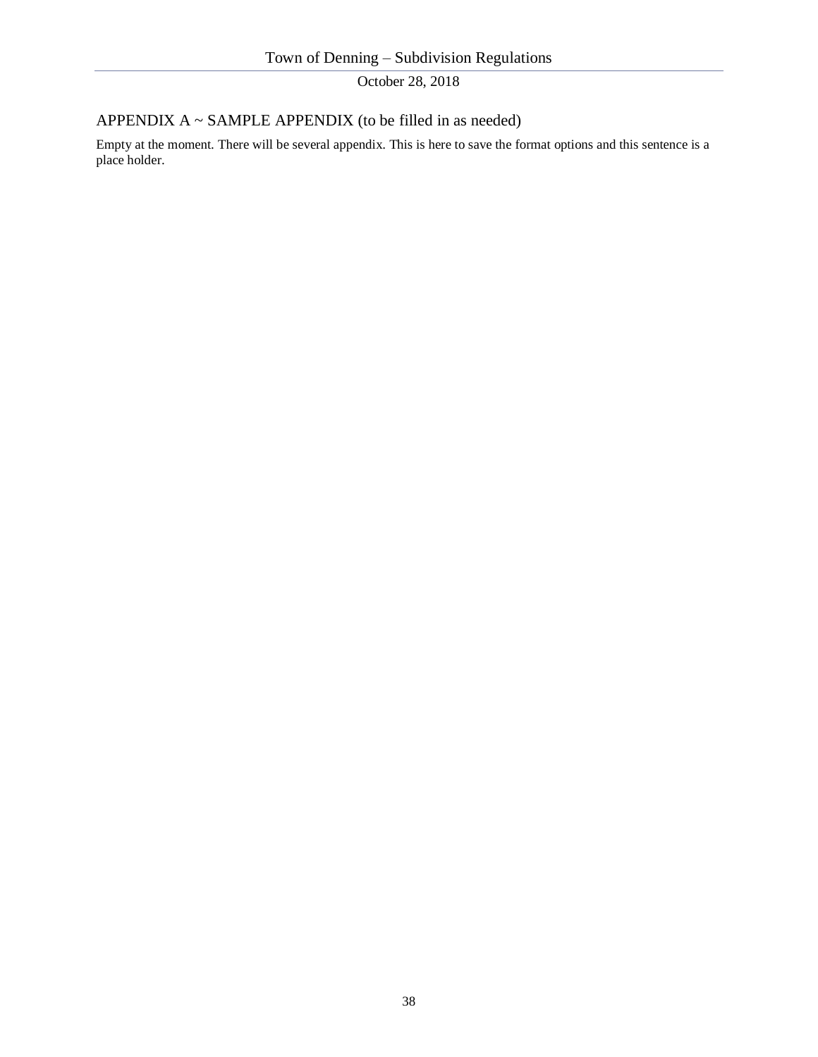## APPENDIX A ~ SAMPLE APPENDIX (to be filled in as needed)

Empty at the moment. There will be several appendix. This is here to save the format options and this sentence is a place holder.